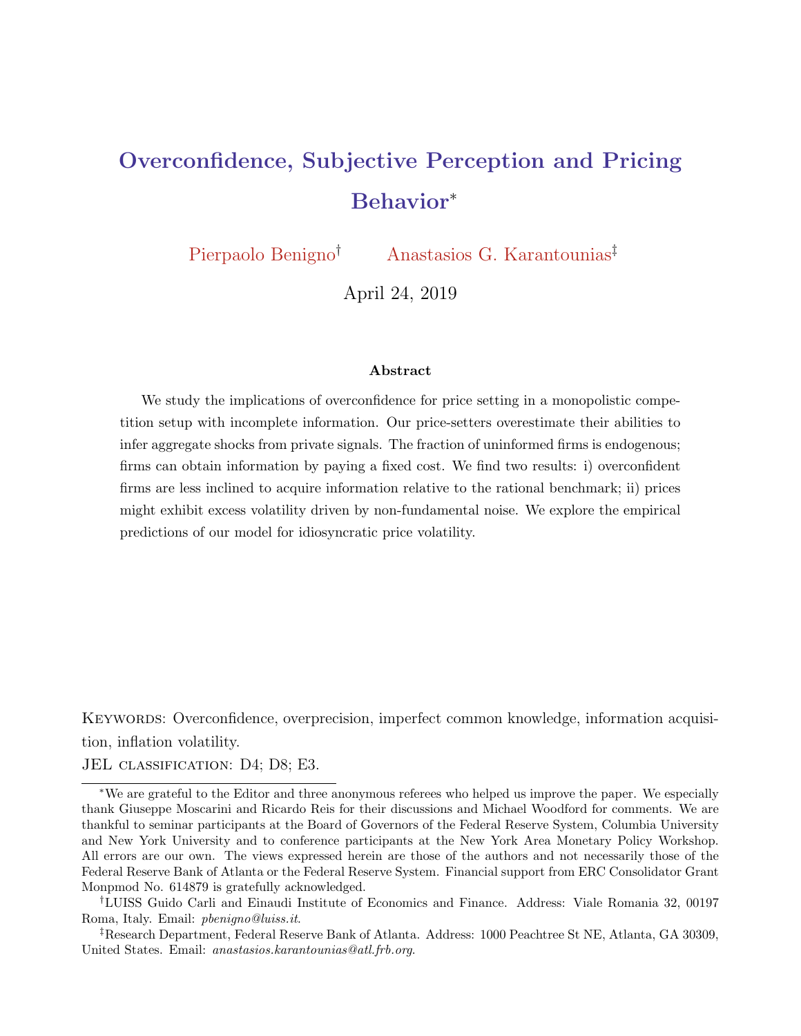# Overconfidence, Subjective Perception and Pricing Behavior*

Pierpaolo Benigno†    Anastasios G. Karantounias‡

April 24, 2019

### Abstract

We study the implications of overconfidence for price setting in a monopolistic competition setup with incomplete information. Our price-setters overestimate their abilities to infer aggregate shocks from private signals. The fraction of uninformed firms is endogenous; firms can obtain information by paying a fixed cost. We find two results: i) overconfident firms are less inclined to acquire information relative to the rational benchmark; ii) prices might exhibit excess volatility driven by non-fundamental noise. We explore the empirical predictions of our model for idiosyncratic price volatility.

Keywords: Overconfidence, overprecision, imperfect common knowledge, information acquisition, inflation volatility.

JEL classification: D4; D8; E3.

---

*We are grateful to the Editor and three anonymous referees who helped us improve the paper. We especially thank Giuseppe Moscarini and Ricardo Reis for their discussions and Michael Woodford for comments. We are thankful to seminar participants at the Board of Governors of the Federal Reserve System, Columbia University and New York University and to conference participants at the New York Area Monetary Policy Workshop. All errors are our own. The views expressed herein are those of the authors and not necessarily those of the Federal Reserve Bank of Atlanta or the Federal Reserve System. Financial support from ERC Consolidator Grant Monpmod No. 614879 is gratefully acknowledged.

†LUISS Guido Carli and Einaudi Institute of Economics and Finance. Address: Viale Romania 32, 00197 Roma, Italy. Email: *pbenigno@luiss.it*.

‡Research Department, Federal Reserve Bank of Atlanta. Address: 1000 Peachtree St NE, Atlanta, GA 30309, United States. Email: *anastasios.karantounias@atl.frb.org*.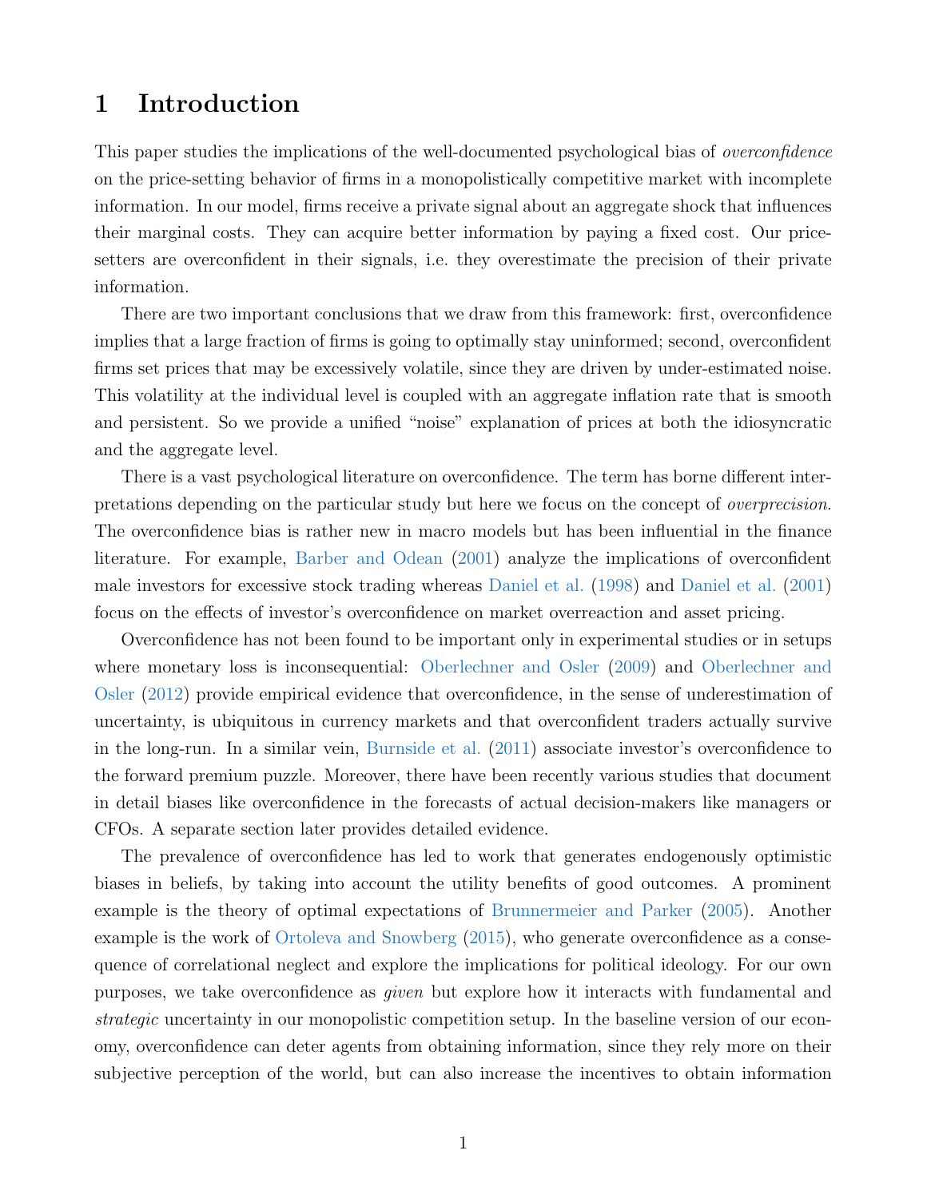# 1 Introduction

This paper studies the implications of the well-documented psychological bias of *overconfidence* on the price-setting behavior of firms in a monopolistically competitive market with incomplete information. In our model, firms receive a private signal about an aggregate shock that influences their marginal costs. They can acquire better information by paying a fixed cost. Our price-setters are overconfident in their signals, i.e. they overestimate the precision of their private information.

There are two important conclusions that we draw from this framework: first, overconfidence implies that a large fraction of firms is going to optimally stay uninformed; second, overconfident firms set prices that may be excessively volatile, since they are driven by under-estimated noise. This volatility at the individual level is coupled with an aggregate inflation rate that is smooth and persistent. So we provide a unified "noise" explanation of prices at both the idiosyncratic and the aggregate level.

There is a vast psychological literature on overconfidence. The term has borne different interpretations depending on the particular study but here we focus on the concept of *overprecision*. The overconfidence bias is rather new in macro models but has been influential in the finance literature. For example, Barber and Odean (2001) analyze the implications of overconfident male investors for excessive stock trading whereas Daniel et al. (1998) and Daniel et al. (2001) focus on the effects of investor's overconfidence on market overreaction and asset pricing.

Overconfidence has not been found to be important only in experimental studies or in setups where monetary loss is inconsequential: Oberlechner and Osler (2009) and Oberlechner and Osler (2012) provide empirical evidence that overconfidence, in the sense of underestimation of uncertainty, is ubiquitous in currency markets and that overconfident traders actually survive in the long-run. In a similar vein, Burnside et al. (2011) associate investor's overconfidence to the forward premium puzzle. Moreover, there have been recently various studies that document in detail biases like overconfidence in the forecasts of actual decision-makers like managers or CFOs. A separate section later provides detailed evidence.

The prevalence of overconfidence has led to work that generates endogenously optimistic biases in beliefs, by taking into account the utility benefits of good outcomes. A prominent example is the theory of optimal expectations of Brunnermeier and Parker (2005). Another example is the work of Ortoleva and Snowberg (2015), who generate overconfidence as a consequence of correlational neglect and explore the implications for political ideology. For our own purposes, we take overconfidence as *given* but explore how it interacts with fundamental and *strategic* uncertainty in our monopolistic competition setup. In the baseline version of our economy, overconfidence can deter agents from obtaining information, since they rely more on their subjective perception of the world, but can also increase the incentives to obtain information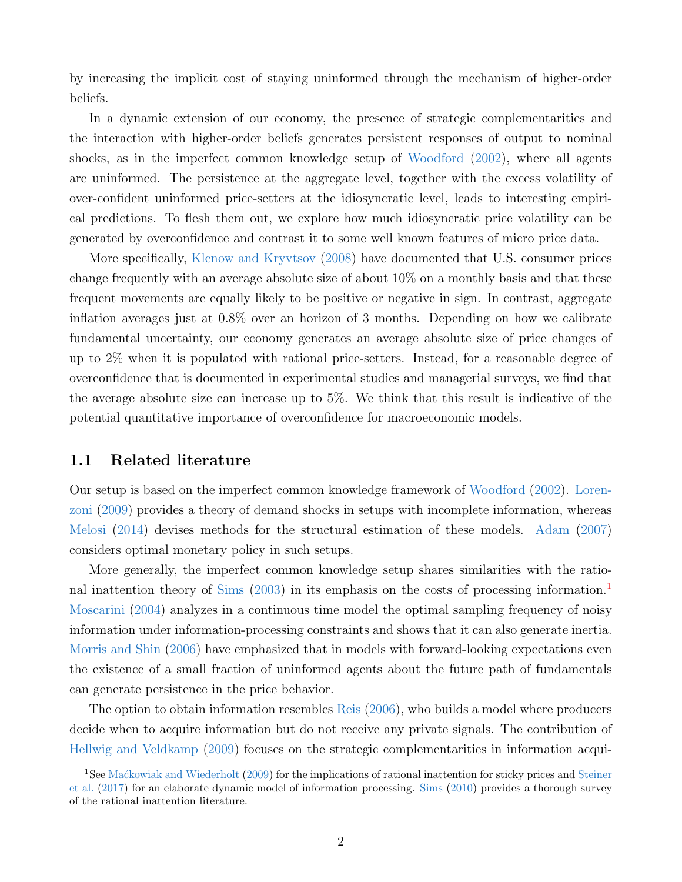by increasing the implicit cost of staying uninformed through the mechanism of higher-order beliefs.

In a dynamic extension of our economy, the presence of strategic complementarities and the interaction with higher-order beliefs generates persistent responses of output to nominal shocks, as in the imperfect common knowledge setup of Woodford (2002), where all agents are uninformed. The persistence at the aggregate level, together with the excess volatility of over-confident uninformed price-setters at the idiosyncratic level, leads to interesting empirical predictions. To flesh them out, we explore how much idiosyncratic price volatility can be generated by overconfidence and contrast it to some well known features of micro price data.

More specifically, Klenow and Kryvtsov (2008) have documented that U.S. consumer prices change frequently with an average absolute size of about 10% on a monthly basis and that these frequent movements are equally likely to be positive or negative in sign. In contrast, aggregate inflation averages just at 0.8% over an horizon of 3 months. Depending on how we calibrate fundamental uncertainty, our economy generates an average absolute size of price changes of up to 2% when it is populated with rational price-setters. Instead, for a reasonable degree of overconfidence that is documented in experimental studies and managerial surveys, we find that the average absolute size can increase up to 5%. We think that this result is indicative of the potential quantitative importance of overconfidence for macroeconomic models.

## 1.1 Related literature

Our setup is based on the imperfect common knowledge framework of Woodford (2002). Lorenzoni (2009) provides a theory of demand shocks in setups with incomplete information, whereas Melosi (2014) devises methods for the structural estimation of these models. Adam (2007) considers optimal monetary policy in such setups.

More generally, the imperfect common knowledge setup shares similarities with the rational inattention theory of Sims (2003) in its emphasis on the costs of processing information.[1] Moscarini (2004) analyzes in a continuous time model the optimal sampling frequency of noisy information under information-processing constraints and shows that it can also generate inertia. Morris and Shin (2006) have emphasized that in models with forward-looking expectations even the existence of a small fraction of uninformed agents about the future path of fundamentals can generate persistence in the price behavior.

The option to obtain information resembles Reis (2006), who builds a model where producers decide when to acquire information but do not receive any private signals. The contribution of Hellwig and Veldkamp (2009) focuses on the strategic complementarities in information acqui-

[1] See Maćkowiak and Wiederholt (2009) for the implications of rational inattention for sticky prices and Steiner et al. (2017) for an elaborate dynamic model of information processing. Sims (2010) provides a thorough survey of the rational inattention literature.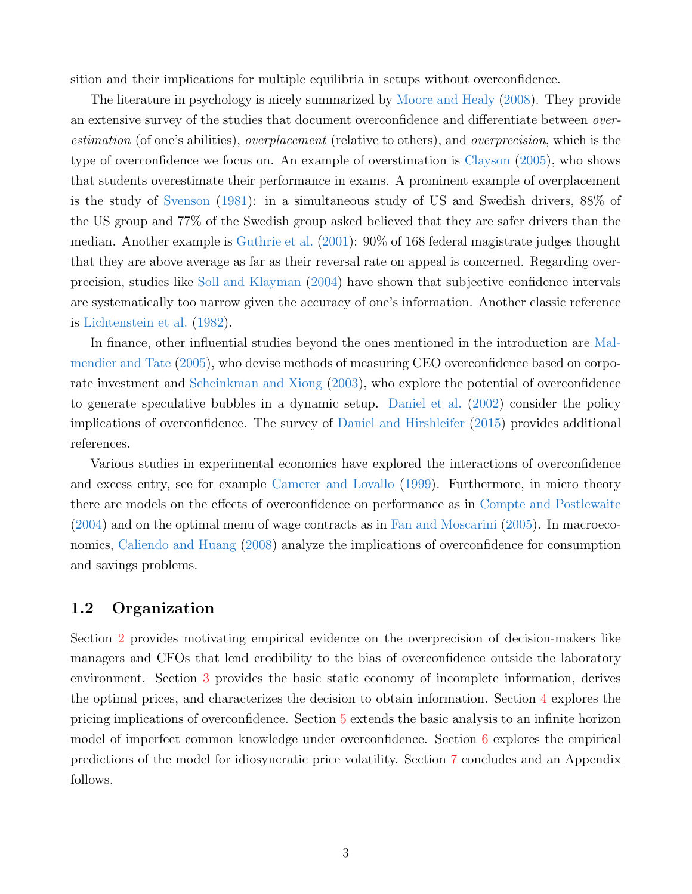sition and their implications for multiple equilibria in setups without overconfidence.

The literature in psychology is nicely summarized by Moore and Healy (2008). They provide an extensive survey of the studies that document overconfidence and differentiate between *overestimation* (of one's abilities), *overplacement* (relative to others), and *overprecision*, which is the type of overconfidence we focus on. An example of overestimation is Clayson (2005), who shows that students overestimate their performance in exams. A prominent example of overplacement is the study of Svenson (1981): in a simultaneous study of US and Swedish drivers, 88% of the US group and 77% of the Swedish group asked believed that they are safer drivers than the median. Another example is Guthrie et al. (2001): 90% of 168 federal magistrate judges thought that they are above average as far as their reversal rate on appeal is concerned. Regarding overprecision, studies like Soll and Klayman (2004) have shown that subjective confidence intervals are systematically too narrow given the accuracy of one's information. Another classic reference is Lichtenstein et al. (1982).

In finance, other influential studies beyond the ones mentioned in the introduction are Malmendier and Tate (2005), who devise methods of measuring CEO overconfidence based on corporate investment and Scheinkman and Xiong (2003), who explore the potential of overconfidence to generate speculative bubbles in a dynamic setup. Daniel et al. (2002) consider the policy implications of overconfidence. The survey of Daniel and Hirshleifer (2015) provides additional references.

Various studies in experimental economics have explored the interactions of overconfidence and excess entry, see for example Camerer and Lovallo (1999). Furthermore, in micro theory there are models on the effects of overconfidence on performance as in Compte and Postlewaite (2004) and on the optimal menu of wage contracts as in Fan and Moscarini (2005). In macroeconomics, Caliendo and Huang (2008) analyze the implications of overconfidence for consumption and savings problems.

## 1.2 Organization

Section 2 provides motivating empirical evidence on the overprecision of decision-makers like managers and CFOs that lend credibility to the bias of overconfidence outside the laboratory environment. Section 3 provides the basic static economy of incomplete information, derives the optimal prices, and characterizes the decision to obtain information. Section 4 explores the pricing implications of overconfidence. Section 5 extends the basic analysis to an infinite horizon model of imperfect common knowledge under overconfidence. Section 6 explores the empirical predictions of the model for idiosyncratic price volatility. Section 7 concludes and an Appendix follows.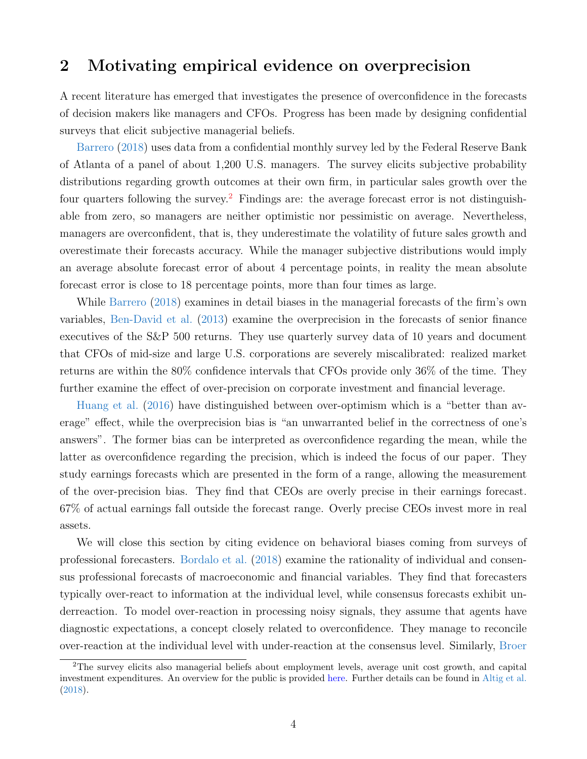## 2 Motivating empirical evidence on overprecision

A recent literature has emerged that investigates the presence of overconfidence in the forecasts of decision makers like managers and CFOs. Progress has been made by designing confidential surveys that elicit subjective managerial beliefs.

Barrero (2018) uses data from a confidential monthly survey led by the Federal Reserve Bank of Atlanta of a panel of about 1,200 U.S. managers. The survey elicits subjective probability distributions regarding growth outcomes at their own firm, in particular sales growth over the four quarters following the survey.[2] Findings are: the average forecast error is not distinguishable from zero, so managers are neither optimistic nor pessimistic on average. Nevertheless, managers are overconfident, that is, they underestimate the volatility of future sales growth and overestimate their forecasts accuracy. While the manager subjective distributions would imply an average absolute forecast error of about 4 percentage points, in reality the mean absolute forecast error is close to 18 percentage points, more than four times as large.

While Barrero (2018) examines in detail biases in the managerial forecasts of the firm's own variables, Ben-David et al. (2013) examine the overprecision in the forecasts of senior finance executives of the S&P 500 returns. They use quarterly survey data of 10 years and document that CFOs of mid-size and large U.S. corporations are severely miscalibrated: realized market returns are within the 80% confidence intervals that CFOs provide only 36% of the time. They further examine the effect of over-precision on corporate investment and financial leverage.

Huang et al. (2016) have distinguished between over-optimism which is a "better than average" effect, while the overprecision bias is "an unwarranted belief in the correctness of one's answers". The former bias can be interpreted as overconfidence regarding the mean, while the latter as overconfidence regarding the precision, which is indeed the focus of our paper. They study earnings forecasts which are presented in the form of a range, allowing the measurement of the over-precision bias. They find that CEOs are overly precise in their earnings forecast. 67% of actual earnings fall outside the forecast range. Overly precise CEOs invest more in real assets.

We will close this section by citing evidence on behavioral biases coming from surveys of professional forecasters. Bordalo et al. (2018) examine the rationality of individual and consensus professional forecasts of macroeconomic and financial variables. They find that forecasters typically over-react to information at the individual level, while consensus forecasts exhibit underreaction. To model over-reaction in processing noisy signals, they assume that agents have diagnostic expectations, a concept closely related to overconfidence. They manage to reconcile over-reaction at the individual level with under-reaction at the consensus level. Similarly, Broer

[2] The survey elicits also managerial beliefs about employment levels, average unit cost growth, and capital investment expenditures. An overview for the public is provided here. Further details can be found in Altig et al. (2018).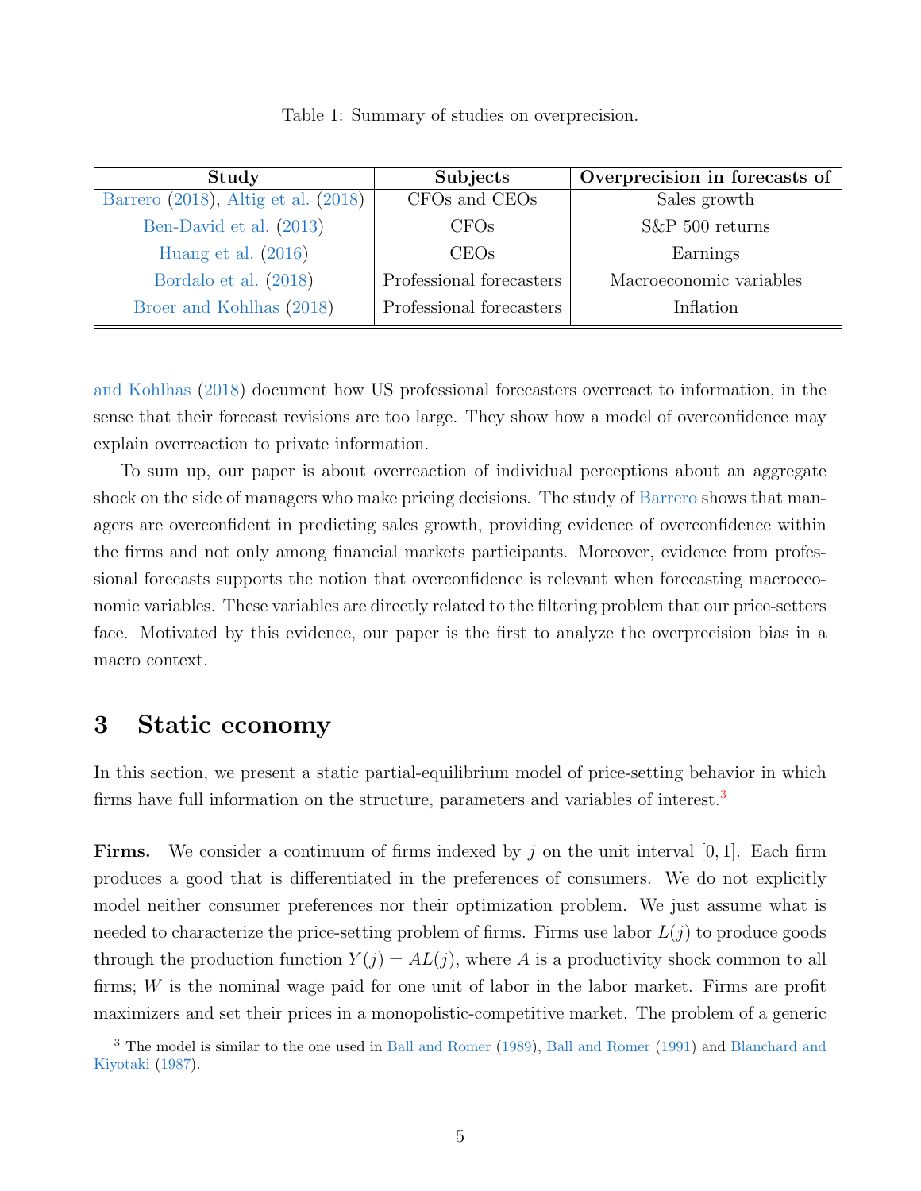Table 1: Summary of studies on overprecision.

| Study | Subjects | Overprecision in forecasts of |
|---|---|---|
| Barrero (2018), Altig et al. (2018) | CFOs and CEOs | Sales growth |
| Ben-David et al. (2013) | CFOs | S&P 500 returns |
| Huang et al. (2016) | CEOs | Earnings |
| Bordalo et al. (2018) | Professional forecasters | Macroeconomic variables |
| Broer and Kohlhas (2018) | Professional forecasters | Inflation |

and Kohlhas (2018) document how US professional forecasters overreact to information, in the sense that their forecast revisions are too large. They show how a model of overconfidence may explain overreaction to private information.

To sum up, our paper is about overreaction of individual perceptions about an aggregate shock on the side of managers who make pricing decisions. The study of Barrero shows that managers are overconfident in predicting sales growth, providing evidence of overconfidence within the firms and not only among financial markets participants. Moreover, evidence from professional forecasts supports the notion that overconfidence is relevant when forecasting macroeconomic variables. These variables are directly related to the filtering problem that our price-setters face. Motivated by this evidence, our paper is the first to analyze the overprecision bias in a macro context.

## 3 Static economy

In this section, we present a static partial-equilibrium model of price-setting behavior in which firms have full information on the structure, parameters and variables of interest.[3]

**Firms.** We consider a continuum of firms indexed by $j$ on the unit interval $[0, 1]$. Each firm produces a good that is differentiated in the preferences of consumers. We do not explicitly model neither consumer preferences nor their optimization problem. We just assume what is needed to characterize the price-setting problem of firms. Firms use labor $L(j)$ to produce goods through the production function $Y(j) = AL(j)$, where $A$ is a productivity shock common to all firms; $W$ is the nominal wage paid for one unit of labor in the labor market. Firms are profit maximizers and set their prices in a monopolistic-competitive market. The problem of a generic

[3] The model is similar to the one used in Ball and Romer (1989), Ball and Romer (1991) and Blanchard and Kiyotaki (1987).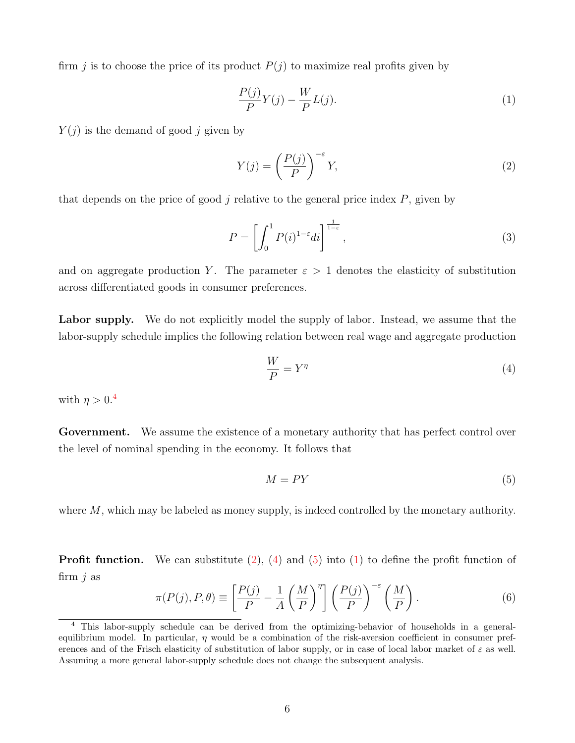firm $j$ is to choose the price of its product $P(j)$ to maximize real profits given by

$$\frac{P(j)}{P}Y(j) - \frac{W}{P}L(j). \tag{1}$$

$Y(j)$ is the demand of good $j$ given by

$$Y(j) = \left(\frac{P(j)}{P}\right)^{-\varepsilon} Y, \tag{2}$$

that depends on the price of good $j$ relative to the general price index $P$, given by

$$P = \left[\int_0^1 P(i)^{1-\varepsilon} di\right]^{\frac{1}{1-\varepsilon}}, \tag{3}$$

and on aggregate production $Y$. The parameter $\varepsilon > 1$ denotes the elasticity of substitution across differentiated goods in consumer preferences.

**Labor supply.** We do not explicitly model the supply of labor. Instead, we assume that the labor-supply schedule implies the following relation between real wage and aggregate production

$$\frac{W}{P} = Y^{\eta} \tag{4}$$

with $\eta > 0$.[4]

**Government.** We assume the existence of a monetary authority that has perfect control over the level of nominal spending in the economy. It follows that

$$M = PY \tag{5}$$

where $M$, which may be labeled as money supply, is indeed controlled by the monetary authority.

**Profit function.** We can substitute (2), (4) and (5) into (1) to define the profit function of firm $j$ as

$$\pi(P(j), P, \theta) \equiv \left[\frac{P(j)}{P} - \frac{1}{A}\left(\frac{M}{P}\right)^{\eta}\right]\left(\frac{P(j)}{P}\right)^{-\varepsilon}\left(\frac{M}{P}\right). \tag{6}$$

[4] This labor-supply schedule can be derived from the optimizing-behavior of households in a general-equilibrium model. In particular, $\eta$ would be a combination of the risk-aversion coefficient in consumer preferences and of the Frisch elasticity of substitution of labor supply, or in case of local labor market of $\varepsilon$ as well. Assuming a more general labor-supply schedule does not change the subsequent analysis.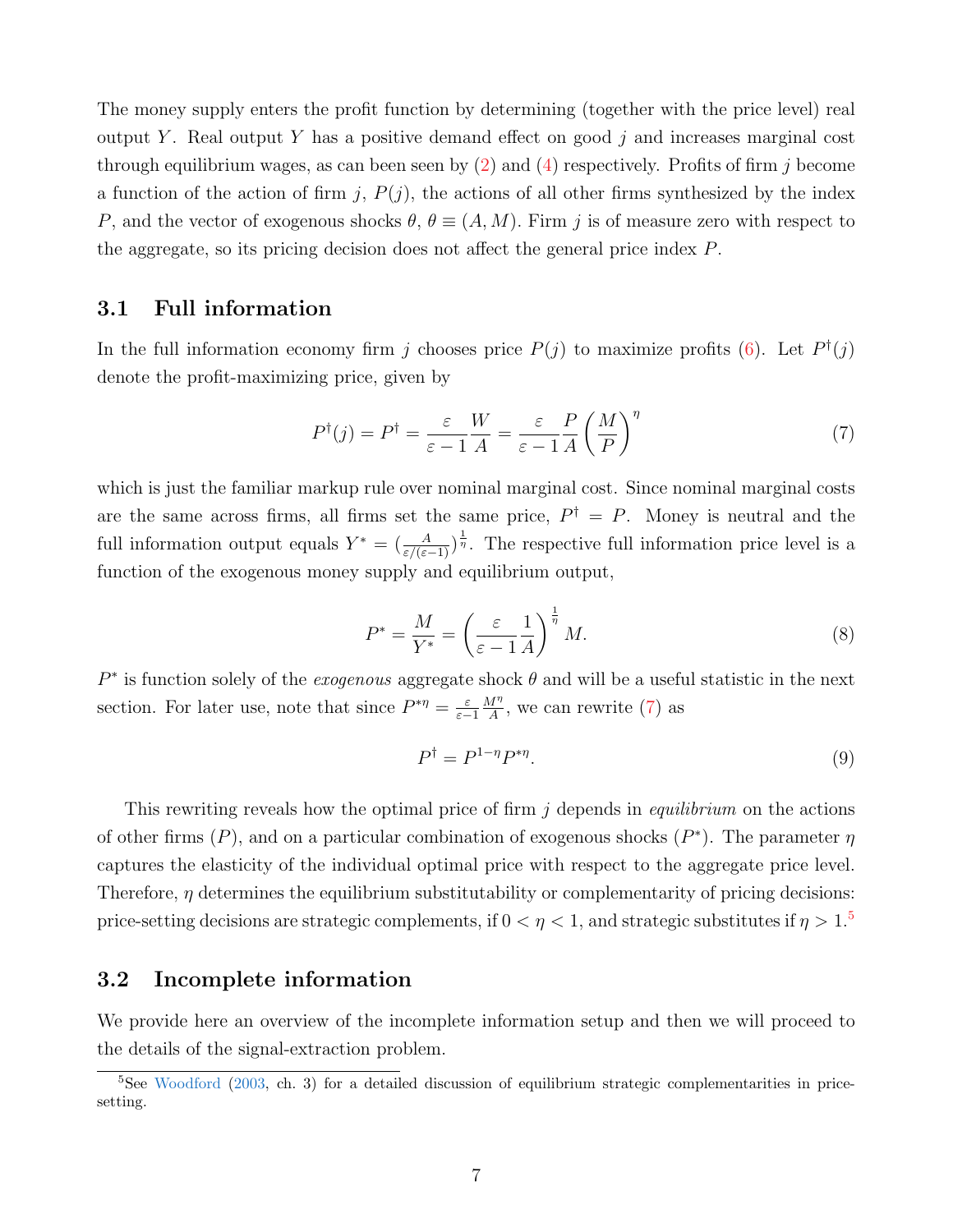The money supply enters the profit function by determining (together with the price level) real output $Y$. Real output $Y$ has a positive demand effect on good $j$ and increases marginal cost through equilibrium wages, as can been seen by (2) and (4) respectively. Profits of firm $j$ become a function of the action of firm $j$, $P(j)$, the actions of all other firms synthesized by the index $P$, and the vector of exogenous shocks $\theta$, $\theta \equiv (A, M)$. Firm $j$ is of measure zero with respect to the aggregate, so its pricing decision does not affect the general price index $P$.

## 3.1 Full information

In the full information economy firm $j$ chooses price $P(j)$ to maximize profits (6). Let $P^\dagger(j)$ denote the profit-maximizing price, given by

$$P^\dagger(j) = P^\dagger = \frac{\varepsilon}{\varepsilon - 1}\frac{W}{A} = \frac{\varepsilon}{\varepsilon - 1}\frac{P}{A}\left(\frac{M}{P}\right)^\eta \tag{7}$$

which is just the familiar markup rule over nominal marginal cost. Since nominal marginal costs are the same across firms, all firms set the same price, $P^\dagger = P$. Money is neutral and the full information output equals $Y^* = (\frac{A}{\varepsilon/(\varepsilon-1)})^{\frac{1}{\eta}}$. The respective full information price level is a function of the exogenous money supply and equilibrium output,

$$P^* = \frac{M}{Y^*} = \left(\frac{\varepsilon}{\varepsilon - 1}\frac{1}{A}\right)^{\frac{1}{\eta}} M. \tag{8}$$

$P^*$ is function solely of the *exogenous* aggregate shock $\theta$ and will be a useful statistic in the next section. For later use, note that since $P^{*\eta} = \frac{\varepsilon}{\varepsilon-1}\frac{M^\eta}{A}$, we can rewrite (7) as

$$P^\dagger = P^{1-\eta} P^{*\eta}. \tag{9}$$

This rewriting reveals how the optimal price of firm $j$ depends in *equilibrium* on the actions of other firms ($P$), and on a particular combination of exogenous shocks ($P^*$). The parameter $\eta$ captures the elasticity of the individual optimal price with respect to the aggregate price level. Therefore, $\eta$ determines the equilibrium substitutability or complementarity of pricing decisions: price-setting decisions are strategic complements, if $0 < \eta < 1$, and strategic substitutes if $\eta > 1$.[5]

## 3.2 Incomplete information

We provide here an overview of the incomplete information setup and then we will proceed to the details of the signal-extraction problem.

[5] See Woodford (2003, ch. 3) for a detailed discussion of equilibrium strategic complementarities in price-setting.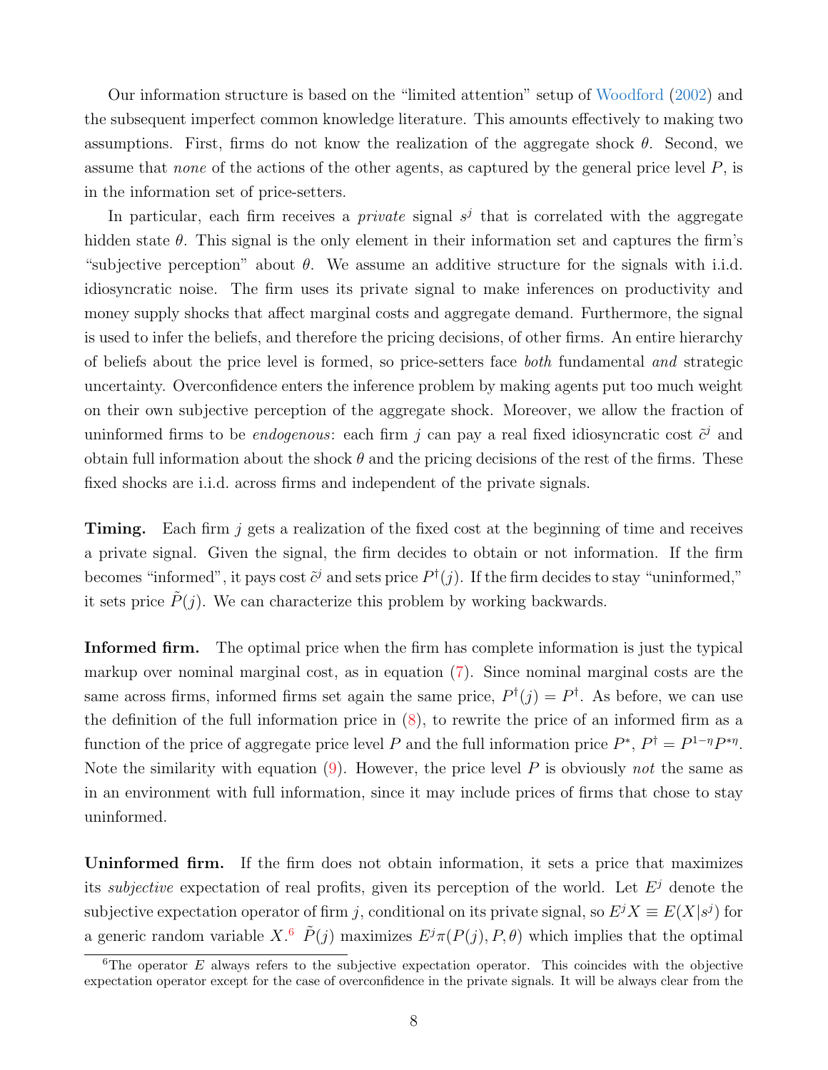Our information structure is based on the "limited attention" setup of Woodford (2002) and the subsequent imperfect common knowledge literature. This amounts effectively to making two assumptions. First, firms do not know the realization of the aggregate shock $\theta$. Second, we assume that *none* of the actions of the other agents, as captured by the general price level $P$, is in the information set of price-setters.

In particular, each firm receives a *private* signal $s^j$ that is correlated with the aggregate hidden state $\theta$. This signal is the only element in their information set and captures the firm's "subjective perception" about $\theta$. We assume an additive structure for the signals with i.i.d. idiosyncratic noise. The firm uses its private signal to make inferences on productivity and money supply shocks that affect marginal costs and aggregate demand. Furthermore, the signal is used to infer the beliefs, and therefore the pricing decisions, of other firms. An entire hierarchy of beliefs about the price level is formed, so price-setters face *both* fundamental *and* strategic uncertainty. Overconfidence enters the inference problem by making agents put too much weight on their own subjective perception of the aggregate shock. Moreover, we allow the fraction of uninformed firms to be *endogenous*: each firm $j$ can pay a real fixed idiosyncratic cost $\tilde{c}^j$ and obtain full information about the shock $\theta$ and the pricing decisions of the rest of the firms. These fixed shocks are i.i.d. across firms and independent of the private signals.

**Timing.** Each firm $j$ gets a realization of the fixed cost at the beginning of time and receives a private signal. Given the signal, the firm decides to obtain or not information. If the firm becomes "informed", it pays cost $\tilde{c}^j$ and sets price $P^{\dagger}(j)$. If the firm decides to stay "uninformed," it sets price $\tilde{P}(j)$. We can characterize this problem by working backwards.

**Informed firm.** The optimal price when the firm has complete information is just the typical markup over nominal marginal cost, as in equation (7). Since nominal marginal costs are the same across firms, informed firms set again the same price, $P^{\dagger}(j) = P^{\dagger}$. As before, we can use the definition of the full information price in (8), to rewrite the price of an informed firm as a function of the price of aggregate price level $P$ and the full information price $P^*$, $P^{\dagger} = P^{1-\eta}P^{*\eta}$. Note the similarity with equation (9). However, the price level $P$ is obviously *not* the same as in an environment with full information, since it may include prices of firms that chose to stay uninformed.

**Uninformed firm.** If the firm does not obtain information, it sets a price that maximizes its *subjective* expectation of real profits, given its perception of the world. Let $E^j$ denote the subjective expectation operator of firm $j$, conditional on its private signal, so $E^j X \equiv E(X|s^j)$ for a generic random variable $X$.[6] $\tilde{P}(j)$ maximizes $E^j\pi(P(j), P, \theta)$ which implies that the optimal

[6]The operator $E$ always refers to the subjective expectation operator. This coincides with the objective expectation operator except for the case of overconfidence in the private signals. It will be always clear from the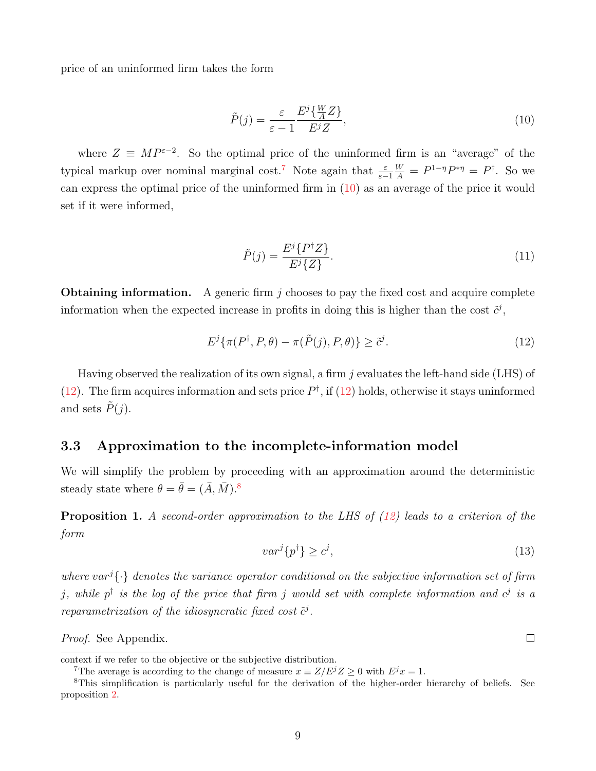price of an uninformed firm takes the form

$$\tilde{P}(j) = \frac{\varepsilon}{\varepsilon - 1} \frac{E^j\{\frac{W}{A} Z\}}{E^j Z}, \tag{10}$$

where $Z \equiv MP^{\varepsilon - 2}$. So the optimal price of the uninformed firm is an "average" of the typical markup over nominal marginal cost.[7] Note again that $\frac{\varepsilon}{\varepsilon-1}\frac{W}{A} = P^{1-\eta}P^{*\eta} = P^{\dagger}$. So we can express the optimal price of the uninformed firm in (10) as an average of the price it would set if it were informed,

$$\tilde{P}(j) = \frac{E^j\{P^{\dagger} Z\}}{E^j\{Z\}}. \tag{11}$$

**Obtaining information.** A generic firm $j$ chooses to pay the fixed cost and acquire complete information when the expected increase in profits in doing this is higher than the cost $\tilde{c}^j$,

$$E^j\{\pi(P^{\dagger}, P, \theta) - \pi(\tilde{P}(j), P, \theta)\} \geq \tilde{c}^j. \tag{12}$$

Having observed the realization of its own signal, a firm $j$ evaluates the left-hand side (LHS) of (12). The firm acquires information and sets price $P^{\dagger}$, if (12) holds, otherwise it stays uninformed and sets $\tilde{P}(j)$.

## 3.3 Approximation to the incomplete-information model

We will simplify the problem by proceeding with an approximation around the deterministic steady state where $\theta = \bar{\theta} = (\bar{A}, \bar{M})$.[8]

**Proposition 1.** *A second-order approximation to the LHS of (12) leads to a criterion of the form*

$$var^j\{p^{\dagger}\} \geq c^j, \tag{13}$$

*where $var^j\{\cdot\}$ denotes the variance operator conditional on the subjective information set of firm $j$, while $p^{\dagger}$ is the log of the price that firm $j$ would set with complete information and $c^j$ is a reparametrization of the idiosyncratic fixed cost $\tilde{c}^j$.*

*Proof.* See Appendix. □

---

context if we refer to the objective or the subjective distribution.

[7] The average is according to the change of measure $x \equiv Z/E^j Z \geq 0$ with $E^j x = 1$.

[8] This simplification is particularly useful for the derivation of the higher-order hierarchy of beliefs. See proposition 2.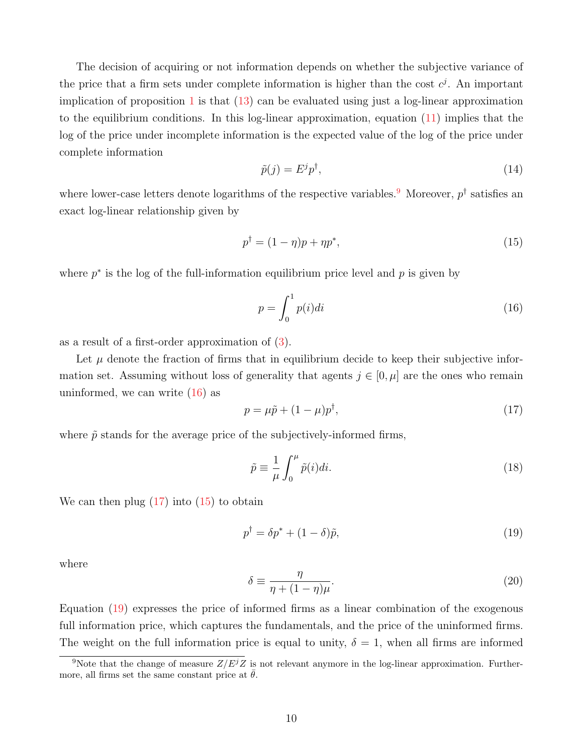The decision of acquiring or not information depends on whether the subjective variance of the price that a firm sets under complete information is higher than the cost $c^j$. An important implication of proposition 1 is that (13) can be evaluated using just a log-linear approximation to the equilibrium conditions. In this log-linear approximation, equation (11) implies that the log of the price under incomplete information is the expected value of the log of the price under complete information

$$\tilde{p}(j) = E^j p^\dagger, \tag{14}$$

where lower-case letters denote logarithms of the respective variables.[9] Moreover, $p^\dagger$ satisfies an exact log-linear relationship given by

$$p^\dagger = (1-\eta)p + \eta p^*, \tag{15}$$

where $p^*$ is the log of the full-information equilibrium price level and $p$ is given by

$$p = \int_0^1 p(i)di \tag{16}$$

as a result of a first-order approximation of (3).

Let $\mu$ denote the fraction of firms that in equilibrium decide to keep their subjective information set. Assuming without loss of generality that agents $j \in [0, \mu]$ are the ones who remain uninformed, we can write (16) as

$$p = \mu\tilde{p} + (1-\mu)p^\dagger, \tag{17}$$

where $\tilde{p}$ stands for the average price of the subjectively-informed firms,

$$\tilde{p} \equiv \frac{1}{\mu}\int_0^\mu \tilde{p}(i)di. \tag{18}$$

We can then plug (17) into (15) to obtain

$$p^\dagger = \delta p^* + (1-\delta)\tilde{p}, \tag{19}$$

where

$$\delta \equiv \frac{\eta}{\eta + (1-\eta)\mu}. \tag{20}$$

Equation (19) expresses the price of informed firms as a linear combination of the exogenous full information price, which captures the fundamentals, and the price of the uninformed firms. The weight on the full information price is equal to unity, $\delta = 1$, when all firms are informed

[9] Note that the change of measure $Z/E^jZ$ is not relevant anymore in the log-linear approximation. Furthermore, all firms set the same constant price at $\bar{\theta}$.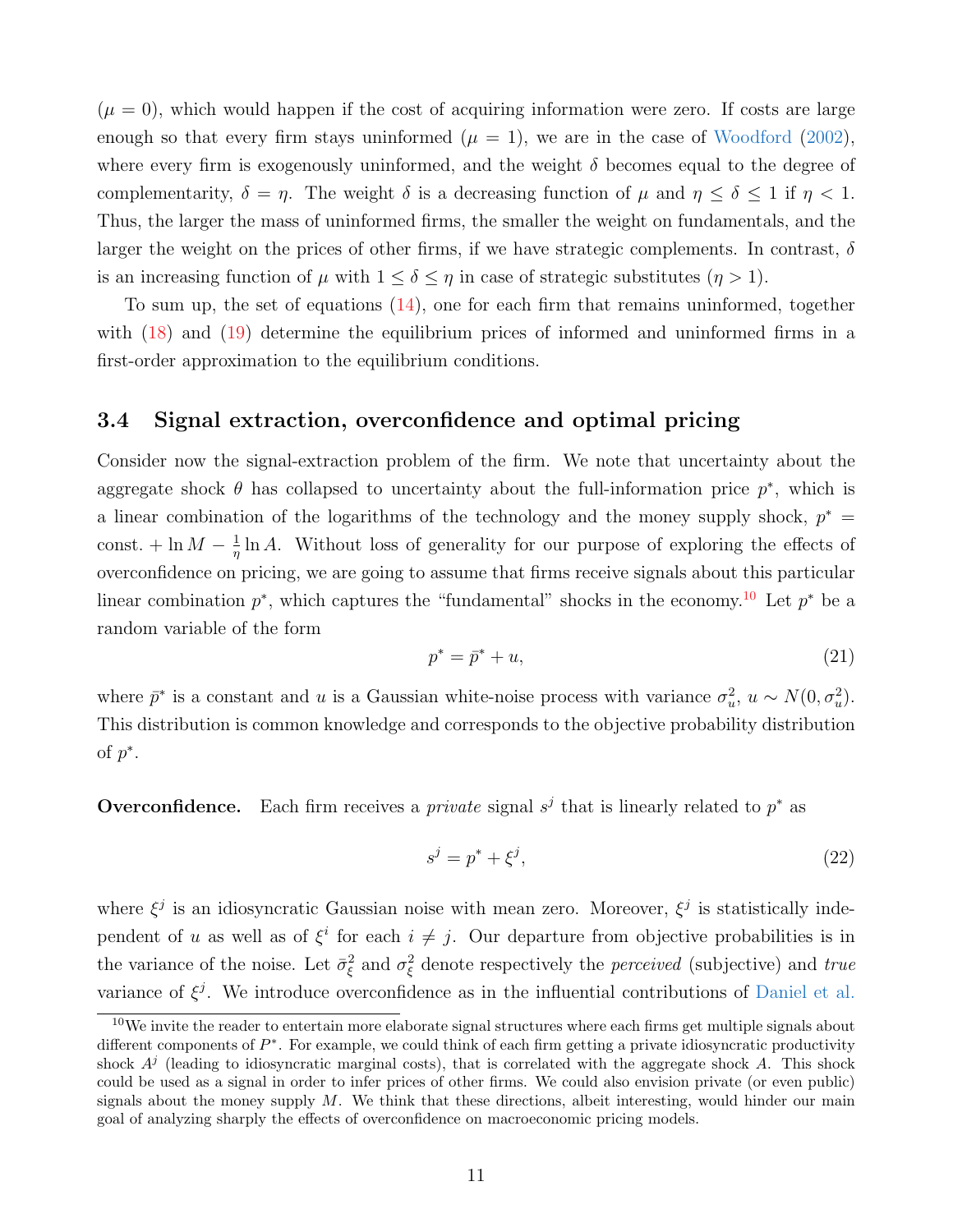($\mu = 0$), which would happen if the cost of acquiring information were zero. If costs are large enough so that every firm stays uninformed ($\mu = 1$), we are in the case of Woodford (2002), where every firm is exogenously uninformed, and the weight $\delta$ becomes equal to the degree of complementarity, $\delta = \eta$. The weight $\delta$ is a decreasing function of $\mu$ and $\eta \leq \delta \leq 1$ if $\eta < 1$. Thus, the larger the mass of uninformed firms, the smaller the weight on fundamentals, and the larger the weight on the prices of other firms, if we have strategic complements. In contrast, $\delta$ is an increasing function of $\mu$ with $1 \leq \delta \leq \eta$ in case of strategic substitutes ($\eta > 1$).

To sum up, the set of equations (14), one for each firm that remains uninformed, together with (18) and (19) determine the equilibrium prices of informed and uninformed firms in a first-order approximation to the equilibrium conditions.

### 3.4 Signal extraction, overconfidence and optimal pricing

Consider now the signal-extraction problem of the firm. We note that uncertainty about the aggregate shock $\theta$ has collapsed to uncertainty about the full-information price $p^*$, which is a linear combination of the logarithms of the technology and the money supply shock, $p^* = \text{const.} + \ln M - \frac{1}{\eta} \ln A$. Without loss of generality for our purpose of exploring the effects of overconfidence on pricing, we are going to assume that firms receive signals about this particular linear combination $p^*$, which captures the "fundamental" shocks in the economy.[10] Let $p^*$ be a random variable of the form

$$p^* = \bar{p}^* + u, \tag{21}$$

where $\bar{p}^*$ is a constant and $u$ is a Gaussian white-noise process with variance $\sigma_u^2$, $u \sim N(0, \sigma_u^2)$. This distribution is common knowledge and corresponds to the objective probability distribution of $p^*$.

**Overconfidence.** Each firm receives a *private* signal $s^j$ that is linearly related to $p^*$ as

$$s^j = p^* + \xi^j, \tag{22}$$

where $\xi^j$ is an idiosyncratic Gaussian noise with mean zero. Moreover, $\xi^j$ is statistically independent of $u$ as well as of $\xi^i$ for each $i \neq j$. Our departure from objective probabilities is in the variance of the noise. Let $\bar{\sigma}_\xi^2$ and $\sigma_\xi^2$ denote respectively the *perceived* (subjective) and *true* variance of $\xi^j$. We introduce overconfidence as in the influential contributions of Daniel et al.

[10] We invite the reader to entertain more elaborate signal structures where each firms get multiple signals about different components of $P^*$. For example, we could think of each firm getting a private idiosyncratic productivity shock $A^j$ (leading to idiosyncratic marginal costs), that is correlated with the aggregate shock $A$. This shock could be used as a signal in order to infer prices of other firms. We could also envision private (or even public) signals about the money supply $M$. We think that these directions, albeit interesting, would hinder our main goal of analyzing sharply the effects of overconfidence on macroeconomic pricing models.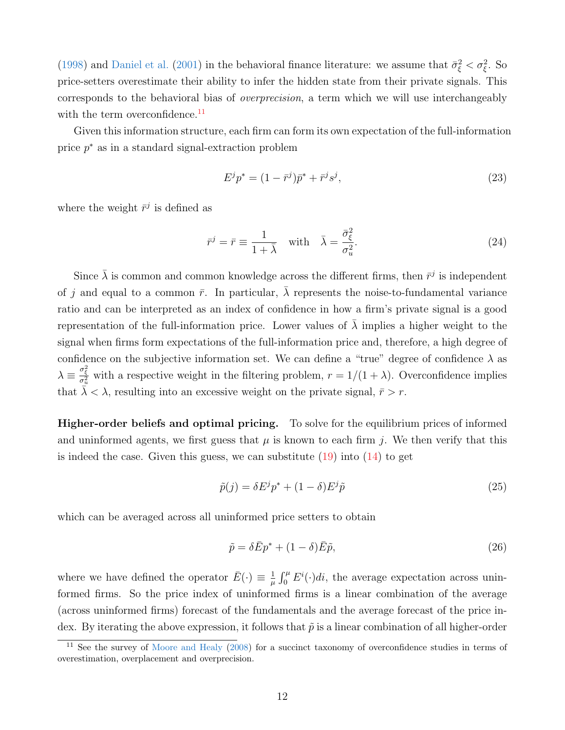(1998) and Daniel et al. (2001) in the behavioral finance literature: we assume that $\bar{\sigma}_\xi^2 < \sigma_\xi^2$. So price-setters overestimate their ability to infer the hidden state from their private signals. This corresponds to the behavioral bias of *overprecision*, a term which we will use interchangeably with the term overconfidence.[11]

Given this information structure, each firm can form its own expectation of the full-information price $p^*$ as in a standard signal-extraction problem

$$E^j p^* = (1 - \bar{r}^j)\bar{p}^* + \bar{r}^j s^j, \tag{23}$$

where the weight $\bar{r}^j$ is defined as

$$\bar{r}^j = \bar{r} \equiv \frac{1}{1 + \bar{\lambda}} \quad \text{with} \quad \bar{\lambda} = \frac{\bar{\sigma}_\xi^2}{\sigma_u^2}. \tag{24}$$

Since $\bar{\lambda}$ is common and common knowledge across the different firms, then $\bar{r}^j$ is independent of $j$ and equal to a common $\bar{r}$. In particular, $\bar{\lambda}$ represents the noise-to-fundamental variance ratio and can be interpreted as an index of confidence in how a firm's private signal is a good representation of the full-information price. Lower values of $\bar{\lambda}$ implies a higher weight to the signal when firms form expectations of the full-information price and, therefore, a high degree of confidence on the subjective information set. We can define a "true" degree of confidence $\lambda$ as $\lambda \equiv \frac{\sigma_\xi^2}{\sigma_u^2}$ with a respective weight in the filtering problem, $r = 1/(1 + \lambda)$. Overconfidence implies that $\bar{\lambda} < \lambda$, resulting into an excessive weight on the private signal, $\bar{r} > r$.

**Higher-order beliefs and optimal pricing.** To solve for the equilibrium prices of informed and uninformed agents, we first guess that $\mu$ is known to each firm $j$. We then verify that this is indeed the case. Given this guess, we can substitute (19) into (14) to get

$$\tilde{p}(j) = \delta E^j p^* + (1 - \delta) E^j \tilde{p} \tag{25}$$

which can be averaged across all uninformed price setters to obtain

$$\tilde{p} = \delta \bar{E} p^* + (1 - \delta) \bar{E} \tilde{p}, \tag{26}$$

where we have defined the operator $\bar{E}(\cdot) \equiv \frac{1}{\mu} \int_0^\mu E^i(\cdot) di$, the average expectation across uninformed firms. So the price index of uninformed firms is a linear combination of the average (across uninformed firms) forecast of the fundamentals and the average forecast of the price index. By iterating the above expression, it follows that $\tilde{p}$ is a linear combination of all higher-order

[11] See the survey of Moore and Healy (2008) for a succinct taxonomy of overconfidence studies in terms of overestimation, overplacement and overprecision.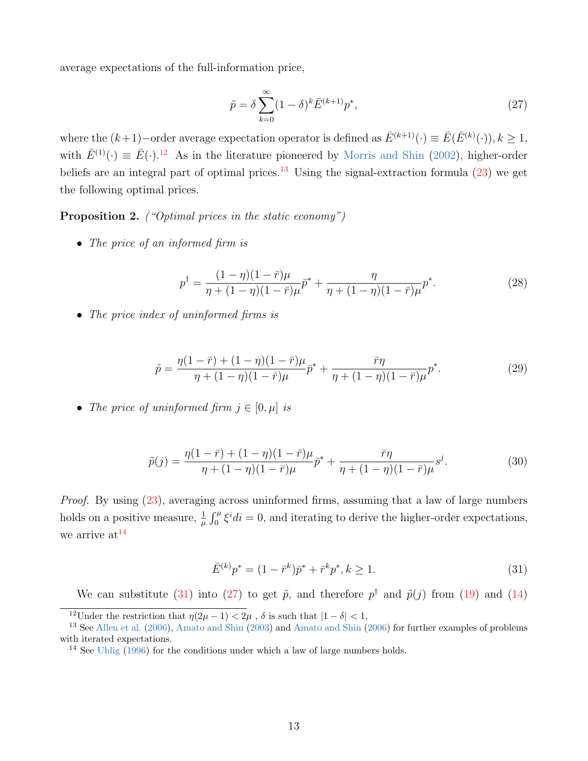average expectations of the full-information price,

$$\tilde{p} = \delta \sum_{k=0}^{\infty} (1-\delta)^k \bar{E}^{(k+1)} p^*, \tag{27}$$

where the $(k+1)-$order average expectation operator is defined as $\bar{E}^{(k+1)}(\cdot) \equiv \bar{E}(\bar{E}^{(k)}(\cdot)), k \geq 1$, with $\bar{E}^{(1)}(\cdot) \equiv \bar{E}(\cdot)$.[12] As in the literature pioneered by Morris and Shin (2002), higher-order beliefs are an integral part of optimal prices.[13] Using the signal-extraction formula (23) we get the following optimal prices.

**Proposition 2.** *("Optimal prices in the static economy")*

- *The price of an informed firm is*

$$p^\dagger = \frac{(1-\eta)(1-\bar{r})\mu}{\eta + (1-\eta)(1-\bar{r})\mu} \bar{p}^* + \frac{\eta}{\eta + (1-\eta)(1-\bar{r})\mu} p^*. \tag{28}$$

- *The price index of uninformed firms is*

$$\tilde{p} = \frac{\eta(1-\bar{r}) + (1-\eta)(1-\bar{r})\mu}{\eta + (1-\eta)(1-\bar{r})\mu} \bar{p}^* + \frac{\bar{r}\eta}{\eta + (1-\eta)(1-\bar{r})\mu} p^*. \tag{29}$$

- *The price of uninformed firm $j \in [0, \mu]$ is*

$$\tilde{p}(j) = \frac{\eta(1-\bar{r}) + (1-\eta)(1-\bar{r})\mu}{\eta + (1-\eta)(1-\bar{r})\mu} \bar{p}^* + \frac{\bar{r}\eta}{\eta + (1-\eta)(1-\bar{r})\mu} s^j. \tag{30}$$

*Proof.* By using (23), averaging across uninformed firms, assuming that a law of large numbers holds on a positive measure, $\frac{1}{\mu}\int_0^\mu \xi^i di = 0$, and iterating to derive the higher-order expectations, we arrive at[14]

$$\bar{E}^{(k)} p^* = (1-\bar{r}^k)\bar{p}^* + \bar{r}^k p^*, k \geq 1. \tag{31}$$

We can substitute (31) into (27) to get $\tilde{p}$, and therefore $p^\dagger$ and $\tilde{p}(j)$ from (19) and (14)

[12] Under the restriction that $\eta(2\mu - 1) < 2\mu$ , $\delta$ is such that $|1-\delta| < 1$.

[13] See Allen et al. (2006), Amato and Shin (2003) and Amato and Shin (2006) for further examples of problems with iterated expectations.

[14] See Uhlig (1996) for the conditions under which a law of large numbers holds.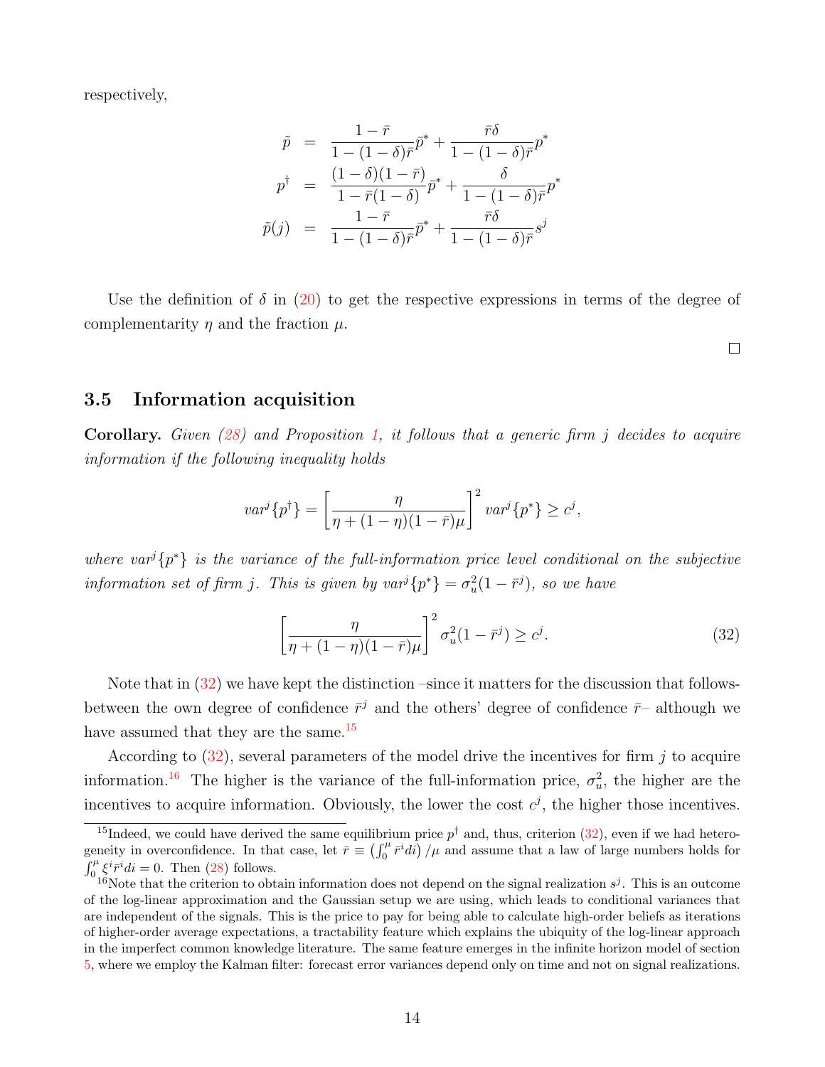respectively,

$$
\begin{aligned}
\tilde{p} &= \frac{1-\bar{r}}{1-(1-\delta)\bar{r}}\bar{p}^* + \frac{\bar{r}\delta}{1-(1-\delta)\bar{r}}p^* \\
p^\dagger &= \frac{(1-\delta)(1-\bar{r})}{1-\bar{r}(1-\delta)}\bar{p}^* + \frac{\delta}{1-(1-\delta)\bar{r}}p^* \\
\tilde{p}(j) &= \frac{1-\bar{r}}{1-(1-\delta)\bar{r}}\bar{p}^* + \frac{\bar{r}\delta}{1-(1-\delta)\bar{r}}s^j
\end{aligned}
$$

Use the definition of $\delta$ in (20) to get the respective expressions in terms of the degree of complementarity $\eta$ and the fraction $\mu$.

□

### 3.5 Information acquisition

**Corollary.** *Given (28) and Proposition 1, it follows that a generic firm $j$ decides to acquire information if the following inequality holds*

$$
var^j\{p^\dagger\} = \left[\frac{\eta}{\eta + (1-\eta)(1-\bar{r})\mu}\right]^2 var^j\{p^*\} \geq c^j,
$$

*where $var^j\{p^*\}$ is the variance of the full-information price level conditional on the subjective information set of firm $j$. This is given by $var^j\{p^*\} = \sigma_u^2(1-\bar{r}^j)$, so we have*

$$
\left[\frac{\eta}{\eta + (1-\eta)(1-\bar{r})\mu}\right]^2 \sigma_u^2(1-\bar{r}^j) \geq c^j. \tag{32}
$$

Note that in (32) we have kept the distinction –since it matters for the discussion that follows- between the own degree of confidence $\bar{r}^j$ and the others' degree of confidence $\bar{r}$– although we have assumed that they are the same.[15]

According to (32), several parameters of the model drive the incentives for firm $j$ to acquire information.[16] The higher is the variance of the full-information price, $\sigma_u^2$, the higher are the incentives to acquire information. Obviously, the lower the cost $c^j$, the higher those incentives.

[15] Indeed, we could have derived the same equilibrium price $p^\dagger$ and, thus, criterion (32), even if we had heterogeneity in overconfidence. In that case, let $\bar{r} \equiv \left(\int_0^\mu \bar{r}^i di\right)/\mu$ and assume that a law of large numbers holds for $\int_0^\mu \xi^i \bar{r}^i di = 0$. Then (28) follows.

[16] Note that the criterion to obtain information does not depend on the signal realization $s^j$. This is an outcome of the log-linear approximation and the Gaussian setup we are using, which leads to conditional variances that are independent of the signals. This is the price to pay for being able to calculate high-order beliefs as iterations of higher-order average expectations, a tractability feature which explains the ubiquity of the log-linear approach in the imperfect common knowledge literature. The same feature emerges in the infinite horizon model of section 5, where we employ the Kalman filter: forecast error variances depend only on time and not on signal realizations.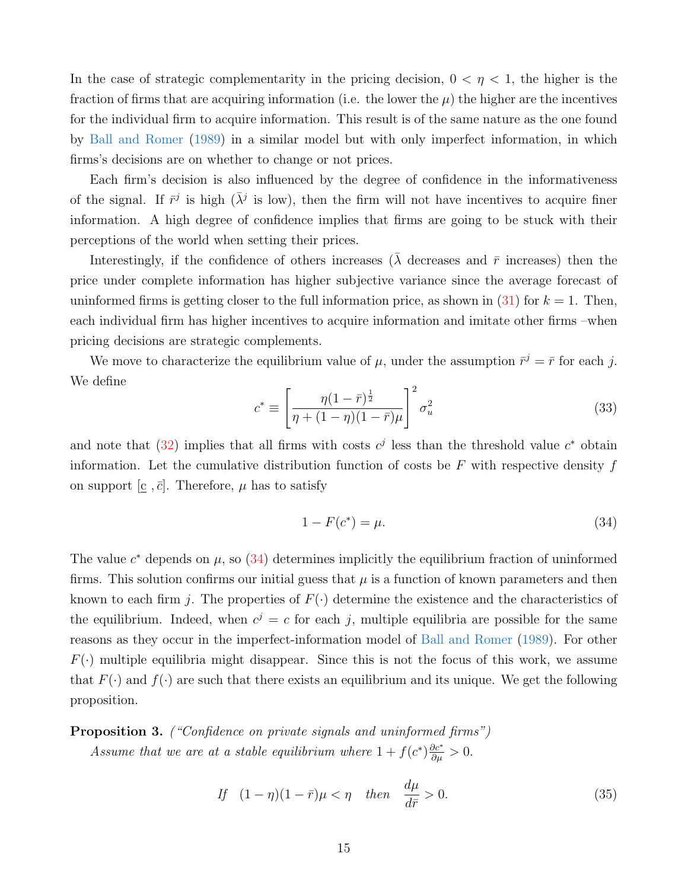In the case of strategic complementarity in the pricing decision, $0 < \eta < 1$, the higher is the fraction of firms that are acquiring information (i.e. the lower the $\mu$) the higher are the incentives for the individual firm to acquire information. This result is of the same nature as the one found by Ball and Romer (1989) in a similar model but with only imperfect information, in which firms's decisions are on whether to change or not prices.

Each firm's decision is also influenced by the degree of confidence in the informativeness of the signal. If $\bar{r}^j$ is high ($\bar{\lambda}^j$ is low), then the firm will not have incentives to acquire finer information. A high degree of confidence implies that firms are going to be stuck with their perceptions of the world when setting their prices.

Interestingly, if the confidence of others increases ($\bar{\lambda}$ decreases and $\bar{r}$ increases) then the price under complete information has higher subjective variance since the average forecast of uninformed firms is getting closer to the full information price, as shown in (31) for $k = 1$. Then, each individual firm has higher incentives to acquire information and imitate other firms –when pricing decisions are strategic complements.

We move to characterize the equilibrium value of $\mu$, under the assumption $\bar{r}^j = \bar{r}$ for each $j$. We define

$$c^* \equiv \left[ \frac{\eta(1-\bar{r})^{\frac{1}{2}}}{\eta + (1-\eta)(1-\bar{r})\mu} \right]^2 \sigma_u^2 \tag{33}$$

and note that (32) implies that all firms with costs $c^j$ less than the threshold value $c^*$ obtain information. Let the cumulative distribution function of costs be $F$ with respective density $f$ on support $[\underline{c}\ ,\bar{c}]$. Therefore, $\mu$ has to satisfy

$$1 - F(c^*) = \mu. \tag{34}$$

The value $c^*$ depends on $\mu$, so (34) determines implicitly the equilibrium fraction of uninformed firms. This solution confirms our initial guess that $\mu$ is a function of known parameters and then known to each firm $j$. The properties of $F(\cdot)$ determine the existence and the characteristics of the equilibrium. Indeed, when $c^j = c$ for each $j$, multiple equilibria are possible for the same reasons as they occur in the imperfect-information model of Ball and Romer (1989). For other $F(\cdot)$ multiple equilibria might disappear. Since this is not the focus of this work, we assume that $F(\cdot)$ and $f(\cdot)$ are such that there exists an equilibrium and its unique. We get the following proposition.

**Proposition 3.** *("Confidence on private signals and uninformed firms")*

*Assume that we are at a stable equilibrium where* $1 + f(c^*)\frac{\partial c^*}{\partial \mu} > 0$.

$$\textit{If} \quad (1-\eta)(1-\bar{r})\mu < \eta \quad \textit{then} \quad \frac{d\mu}{d\bar{r}} > 0. \tag{35}$$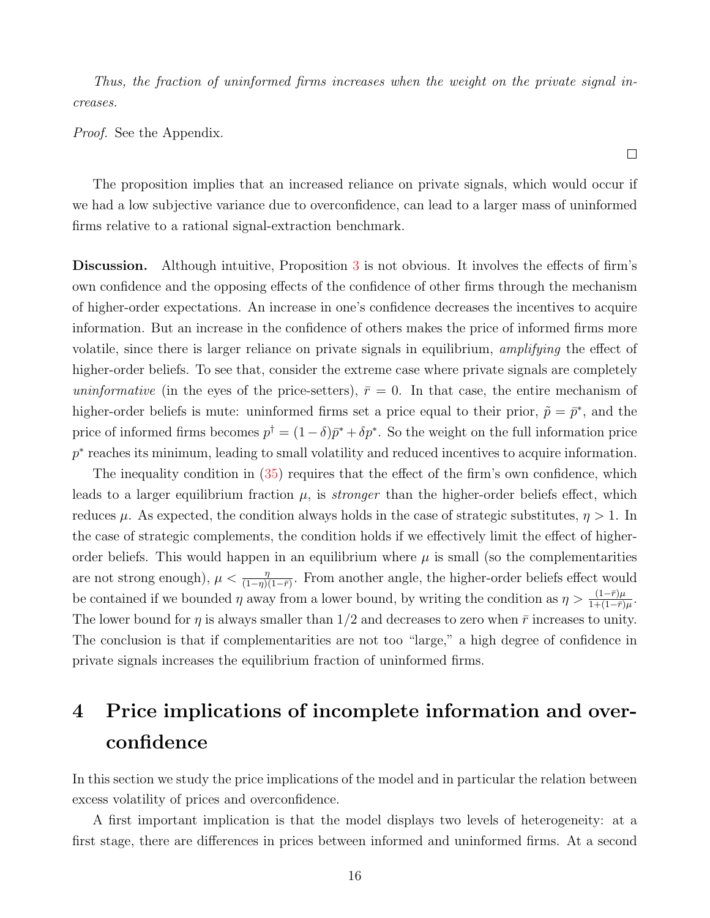*Thus, the fraction of uninformed firms increases when the weight on the private signal increases.*

*Proof.* See the Appendix. □

The proposition implies that an increased reliance on private signals, which would occur if we had a low subjective variance due to overconfidence, can lead to a larger mass of uninformed firms relative to a rational signal-extraction benchmark.

**Discussion.** Although intuitive, Proposition 3 is not obvious. It involves the effects of firm's own confidence and the opposing effects of the confidence of other firms through the mechanism of higher-order expectations. An increase in one's confidence decreases the incentives to acquire information. But an increase in the confidence of others makes the price of informed firms more volatile, since there is larger reliance on private signals in equilibrium, *amplifying* the effect of higher-order beliefs. To see that, consider the extreme case where private signals are completely *uninformative* (in the eyes of the price-setters), $\bar{r} = 0$. In that case, the entire mechanism of higher-order beliefs is mute: uninformed firms set a price equal to their prior, $\tilde{p} = \bar{p}^*$, and the price of informed firms becomes $p^\dagger = (1-\delta)\bar{p}^* + \delta p^*$. So the weight on the full information price $p^*$ reaches its minimum, leading to small volatility and reduced incentives to acquire information.

The inequality condition in (35) requires that the effect of the firm's own confidence, which leads to a larger equilibrium fraction $\mu$, is *stronger* than the higher-order beliefs effect, which reduces $\mu$. As expected, the condition always holds in the case of strategic substitutes, $\eta > 1$. In the case of strategic complements, the condition holds if we effectively limit the effect of higher-order beliefs. This would happen in an equilibrium where $\mu$ is small (so the complementarities are not strong enough), $\mu < \frac{\eta}{(1-\eta)(1-\bar{r})}$. From another angle, the higher-order beliefs effect would be contained if we bounded $\eta$ away from a lower bound, by writing the condition as $\eta > \frac{(1-\bar{r})\mu}{1+(1-\bar{r})\mu}$. The lower bound for $\eta$ is always smaller than $1/2$ and decreases to zero when $\bar{r}$ increases to unity. The conclusion is that if complementarities are not too "large," a high degree of confidence in private signals increases the equilibrium fraction of uninformed firms.

# 4 Price implications of incomplete information and overconfidence

In this section we study the price implications of the model and in particular the relation between excess volatility of prices and overconfidence.

A first important implication is that the model displays two levels of heterogeneity: at a first stage, there are differences in prices between informed and uninformed firms. At a second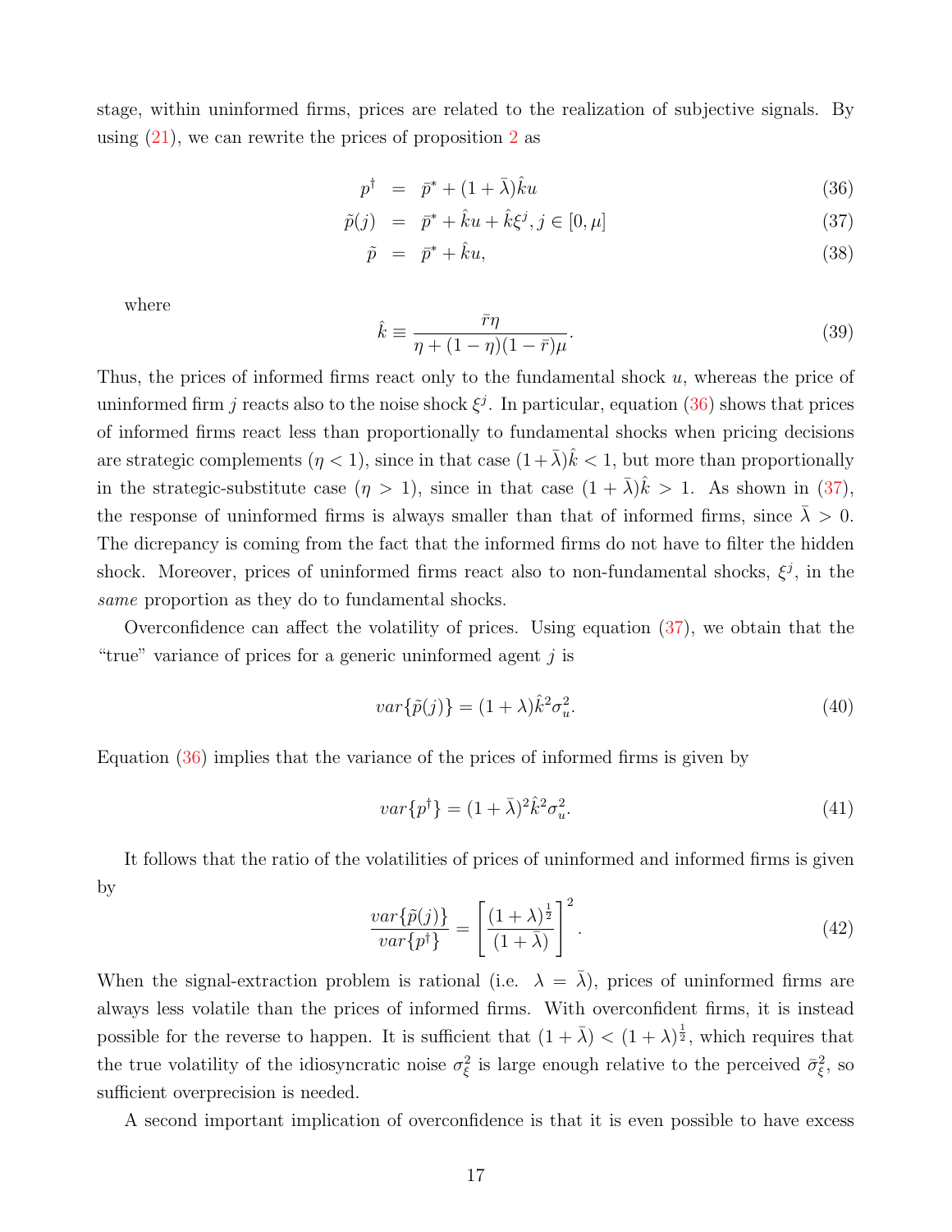stage, within uninformed firms, prices are related to the realization of subjective signals. By using (21), we can rewrite the prices of proposition 2 as

$$p^{\dagger} = \bar{p}^{*} + (1+\bar{\lambda})\hat{k}u \tag{36}$$

$$\tilde{p}(j) = \bar{p}^{*} + \hat{k}u + \hat{k}\xi^{j}, j \in [0, \mu] \tag{37}$$

$$\tilde{p} = \bar{p}^{*} + \hat{k}u, \tag{38}$$

where

$$\hat{k} \equiv \frac{\bar{r}\eta}{\eta + (1-\eta)(1-\bar{r})\mu}. \tag{39}$$

Thus, the prices of informed firms react only to the fundamental shock $u$, whereas the price of uninformed firm $j$ reacts also to the noise shock $\xi^{j}$. In particular, equation (36) shows that prices of informed firms react less than proportionally to fundamental shocks when pricing decisions are strategic complements ($\eta < 1$), since in that case $(1+\bar{\lambda})\hat{k} < 1$, but more than proportionally in the strategic-substitute case ($\eta > 1$), since in that case $(1+\bar{\lambda})\hat{k} > 1$. As shown in (37), the response of uninformed firms is always smaller than that of informed firms, since $\bar{\lambda} > 0$. The dicrepancy is coming from the fact that the informed firms do not have to filter the hidden shock. Moreover, prices of uninformed firms react also to non-fundamental shocks, $\xi^{j}$, in the *same* proportion as they do to fundamental shocks.

Overconfidence can affect the volatility of prices. Using equation (37), we obtain that the "true" variance of prices for a generic uninformed agent $j$ is

$$var\{\tilde{p}(j)\} = (1+\lambda)\hat{k}^{2}\sigma_{u}^{2}. \tag{40}$$

Equation (36) implies that the variance of the prices of informed firms is given by

$$var\{p^{\dagger}\} = (1+\bar{\lambda})^{2}\hat{k}^{2}\sigma_{u}^{2}. \tag{41}$$

It follows that the ratio of the volatilities of prices of uninformed and informed firms is given by

$$\frac{var\{\tilde{p}(j)\}}{var\{p^{\dagger}\}} = \left[\frac{(1+\lambda)^{\frac{1}{2}}}{(1+\bar{\lambda})}\right]^{2}. \tag{42}$$

When the signal-extraction problem is rational (i.e. $\lambda = \bar{\lambda}$), prices of uninformed firms are always less volatile than the prices of informed firms. With overconfident firms, it is instead possible for the reverse to happen. It is sufficient that $(1+\bar{\lambda}) < (1+\lambda)^{\frac{1}{2}}$, which requires that the true volatility of the idiosyncratic noise $\sigma_{\xi}^{2}$ is large enough relative to the perceived $\bar{\sigma}_{\xi}^{2}$, so sufficient overprecision is needed.

A second important implication of overconfidence is that it is even possible to have excess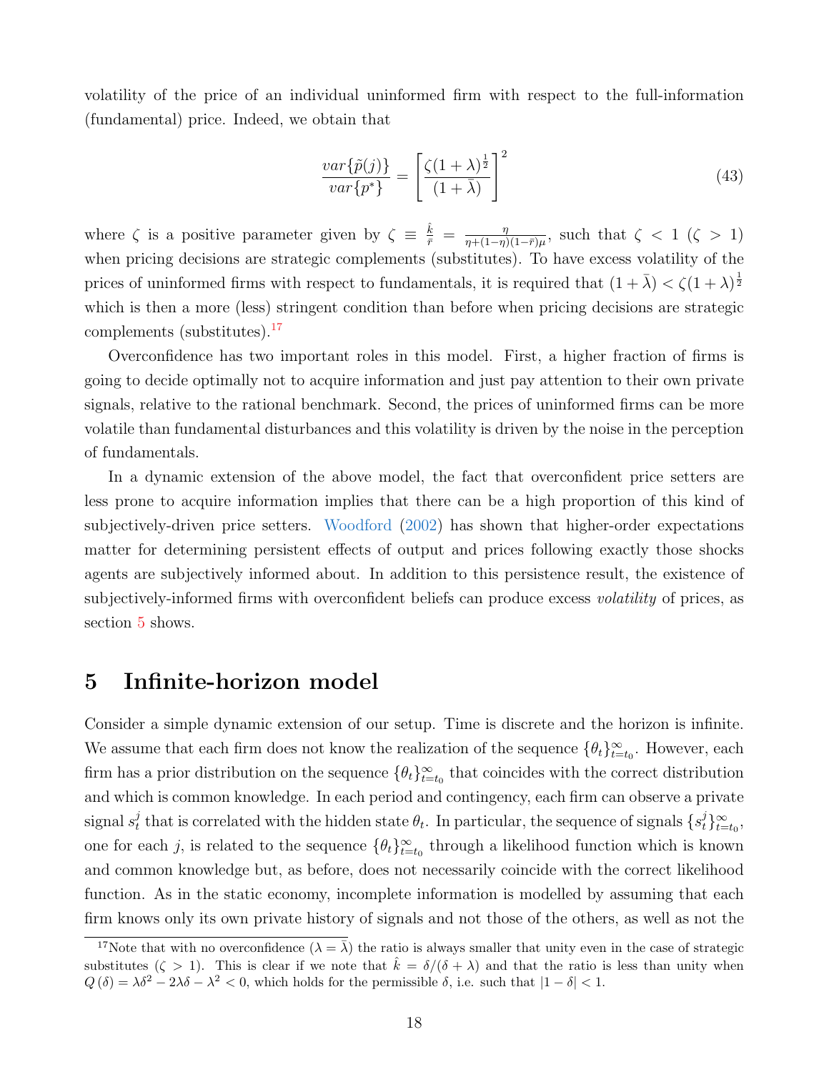volatility of the price of an individual uninformed firm with respect to the full-information (fundamental) price. Indeed, we obtain that

$$\frac{var\{\tilde{p}(j)\}}{var\{p^*\}} = \left[\frac{\zeta(1+\lambda)^{\frac{1}{2}}}{(1+\bar{\lambda})}\right]^2 \tag{43}$$

where $\zeta$ is a positive parameter given by $\zeta \equiv \frac{\hat{k}}{\bar{r}} = \frac{\eta}{\eta+(1-\eta)(1-\bar{r})\mu}$, such that $\zeta < 1$ ($\zeta > 1$) when pricing decisions are strategic complements (substitutes). To have excess volatility of the prices of uninformed firms with respect to fundamentals, it is required that $(1+\bar{\lambda}) < \zeta(1+\lambda)^{\frac{1}{2}}$ which is then a more (less) stringent condition than before when pricing decisions are strategic complements (substitutes).[17]

Overconfidence has two important roles in this model. First, a higher fraction of firms is going to decide optimally not to acquire information and just pay attention to their own private signals, relative to the rational benchmark. Second, the prices of uninformed firms can be more volatile than fundamental disturbances and this volatility is driven by the noise in the perception of fundamentals.

In a dynamic extension of the above model, the fact that overconfident price setters are less prone to acquire information implies that there can be a high proportion of this kind of subjectively-driven price setters. Woodford (2002) has shown that higher-order expectations matter for determining persistent effects of output and prices following exactly those shocks agents are subjectively informed about. In addition to this persistence result, the existence of subjectively-informed firms with overconfident beliefs can produce excess *volatility* of prices, as section 5 shows.

# 5 Infinite-horizon model

Consider a simple dynamic extension of our setup. Time is discrete and the horizon is infinite. We assume that each firm does not know the realization of the sequence $\{\theta_t\}_{t=t_0}^{\infty}$. However, each firm has a prior distribution on the sequence $\{\theta_t\}_{t=t_0}^{\infty}$ that coincides with the correct distribution and which is common knowledge. In each period and contingency, each firm can observe a private signal $s_t^j$ that is correlated with the hidden state $\theta_t$. In particular, the sequence of signals $\{s_t^j\}_{t=t_0}^{\infty}$, one for each $j$, is related to the sequence $\{\theta_t\}_{t=t_0}^{\infty}$ through a likelihood function which is known and common knowledge but, as before, does not necessarily coincide with the correct likelihood function. As in the static economy, incomplete information is modelled by assuming that each firm knows only its own private history of signals and not those of the others, as well as not the

[17] Note that with no overconfidence ($\lambda = \bar{\lambda}$) the ratio is always smaller that unity even in the case of strategic substitutes ($\zeta > 1$). This is clear if we note that $\hat{k} = \delta/(\delta+\lambda)$ and that the ratio is less than unity when $Q(\delta) = \lambda\delta^2 - 2\lambda\delta - \lambda^2 < 0$, which holds for the permissible $\delta$, i.e. such that $|1-\delta| < 1$.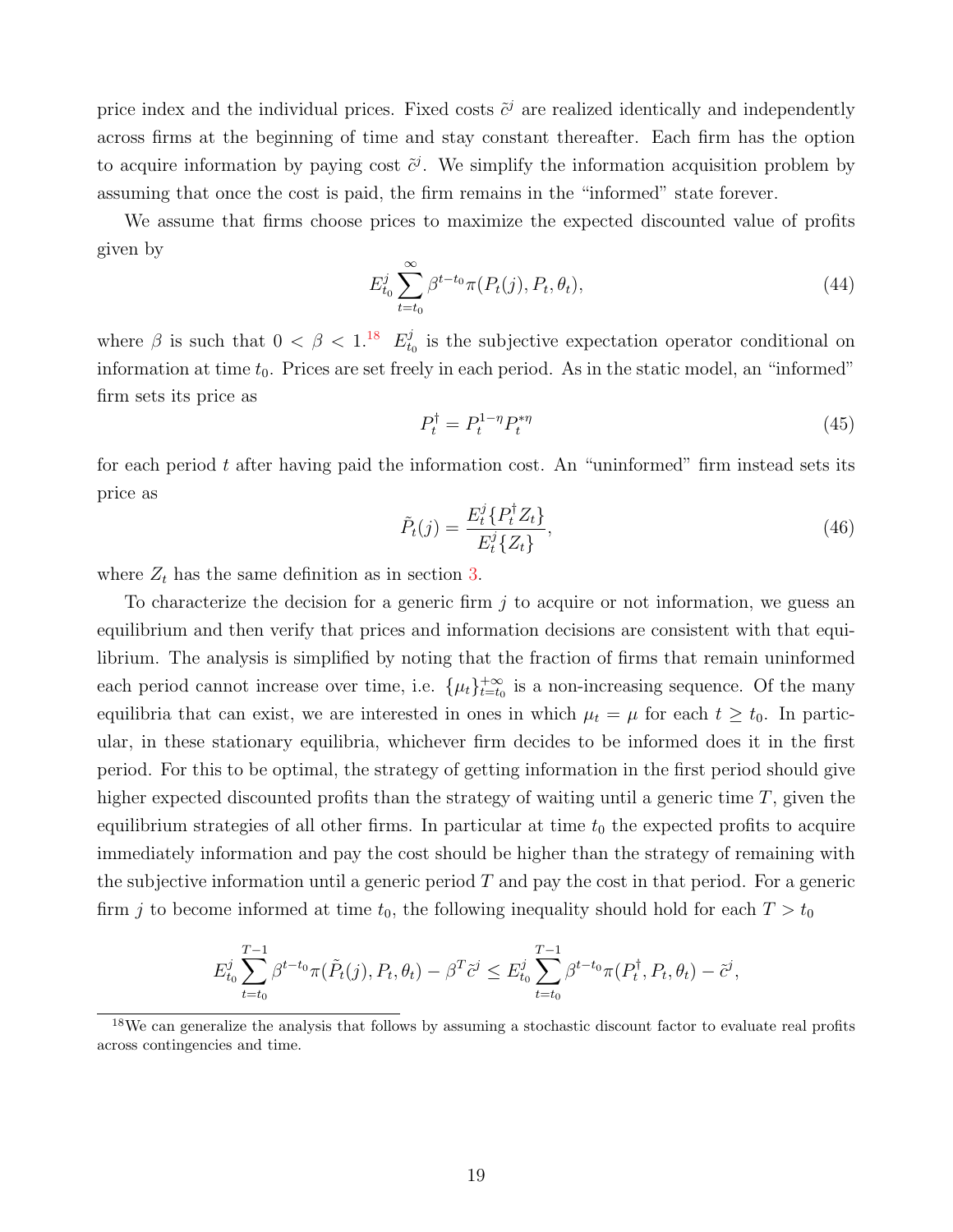price index and the individual prices. Fixed costs $\tilde{c}^j$ are realized identically and independently across firms at the beginning of time and stay constant thereafter. Each firm has the option to acquire information by paying cost $\tilde{c}^j$. We simplify the information acquisition problem by assuming that once the cost is paid, the firm remains in the "informed" state forever.

We assume that firms choose prices to maximize the expected discounted value of profits given by

$$E^j_{t_0} \sum_{t=t_0}^{\infty} \beta^{t-t_0} \pi(P_t(j), P_t, \theta_t), \tag{44}$$

where $\beta$ is such that $0 < \beta < 1$.[18] $E^j_{t_0}$ is the subjective expectation operator conditional on information at time $t_0$. Prices are set freely in each period. As in the static model, an "informed" firm sets its price as

$$P^\dagger_t = P_t^{1-\eta} P_t^{*\eta} \tag{45}$$

for each period $t$ after having paid the information cost. An "uninformed" firm instead sets its price as

$$\tilde{P}_t(j) = \frac{E^j_t\{P^\dagger_t Z_t\}}{E^j_t\{Z_t\}}, \tag{46}$$

where $Z_t$ has the same definition as in section 3.

To characterize the decision for a generic firm $j$ to acquire or not information, we guess an equilibrium and then verify that prices and information decisions are consistent with that equilibrium. The analysis is simplified by noting that the fraction of firms that remain uninformed each period cannot increase over time, i.e. $\{\mu_t\}_{t=t_0}^{+\infty}$ is a non-increasing sequence. Of the many equilibria that can exist, we are interested in ones in which $\mu_t = \mu$ for each $t \geq t_0$. In particular, in these stationary equilibria, whichever firm decides to be informed does it in the first period. For this to be optimal, the strategy of getting information in the first period should give higher expected discounted profits than the strategy of waiting until a generic time $T$, given the equilibrium strategies of all other firms. In particular at time $t_0$ the expected profits to acquire immediately information and pay the cost should be higher than the strategy of remaining with the subjective information until a generic period $T$ and pay the cost in that period. For a generic firm $j$ to become informed at time $t_0$, the following inequality should hold for each $T > t_0$

$$E^j_{t_0} \sum_{t=t_0}^{T-1} \beta^{t-t_0} \pi(\tilde{P}_t(j), P_t, \theta_t) - \beta^T \tilde{c}^j \leq E^j_{t_0} \sum_{t=t_0}^{T-1} \beta^{t-t_0} \pi(P^\dagger_t, P_t, \theta_t) - \tilde{c}^j,$$

[18] We can generalize the analysis that follows by assuming a stochastic discount factor to evaluate real profits across contingencies and time.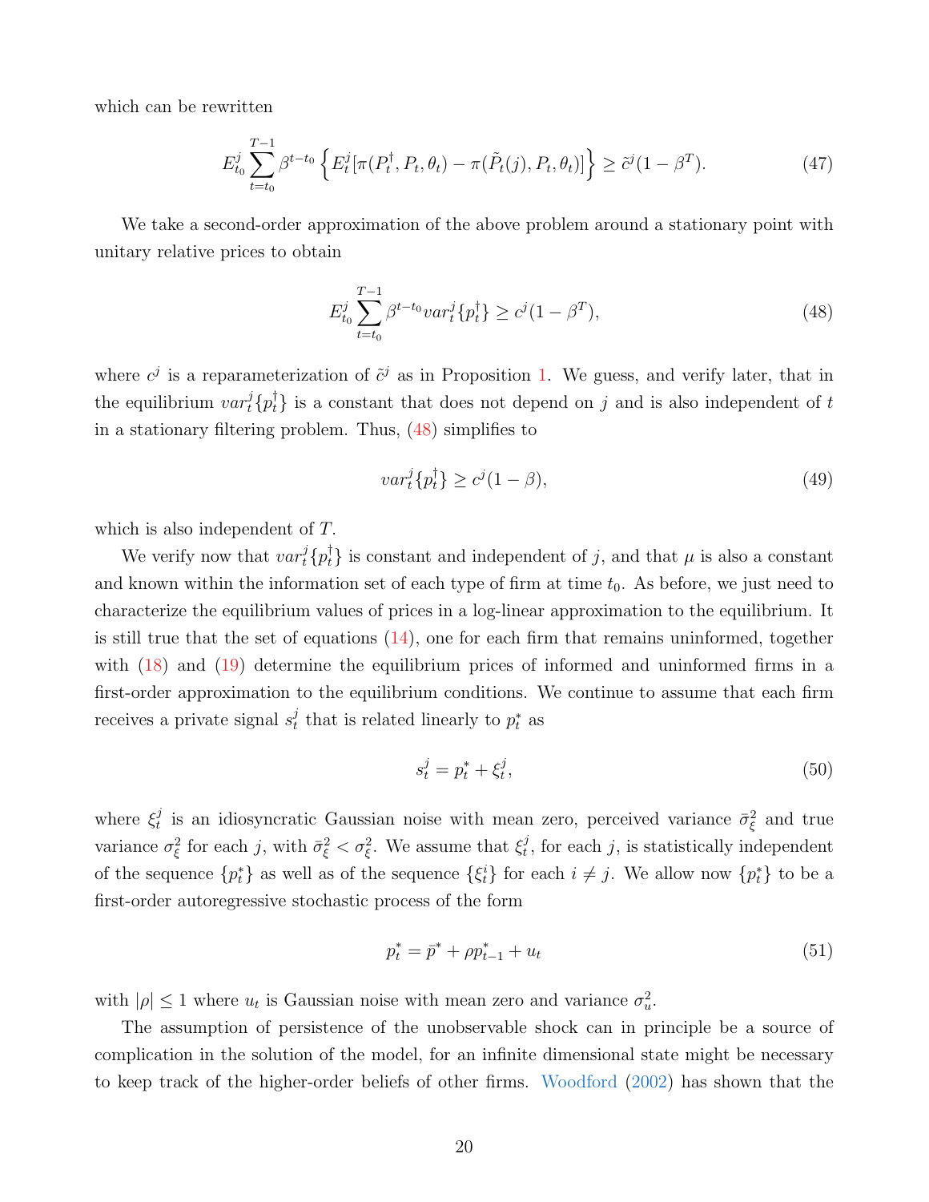which can be rewritten

$$E_{t_0}^j \sum_{t=t_0}^{T-1} \beta^{t-t_0} \left\{ E_t^j[\pi(P_t^\dagger, P_t, \theta_t) - \pi(\tilde{P}_t(j), P_t, \theta_t)] \right\} \geq \tilde{c}^j(1-\beta^T). \tag{47}$$

We take a second-order approximation of the above problem around a stationary point with unitary relative prices to obtain

$$E_{t_0}^j \sum_{t=t_0}^{T-1} \beta^{t-t_0} var_t^j\{p_t^\dagger\} \geq c^j(1-\beta^T), \tag{48}$$

where $c^j$ is a reparameterization of $\tilde{c}^j$ as in Proposition 1. We guess, and verify later, that in the equilibrium $var_t^j\{p_t^\dagger\}$ is a constant that does not depend on $j$ and is also independent of $t$ in a stationary filtering problem. Thus, (48) simplifies to

$$var_t^j\{p_t^\dagger\} \geq c^j(1-\beta), \tag{49}$$

which is also independent of $T$.

We verify now that $var_t^j\{p_t^\dagger\}$ is constant and independent of $j$, and that $\mu$ is also a constant and known within the information set of each type of firm at time $t_0$. As before, we just need to characterize the equilibrium values of prices in a log-linear approximation to the equilibrium. It is still true that the set of equations (14), one for each firm that remains uninformed, together with (18) and (19) determine the equilibrium prices of informed and uninformed firms in a first-order approximation to the equilibrium conditions. We continue to assume that each firm receives a private signal $s_t^j$ that is related linearly to $p_t^*$ as

$$s_t^j = p_t^* + \xi_t^j, \tag{50}$$

where $\xi_t^j$ is an idiosyncratic Gaussian noise with mean zero, perceived variance $\bar{\sigma}_\xi^2$ and true variance $\sigma_\xi^2$ for each $j$, with $\bar{\sigma}_\xi^2 < \sigma_\xi^2$. We assume that $\xi_t^j$, for each $j$, is statistically independent of the sequence $\{p_t^*\}$ as well as of the sequence $\{\xi_t^i\}$ for each $i \neq j$. We allow now $\{p_t^*\}$ to be a first-order autoregressive stochastic process of the form

$$p_t^* = \bar{p}^* + \rho p_{t-1}^* + u_t \tag{51}$$

with $|\rho| \leq 1$ where $u_t$ is Gaussian noise with mean zero and variance $\sigma_u^2$.

The assumption of persistence of the unobservable shock can in principle be a source of complication in the solution of the model, for an infinite dimensional state might be necessary to keep track of the higher-order beliefs of other firms. Woodford (2002) has shown that the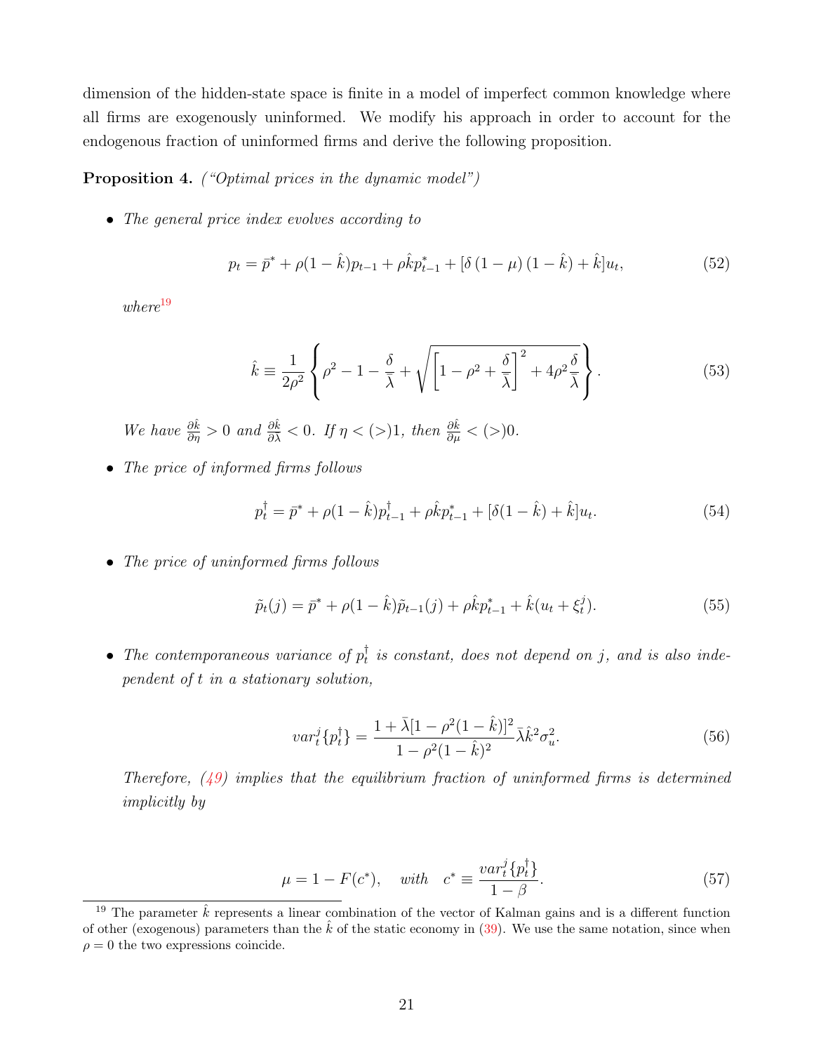dimension of the hidden-state space is finite in a model of imperfect common knowledge where all firms are exogenously uninformed. We modify his approach in order to account for the endogenous fraction of uninformed firms and derive the following proposition.

**Proposition 4.** *("Optimal prices in the dynamic model")*

- *The general price index evolves according to*

$$p_t = \bar{p}^* + \rho(1-\hat{k})p_{t-1} + \rho\hat{k}p^*_{t-1} + [\delta\,(1-\mu)\,(1-\hat{k}) + \hat{k}]u_t, \tag{52}$$

*where*[19]

$$\hat{k} \equiv \frac{1}{2\rho^2}\left\{\rho^2 - 1 - \frac{\delta}{\bar{\lambda}} + \sqrt{\left[1-\rho^2+\frac{\delta}{\bar{\lambda}}\right]^2 + 4\rho^2\frac{\delta}{\bar{\lambda}}}\right\}. \tag{53}$$

*We have $\frac{\partial \hat{k}}{\partial \eta} > 0$ and $\frac{\partial \hat{k}}{\partial \lambda} < 0$. If $\eta < (>)1$, then $\frac{\partial \hat{k}}{\partial \mu} < (>)0$.*

- *The price of informed firms follows*

$$p^\dagger_t = \bar{p}^* + \rho(1-\hat{k})p^\dagger_{t-1} + \rho\hat{k}p^*_{t-1} + [\delta(1-\hat{k}) + \hat{k}]u_t. \tag{54}$$

- *The price of uninformed firms follows*

$$\tilde{p}_t(j) = \bar{p}^* + \rho(1-\hat{k})\tilde{p}_{t-1}(j) + \rho\hat{k}p^*_{t-1} + \hat{k}(u_t + \xi^j_t). \tag{55}$$

- *The contemporaneous variance of $p^\dagger_t$ is constant, does not depend on $j$, and is also independent of $t$ in a stationary solution,*

$$var^j_t\{p^\dagger_t\} = \frac{1+\bar{\lambda}[1-\rho^2(1-\hat{k})]^2}{1-\rho^2(1-\hat{k})^2}\bar{\lambda}\hat{k}^2\sigma^2_u. \tag{56}$$

*Therefore, (49) implies that the equilibrium fraction of uninformed firms is determined implicitly by*

$$\mu = 1 - F(c^*), \quad \text{with} \quad c^* \equiv \frac{var^j_t\{p^\dagger_t\}}{1-\beta}. \tag{57}$$

[19] The parameter $\hat{k}$ represents a linear combination of the vector of Kalman gains and is a different function of other (exogenous) parameters than the $\hat{k}$ of the static economy in (39). We use the same notation, since when $\rho = 0$ the two expressions coincide.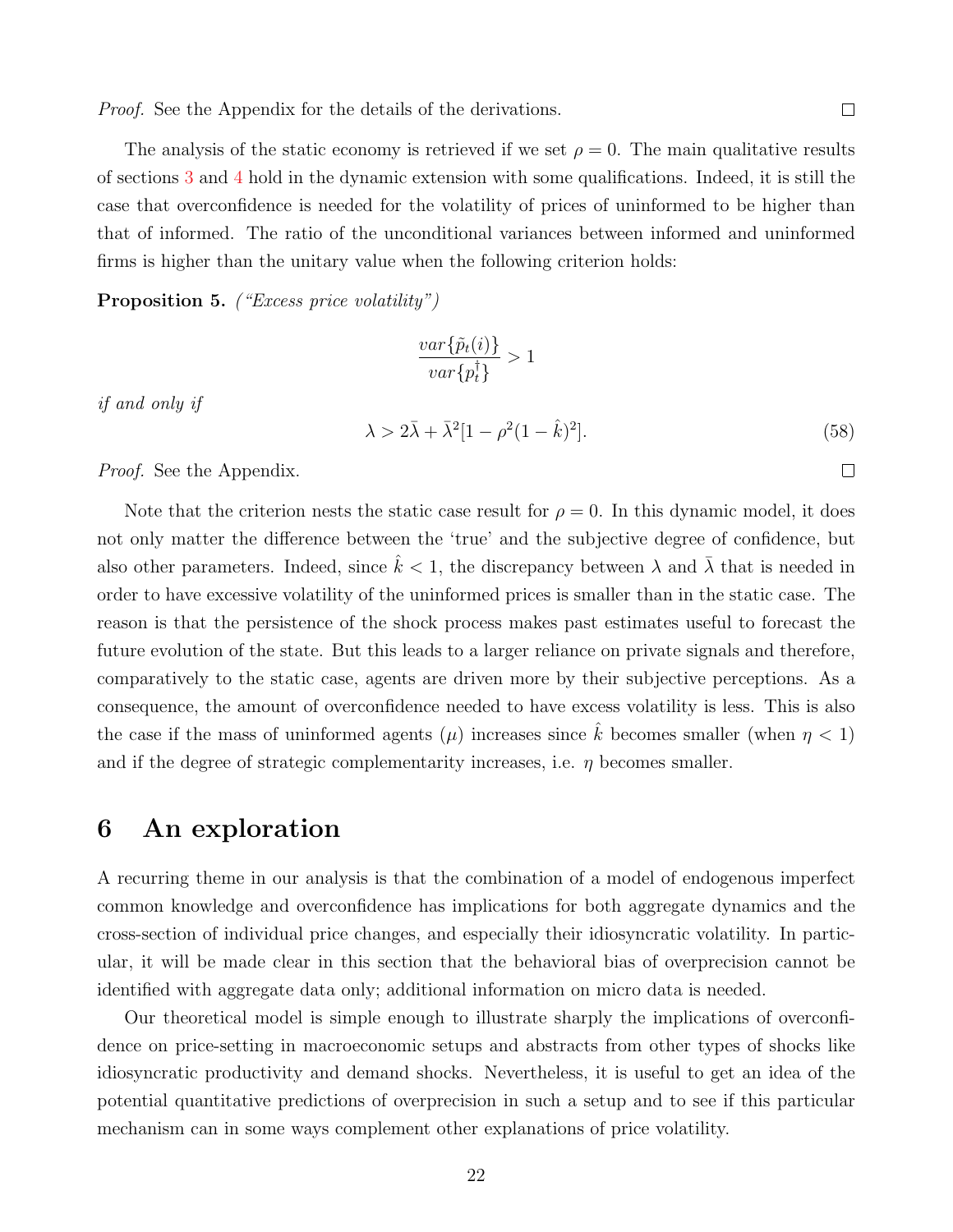*Proof.* See the Appendix for the details of the derivations. □

The analysis of the static economy is retrieved if we set $\rho = 0$. The main qualitative results of sections 3 and 4 hold in the dynamic extension with some qualifications. Indeed, it is still the case that overconfidence is needed for the volatility of prices of uninformed to be higher than that of informed. The ratio of the unconditional variances between informed and uninformed firms is higher than the unitary value when the following criterion holds:

**Proposition 5.** *("Excess price volatility")*

$$\frac{var\{\tilde{p}_t(i)\}}{var\{p_t^{\dagger}\}} > 1$$

*if and only if*

$$\lambda > 2\bar{\lambda} + \bar{\lambda}^2[1 - \rho^2(1 - \hat{k})^2]. \tag{58}$$

*Proof.* See the Appendix. □

Note that the criterion nests the static case result for $\rho = 0$. In this dynamic model, it does not only matter the difference between the 'true' and the subjective degree of confidence, but also other parameters. Indeed, since $\hat{k} < 1$, the discrepancy between $\lambda$ and $\bar{\lambda}$ that is needed in order to have excessive volatility of the uninformed prices is smaller than in the static case. The reason is that the persistence of the shock process makes past estimates useful to forecast the future evolution of the state. But this leads to a larger reliance on private signals and therefore, comparatively to the static case, agents are driven more by their subjective perceptions. As a consequence, the amount of overconfidence needed to have excess volatility is less. This is also the case if the mass of uninformed agents ($\mu$) increases since $\hat{k}$ becomes smaller (when $\eta < 1$) and if the degree of strategic complementarity increases, i.e. $\eta$ becomes smaller.

# 6 An exploration

A recurring theme in our analysis is that the combination of a model of endogenous imperfect common knowledge and overconfidence has implications for both aggregate dynamics and the cross-section of individual price changes, and especially their idiosyncratic volatility. In particular, it will be made clear in this section that the behavioral bias of overprecision cannot be identified with aggregate data only; additional information on micro data is needed.

Our theoretical model is simple enough to illustrate sharply the implications of overconfidence on price-setting in macroeconomic setups and abstracts from other types of shocks like idiosyncratic productivity and demand shocks. Nevertheless, it is useful to get an idea of the potential quantitative predictions of overprecision in such a setup and to see if this particular mechanism can in some ways complement other explanations of price volatility.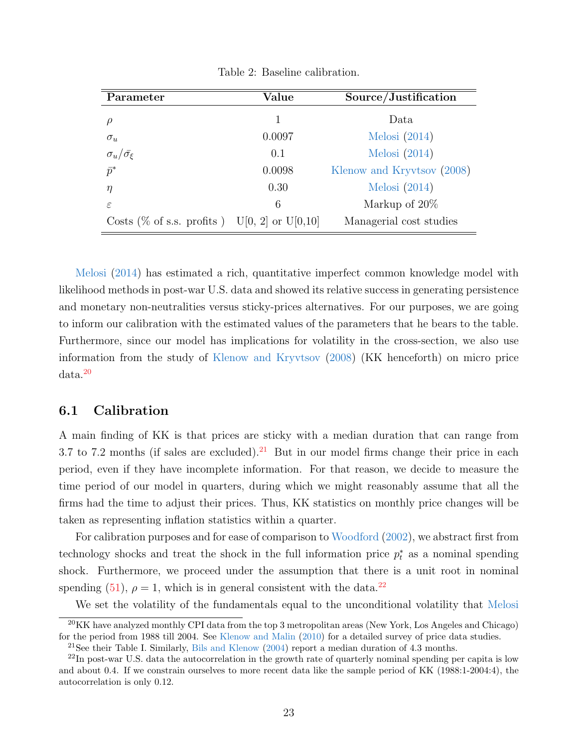Table 2: Baseline calibration.

| Parameter | Value | Source/Justification |
|---|---|---|
| $\rho$ | 1 | Data |
| $\sigma_u$ | 0.0097 | Melosi (2014) |
| $\sigma_u/\bar{\sigma}_\xi$ | 0.1 | Melosi (2014) |
| $\bar{p}^*$ | 0.0098 | Klenow and Kryvtsov (2008) |
| $\eta$ | 0.30 | Melosi (2014) |
| $\varepsilon$ | 6 | Markup of 20% |
| Costs (% of s.s. profits ) | U[0, 2] or U[0,10] | Managerial cost studies |

Melosi (2014) has estimated a rich, quantitative imperfect common knowledge model with likelihood methods in post-war U.S. data and showed its relative success in generating persistence and monetary non-neutralities versus sticky-prices alternatives. For our purposes, we are going to inform our calibration with the estimated values of the parameters that he bears to the table. Furthermore, since our model has implications for volatility in the cross-section, we also use information from the study of Klenow and Kryvtsov (2008) (KK henceforth) on micro price data.[20]

## 6.1 Calibration

A main finding of KK is that prices are sticky with a median duration that can range from 3.7 to 7.2 months (if sales are excluded).[21] But in our model firms change their price in each period, even if they have incomplete information. For that reason, we decide to measure the time period of our model in quarters, during which we might reasonably assume that all the firms had the time to adjust their prices. Thus, KK statistics on monthly price changes will be taken as representing inflation statistics within a quarter.

For calibration purposes and for ease of comparison to Woodford (2002), we abstract first from technology shocks and treat the shock in the full information price $p_t^*$ as a nominal spending shock. Furthermore, we proceed under the assumption that there is a unit root in nominal spending (51), $\rho = 1$, which is in general consistent with the data.[22]

We set the volatility of the fundamentals equal to the unconditional volatility that Melosi

[20] KK have analyzed monthly CPI data from the top 3 metropolitan areas (New York, Los Angeles and Chicago) for the period from 1988 till 2004. See Klenow and Malin (2010) for a detailed survey of price data studies.

[21] See their Table I. Similarly, Bils and Klenow (2004) report a median duration of 4.3 months.

[22] In post-war U.S. data the autocorrelation in the growth rate of quarterly nominal spending per capita is low and about 0.4. If we constrain ourselves to more recent data like the sample period of KK (1988:1-2004:4), the autocorrelation is only 0.12.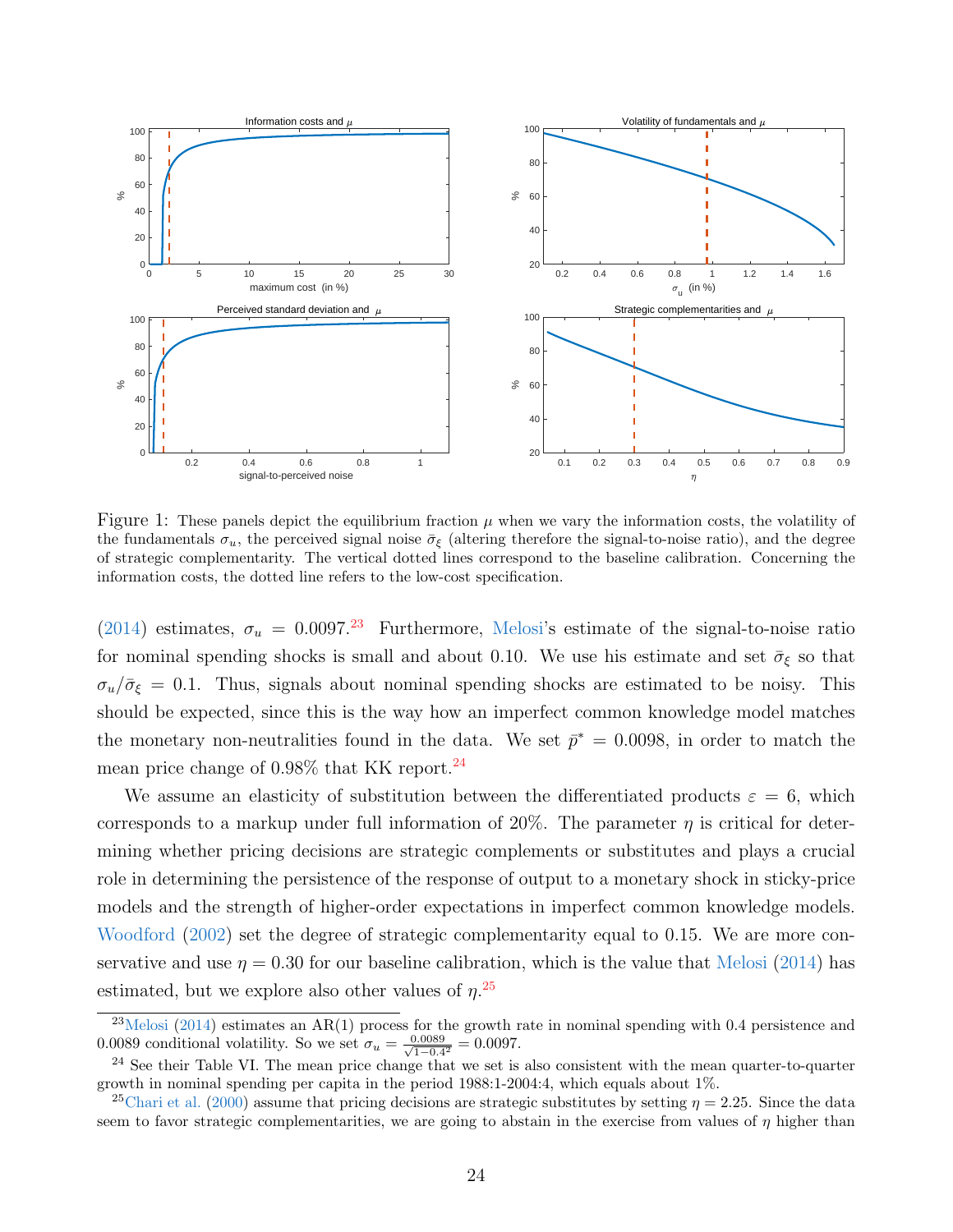Figure 1: These panels depict the equilibrium fraction $\mu$ when we vary the information costs, the volatility of the fundamentals $\sigma_u$, the perceived signal noise $\bar{\sigma}_\xi$ (altering therefore the signal-to-noise ratio), and the degree of strategic complementarity. The vertical dotted lines correspond to the baseline calibration. Concerning the information costs, the dotted line refers to the low-cost specification.

(2014) estimates, $\sigma_u = 0.0097$.[23] Furthermore, Melosi's estimate of the signal-to-noise ratio for nominal spending shocks is small and about 0.10. We use his estimate and set $\bar{\sigma}_\xi$ so that $\sigma_u/\bar{\sigma}_\xi = 0.1$. Thus, signals about nominal spending shocks are estimated to be noisy. This should be expected, since this is the way how an imperfect common knowledge model matches the monetary non-neutralities found in the data. We set $\bar{p}^* = 0.0098$, in order to match the mean price change of 0.98% that KK report.[24]

We assume an elasticity of substitution between the differentiated products $\varepsilon = 6$, which corresponds to a markup under full information of 20%. The parameter $\eta$ is critical for determining whether pricing decisions are strategic complements or substitutes and plays a crucial role in determining the persistence of the response of output to a monetary shock in sticky-price models and the strength of higher-order expectations in imperfect common knowledge models. Woodford (2002) set the degree of strategic complementarity equal to 0.15. We are more conservative and use $\eta = 0.30$ for our baseline calibration, which is the value that Melosi (2014) has estimated, but we explore also other values of $\eta$.[25]

---

[23] Melosi (2014) estimates an AR(1) process for the growth rate in nominal spending with 0.4 persistence and 0.0089 conditional volatility. So we set $\sigma_u = \frac{0.0089}{\sqrt{1-0.4^2}} = 0.0097$.

[24] See their Table VI. The mean price change that we set is also consistent with the mean quarter-to-quarter growth in nominal spending per capita in the period 1988:1-2004:4, which equals about 1%.

[25] Chari et al. (2000) assume that pricing decisions are strategic substitutes by setting $\eta = 2.25$. Since the data seem to favor strategic complementarities, we are going to abstain in the exercise from values of $\eta$ higher than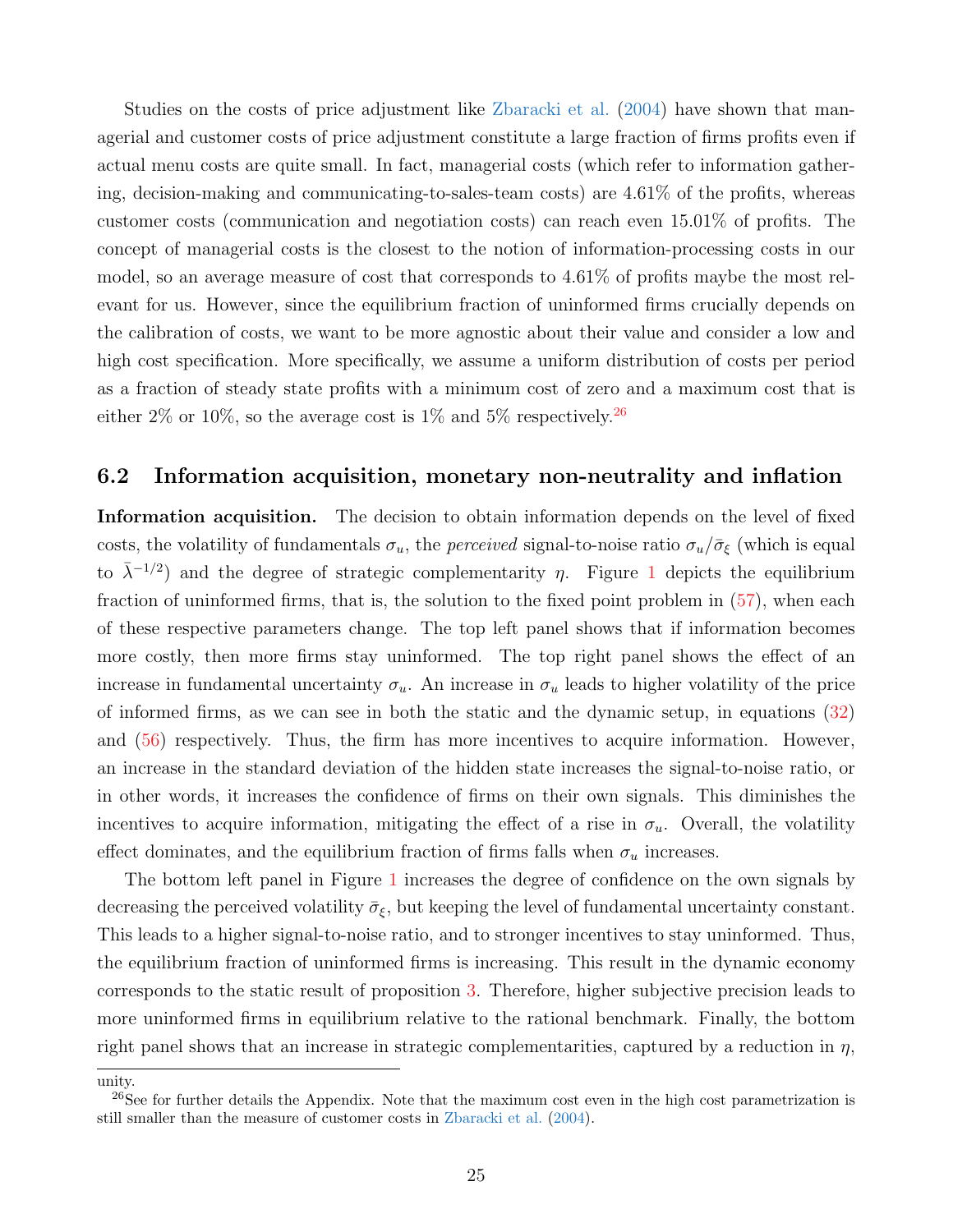Studies on the costs of price adjustment like Zbaracki et al. (2004) have shown that managerial and customer costs of price adjustment constitute a large fraction of firms profits even if actual menu costs are quite small. In fact, managerial costs (which refer to information gathering, decision-making and communicating-to-sales-team costs) are 4.61% of the profits, whereas customer costs (communication and negotiation costs) can reach even 15.01% of profits. The concept of managerial costs is the closest to the notion of information-processing costs in our model, so an average measure of cost that corresponds to 4.61% of profits maybe the most relevant for us. However, since the equilibrium fraction of uninformed firms crucially depends on the calibration of costs, we want to be more agnostic about their value and consider a low and high cost specification. More specifically, we assume a uniform distribution of costs per period as a fraction of steady state profits with a minimum cost of zero and a maximum cost that is either 2% or 10%, so the average cost is 1% and 5% respectively.[26]

## 6.2 Information acquisition, monetary non-neutrality and inflation

**Information acquisition.** The decision to obtain information depends on the level of fixed costs, the volatility of fundamentals $\sigma_u$, the *perceived* signal-to-noise ratio $\sigma_u/\bar{\sigma}_\xi$ (which is equal to $\bar{\lambda}^{-1/2}$) and the degree of strategic complementarity $\eta$. Figure 1 depicts the equilibrium fraction of uninformed firms, that is, the solution to the fixed point problem in (57), when each of these respective parameters change. The top left panel shows that if information becomes more costly, then more firms stay uninformed. The top right panel shows the effect of an increase in fundamental uncertainty $\sigma_u$. An increase in $\sigma_u$ leads to higher volatility of the price of informed firms, as we can see in both the static and the dynamic setup, in equations (32) and (56) respectively. Thus, the firm has more incentives to acquire information. However, an increase in the standard deviation of the hidden state increases the signal-to-noise ratio, or in other words, it increases the confidence of firms on their own signals. This diminishes the incentives to acquire information, mitigating the effect of a rise in $\sigma_u$. Overall, the volatility effect dominates, and the equilibrium fraction of firms falls when $\sigma_u$ increases.

The bottom left panel in Figure 1 increases the degree of confidence on the own signals by decreasing the perceived volatility $\bar{\sigma}_\xi$, but keeping the level of fundamental uncertainty constant. This leads to a higher signal-to-noise ratio, and to stronger incentives to stay uninformed. Thus, the equilibrium fraction of uninformed firms is increasing. This result in the dynamic economy corresponds to the static result of proposition 3. Therefore, higher subjective precision leads to more uninformed firms in equilibrium relative to the rational benchmark. Finally, the bottom right panel shows that an increase in strategic complementarities, captured by a reduction in $\eta$,

unity.

[26]See for further details the Appendix. Note that the maximum cost even in the high cost parametrization is still smaller than the measure of customer costs in Zbaracki et al. (2004).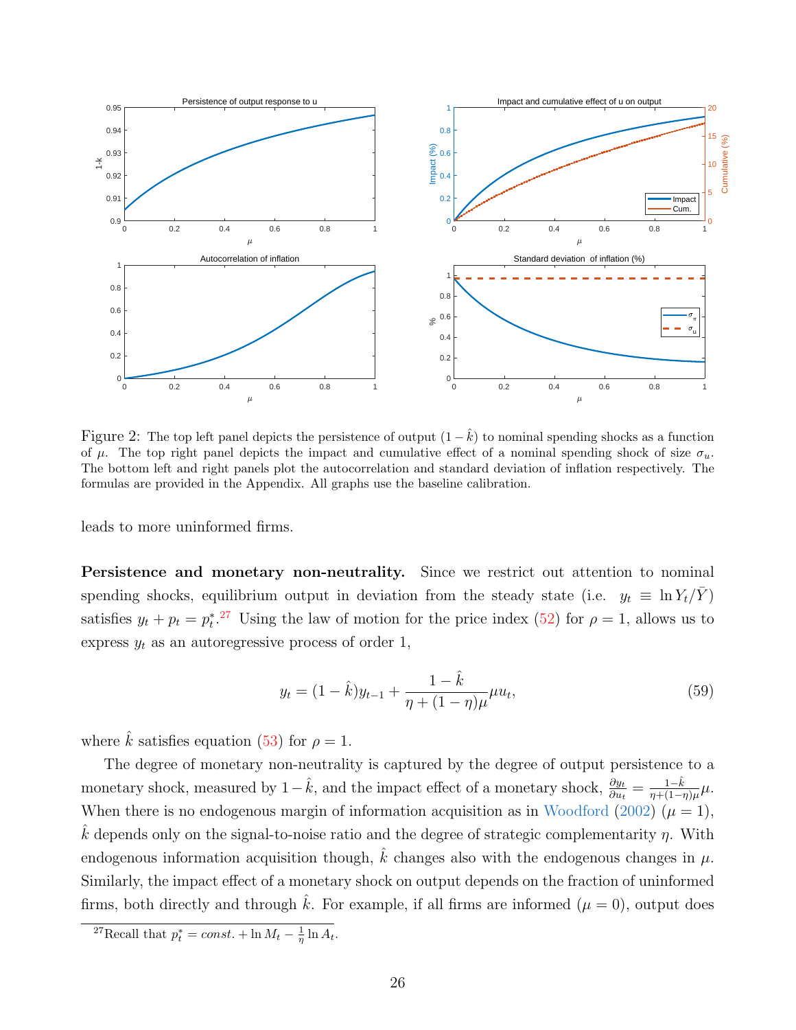Figure 2: The top left panel depicts the persistence of output $(1-\hat{k})$ to nominal spending shocks as a function of $\mu$. The top right panel depicts the impact and cumulative effect of a nominal spending shock of size $\sigma_u$. The bottom left and right panels plot the autocorrelation and standard deviation of inflation respectively. The formulas are provided in the Appendix. All graphs use the baseline calibration.

leads to more uninformed firms.

**Persistence and monetary non-neutrality.** Since we restrict out attention to nominal spending shocks, equilibrium output in deviation from the steady state (i.e. $y_t \equiv \ln Y_t/\bar{Y}$) satisfies $y_t + p_t = p_t^*$.[27] Using the law of motion for the price index (52) for $\rho = 1$, allows us to express $y_t$ as an autoregressive process of order 1,

$$y_t = (1-\hat{k})y_{t-1} + \frac{1-\hat{k}}{\eta + (1-\eta)\mu}\mu u_t, \tag{59}$$

where $\hat{k}$ satisfies equation (53) for $\rho = 1$.

The degree of monetary non-neutrality is captured by the degree of output persistence to a monetary shock, measured by $1-\hat{k}$, and the impact effect of a monetary shock, $\frac{\partial y_t}{\partial u_t} = \frac{1-\hat{k}}{\eta+(1-\eta)\mu}\mu$. When there is no endogenous margin of information acquisition as in Woodford (2002) ($\mu = 1$), $\hat{k}$ depends only on the signal-to-noise ratio and the degree of strategic complementarity $\eta$. With endogenous information acquisition though, $\hat{k}$ changes also with the endogenous changes in $\mu$. Similarly, the impact effect of a monetary shock on output depends on the fraction of uninformed firms, both directly and through $\hat{k}$. For example, if all firms are informed ($\mu = 0$), output does

[27] Recall that $p_t^* = const. + \ln M_t - \frac{1}{\eta}\ln A_t$.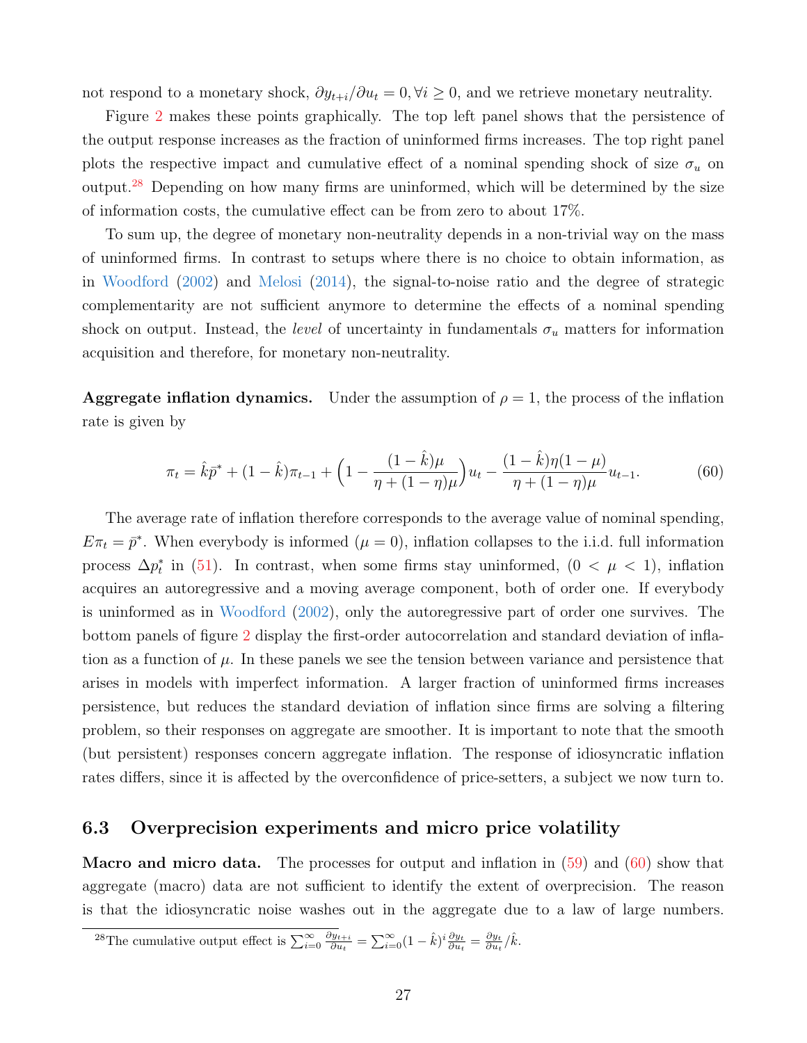not respond to a monetary shock, $\partial y_{t+i}/\partial u_t = 0, \forall i \geq 0$, and we retrieve monetary neutrality.

Figure 2 makes these points graphically. The top left panel shows that the persistence of the output response increases as the fraction of uninformed firms increases. The top right panel plots the respective impact and cumulative effect of a nominal spending shock of size $\sigma_u$ on output.[28] Depending on how many firms are uninformed, which will be determined by the size of information costs, the cumulative effect can be from zero to about 17%.

To sum up, the degree of monetary non-neutrality depends in a non-trivial way on the mass of uninformed firms. In contrast to setups where there is no choice to obtain information, as in Woodford (2002) and Melosi (2014), the signal-to-noise ratio and the degree of strategic complementarity are not sufficient anymore to determine the effects of a nominal spending shock on output. Instead, the *level* of uncertainty in fundamentals $\sigma_u$ matters for information acquisition and therefore, for monetary non-neutrality.

**Aggregate inflation dynamics.** Under the assumption of $\rho = 1$, the process of the inflation rate is given by

$$\pi_t = \hat{k}\bar{p}^* + (1-\hat{k})\pi_{t-1} + \Big(1 - \frac{(1-\hat{k})\mu}{\eta + (1-\eta)\mu}\Big)u_t - \frac{(1-\hat{k})\eta(1-\mu)}{\eta + (1-\eta)\mu}u_{t-1}. \tag{60}$$

The average rate of inflation therefore corresponds to the average value of nominal spending, $E\pi_t = \bar{p}^*$. When everybody is informed ($\mu = 0$), inflation collapses to the i.i.d. full information process $\Delta p_t^*$ in (51). In contrast, when some firms stay uninformed, ($0 < \mu < 1$), inflation acquires an autoregressive and a moving average component, both of order one. If everybody is uninformed as in Woodford (2002), only the autoregressive part of order one survives. The bottom panels of figure 2 display the first-order autocorrelation and standard deviation of inflation as a function of $\mu$. In these panels we see the tension between variance and persistence that arises in models with imperfect information. A larger fraction of uninformed firms increases persistence, but reduces the standard deviation of inflation since firms are solving a filtering problem, so their responses on aggregate are smoother. It is important to note that the smooth (but persistent) responses concern aggregate inflation. The response of idiosyncratic inflation rates differs, since it is affected by the overconfidence of price-setters, a subject we now turn to.

## 6.3 Overprecision experiments and micro price volatility

**Macro and micro data.** The processes for output and inflation in (59) and (60) show that aggregate (macro) data are not sufficient to identify the extent of overprecision. The reason is that the idiosyncratic noise washes out in the aggregate due to a law of large numbers.

[28] The cumulative output effect is $\sum_{i=0}^{\infty} \frac{\partial y_{t+i}}{\partial u_t} = \sum_{i=0}^{\infty}(1-\hat{k})^i \frac{\partial y_t}{\partial u_t} = \frac{\partial y_t}{\partial u_t}/\hat{k}$.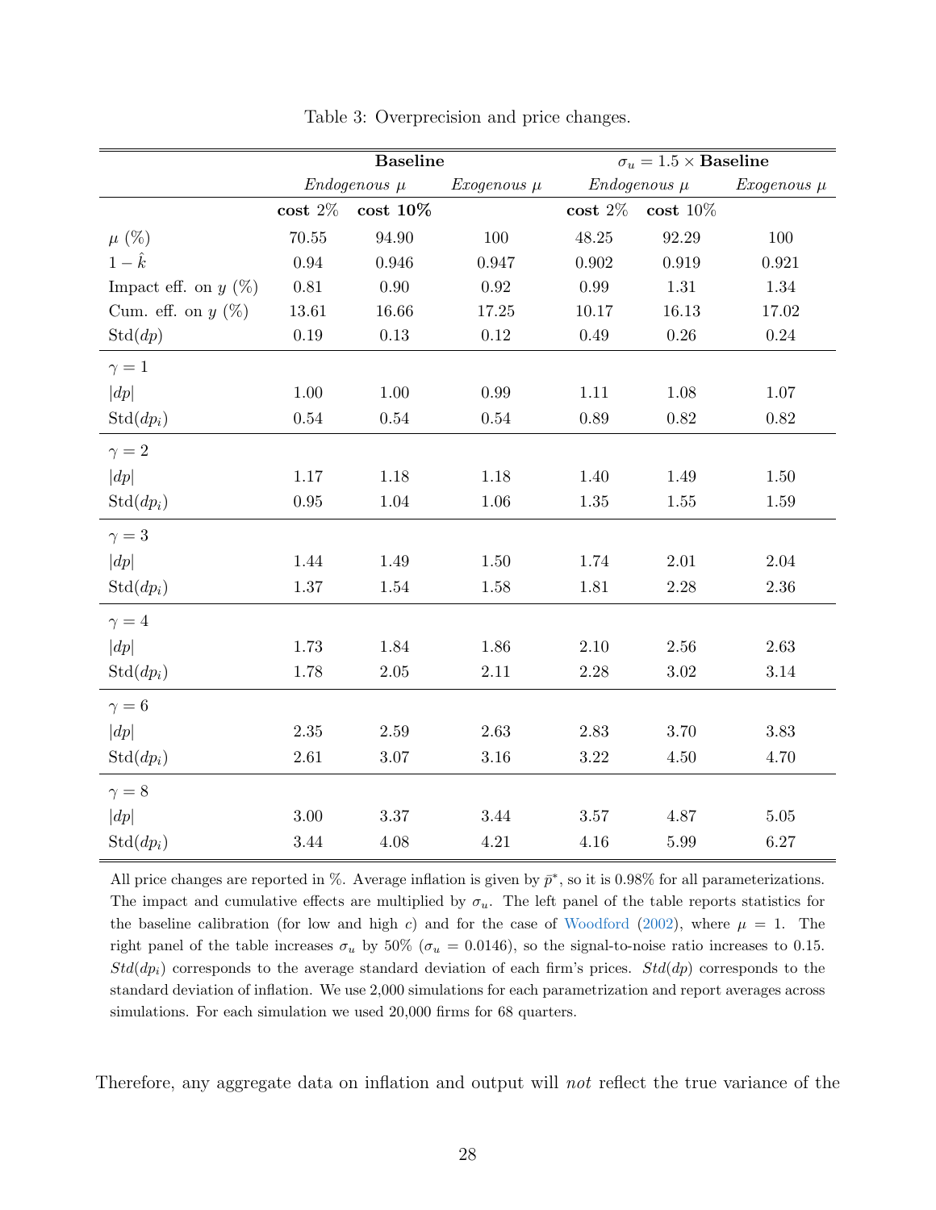Table 3: Overprecision and price changes.

| | Baseline | | | $\sigma_u = 1.5 \times$ **Baseline** | | |
|---|---|---|---|---|---|---|
| | *Endogenous* $\mu$ | | *Exogenous* $\mu$ | *Endogenous* $\mu$ | | *Exogenous* $\mu$ |
| | **cost** 2% | **cost 10%** | | **cost** 2% | **cost** 10% | |
| $\mu$ (%) | 70.55 | 94.90 | 100 | 48.25 | 92.29 | 100 |
| $1 - \hat{k}$ | 0.94 | 0.946 | 0.947 | 0.902 | 0.919 | 0.921 |
| Impact eff. on $y$ (%) | 0.81 | 0.90 | 0.92 | 0.99 | 1.31 | 1.34 |
| Cum. eff. on $y$ (%) | 13.61 | 16.66 | 17.25 | 10.17 | 16.13 | 17.02 |
| Std($dp$) | 0.19 | 0.13 | 0.12 | 0.49 | 0.26 | 0.24 |
| $\gamma = 1$ | | | | | | |
| $\lvert dp \rvert$ | 1.00 | 1.00 | 0.99 | 1.11 | 1.08 | 1.07 |
| Std($dp_i$) | 0.54 | 0.54 | 0.54 | 0.89 | 0.82 | 0.82 |
| $\gamma = 2$ | | | | | | |
| $\lvert dp \rvert$ | 1.17 | 1.18 | 1.18 | 1.40 | 1.49 | 1.50 |
| Std($dp_i$) | 0.95 | 1.04 | 1.06 | 1.35 | 1.55 | 1.59 |
| $\gamma = 3$ | | | | | | |
| $\lvert dp \rvert$ | 1.44 | 1.49 | 1.50 | 1.74 | 2.01 | 2.04 |
| Std($dp_i$) | 1.37 | 1.54 | 1.58 | 1.81 | 2.28 | 2.36 |
| $\gamma = 4$ | | | | | | |
| $\lvert dp \rvert$ | 1.73 | 1.84 | 1.86 | 2.10 | 2.56 | 2.63 |
| Std($dp_i$) | 1.78 | 2.05 | 2.11 | 2.28 | 3.02 | 3.14 |
| $\gamma = 6$ | | | | | | |
| $\lvert dp \rvert$ | 2.35 | 2.59 | 2.63 | 2.83 | 3.70 | 3.83 |
| Std($dp_i$) | 2.61 | 3.07 | 3.16 | 3.22 | 4.50 | 4.70 |
| $\gamma = 8$ | | | | | | |
| $\lvert dp \rvert$ | 3.00 | 3.37 | 3.44 | 3.57 | 4.87 | 5.05 |
| Std($dp_i$) | 3.44 | 4.08 | 4.21 | 4.16 | 5.99 | 6.27 |

All price changes are reported in %. Average inflation is given by $\bar{p}^*$, so it is 0.98% for all parameterizations. The impact and cumulative effects are multiplied by $\sigma_u$. The left panel of the table reports statistics for the baseline calibration (for low and high $c$) and for the case of Woodford (2002), where $\mu = 1$. The right panel of the table increases $\sigma_u$ by 50% ($\sigma_u = 0.0146$), so the signal-to-noise ratio increases to 0.15. *Std*($dp_i$) corresponds to the average standard deviation of each firm's prices. *Std*($dp$) corresponds to the standard deviation of inflation. We use 2,000 simulations for each parametrization and report averages across simulations. For each simulation we used 20,000 firms for 68 quarters.

Therefore, any aggregate data on inflation and output will *not* reflect the true variance of the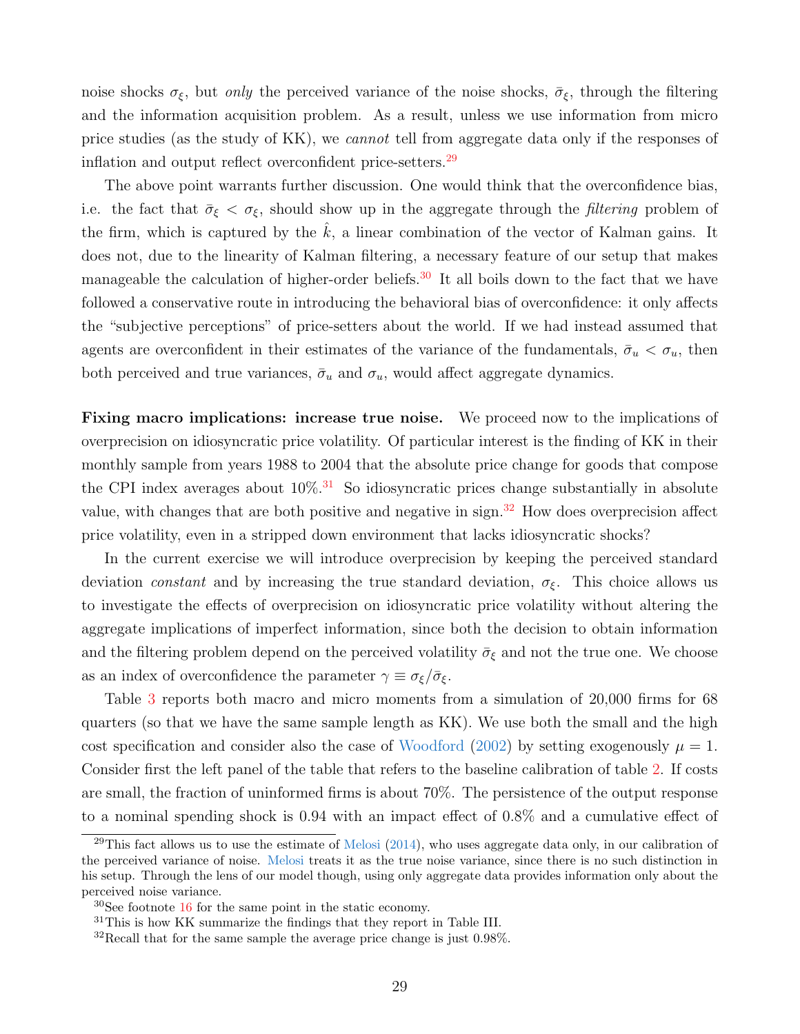noise shocks $\sigma_\xi$, but *only* the perceived variance of the noise shocks, $\bar{\sigma}_\xi$, through the filtering and the information acquisition problem. As a result, unless we use information from micro price studies (as the study of KK), we *cannot* tell from aggregate data only if the responses of inflation and output reflect overconfident price-setters.[29]

The above point warrants further discussion. One would think that the overconfidence bias, i.e. the fact that $\bar{\sigma}_\xi < \sigma_\xi$, should show up in the aggregate through the *filtering* problem of the firm, which is captured by the $\hat{k}$, a linear combination of the vector of Kalman gains. It does not, due to the linearity of Kalman filtering, a necessary feature of our setup that makes manageable the calculation of higher-order beliefs.[30] It all boils down to the fact that we have followed a conservative route in introducing the behavioral bias of overconfidence: it only affects the "subjective perceptions" of price-setters about the world. If we had instead assumed that agents are overconfident in their estimates of the variance of the fundamentals, $\bar{\sigma}_u < \sigma_u$, then both perceived and true variances, $\bar{\sigma}_u$ and $\sigma_u$, would affect aggregate dynamics.

**Fixing macro implications: increase true noise.** We proceed now to the implications of overprecision on idiosyncratic price volatility. Of particular interest is the finding of KK in their monthly sample from years 1988 to 2004 that the absolute price change for goods that compose the CPI index averages about 10%.[31] So idiosyncratic prices change substantially in absolute value, with changes that are both positive and negative in sign.[32] How does overprecision affect price volatility, even in a stripped down environment that lacks idiosyncratic shocks?

In the current exercise we will introduce overprecision by keeping the perceived standard deviation *constant* and by increasing the true standard deviation, $\sigma_\xi$. This choice allows us to investigate the effects of overprecision on idiosyncratic price volatility without altering the aggregate implications of imperfect information, since both the decision to obtain information and the filtering problem depend on the perceived volatility $\bar{\sigma}_\xi$ and not the true one. We choose as an index of overconfidence the parameter $\gamma \equiv \sigma_\xi / \bar{\sigma}_\xi$.

Table 3 reports both macro and micro moments from a simulation of 20,000 firms for 68 quarters (so that we have the same sample length as KK). We use both the small and the high cost specification and consider also the case of Woodford (2002) by setting exogenously $\mu = 1$. Consider first the left panel of the table that refers to the baseline calibration of table 2. If costs are small, the fraction of uninformed firms is about 70%. The persistence of the output response to a nominal spending shock is 0.94 with an impact effect of 0.8% and a cumulative effect of

[29] This fact allows us to use the estimate of Melosi (2014), who uses aggregate data only, in our calibration of the perceived variance of noise. Melosi treats it as the true noise variance, since there is no such distinction in his setup. Through the lens of our model though, using only aggregate data provides information only about the perceived noise variance.

[30] See footnote 16 for the same point in the static economy.

[31] This is how KK summarize the findings that they report in Table III.

[32] Recall that for the same sample the average price change is just 0.98%.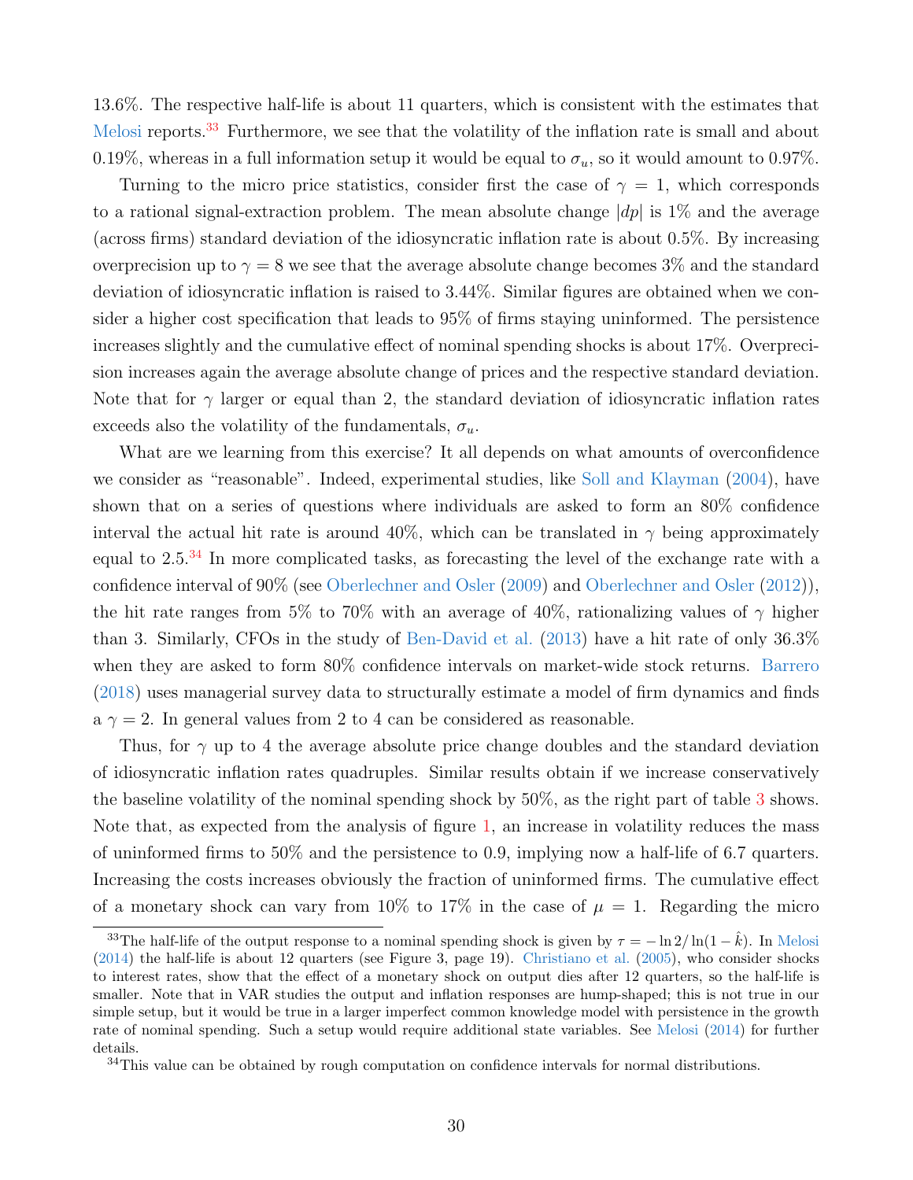13.6%. The respective half-life is about 11 quarters, which is consistent with the estimates that Melosi reports.[33] Furthermore, we see that the volatility of the inflation rate is small and about 0.19%, whereas in a full information setup it would be equal to $\sigma_u$, so it would amount to 0.97%.

Turning to the micro price statistics, consider first the case of $\gamma = 1$, which corresponds to a rational signal-extraction problem. The mean absolute change $|dp|$ is 1% and the average (across firms) standard deviation of the idiosyncratic inflation rate is about 0.5%. By increasing overprecision up to $\gamma = 8$ we see that the average absolute change becomes 3% and the standard deviation of idiosyncratic inflation is raised to 3.44%. Similar figures are obtained when we consider a higher cost specification that leads to 95% of firms staying uninformed. The persistence increases slightly and the cumulative effect of nominal spending shocks is about 17%. Overprecision increases again the average absolute change of prices and the respective standard deviation. Note that for $\gamma$ larger or equal than 2, the standard deviation of idiosyncratic inflation rates exceeds also the volatility of the fundamentals, $\sigma_u$.

What are we learning from this exercise? It all depends on what amounts of overconfidence we consider as "reasonable". Indeed, experimental studies, like Soll and Klayman (2004), have shown that on a series of questions where individuals are asked to form an 80% confidence interval the actual hit rate is around 40%, which can be translated in $\gamma$ being approximately equal to 2.5.[34] In more complicated tasks, as forecasting the level of the exchange rate with a confidence interval of 90% (see Oberlechner and Osler (2009) and Oberlechner and Osler (2012)), the hit rate ranges from 5% to 70% with an average of 40%, rationalizing values of $\gamma$ higher than 3. Similarly, CFOs in the study of Ben-David et al. (2013) have a hit rate of only 36.3% when they are asked to form 80% confidence intervals on market-wide stock returns. Barrero (2018) uses managerial survey data to structurally estimate a model of firm dynamics and finds a $\gamma = 2$. In general values from 2 to 4 can be considered as reasonable.

Thus, for $\gamma$ up to 4 the average absolute price change doubles and the standard deviation of idiosyncratic inflation rates quadruples. Similar results obtain if we increase conservatively the baseline volatility of the nominal spending shock by 50%, as the right part of table 3 shows. Note that, as expected from the analysis of figure 1, an increase in volatility reduces the mass of uninformed firms to 50% and the persistence to 0.9, implying now a half-life of 6.7 quarters. Increasing the costs increases obviously the fraction of uninformed firms. The cumulative effect of a monetary shock can vary from 10% to 17% in the case of $\mu = 1$. Regarding the micro

[33] The half-life of the output response to a nominal spending shock is given by $\tau = -\ln 2/\ln(1-\hat{k})$. In Melosi (2014) the half-life is about 12 quarters (see Figure 3, page 19). Christiano et al. (2005), who consider shocks to interest rates, show that the effect of a monetary shock on output dies after 12 quarters, so the half-life is smaller. Note that in VAR studies the output and inflation responses are hump-shaped; this is not true in our simple setup, but it would be true in a larger imperfect common knowledge model with persistence in the growth rate of nominal spending. Such a setup would require additional state variables. See Melosi (2014) for further details.

[34] This value can be obtained by rough computation on confidence intervals for normal distributions.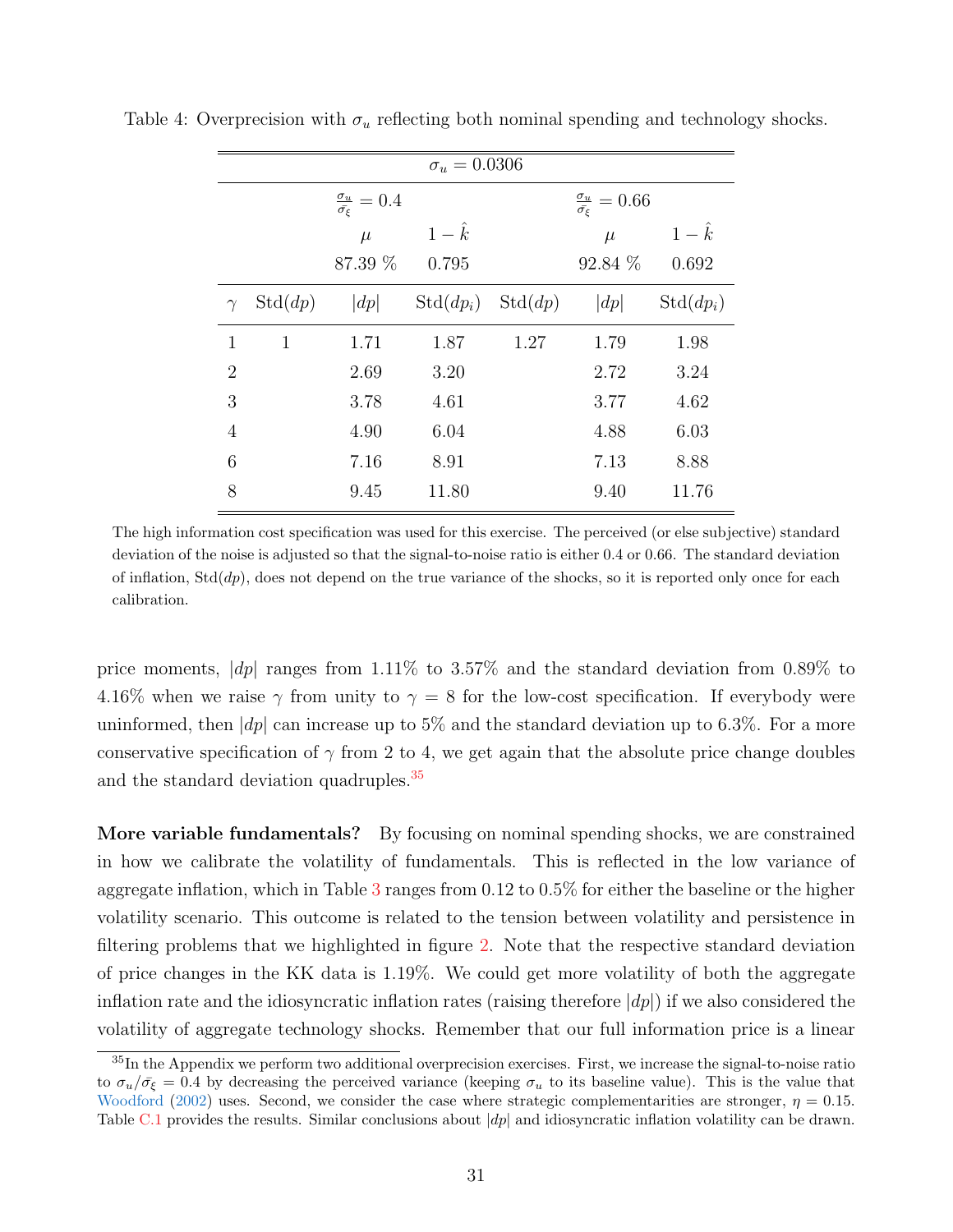Table 4: Overprecision with $\sigma_u$ reflecting both nominal spending and technology shocks.

| $\sigma_u = 0.0306$ | | | | | | |
|---|---|---|---|---|---|---|
| | | $\frac{\sigma_u}{\bar{\sigma_\xi}} = 0.4$ | | | $\frac{\sigma_u}{\bar{\sigma_\xi}} = 0.66$ | |
| | | $\mu$ | $1 - \hat{k}$ | | $\mu$ | $1 - \hat{k}$ |
| | | 87.39 % | 0.795 | | 92.84 % | 0.692 |
| $\gamma$ | Std($dp$) | $\lvert dp \rvert$ | Std($dp_i$) | Std($dp$) | $\lvert dp \rvert$ | Std($dp_i$) |
| 1 | 1 | 1.71 | 1.87 | 1.27 | 1.79 | 1.98 |
| 2 | | 2.69 | 3.20 | | 2.72 | 3.24 |
| 3 | | 3.78 | 4.61 | | 3.77 | 4.62 |
| 4 | | 4.90 | 6.04 | | 4.88 | 6.03 |
| 6 | | 7.16 | 8.91 | | 7.13 | 8.88 |
| 8 | | 9.45 | 11.80 | | 9.40 | 11.76 |

The high information cost specification was used for this exercise. The perceived (or else subjective) standard deviation of the noise is adjusted so that the signal-to-noise ratio is either 0.4 or 0.66. The standard deviation of inflation, Std($dp$), does not depend on the true variance of the shocks, so it is reported only once for each calibration.

price moments, $|dp|$ ranges from 1.11% to 3.57% and the standard deviation from 0.89% to 4.16% when we raise $\gamma$ from unity to $\gamma = 8$ for the low-cost specification. If everybody were uninformed, then $|dp|$ can increase up to 5% and the standard deviation up to 6.3%. For a more conservative specification of $\gamma$ from 2 to 4, we get again that the absolute price change doubles and the standard deviation quadruples.[35]

**More variable fundamentals?** By focusing on nominal spending shocks, we are constrained in how we calibrate the volatility of fundamentals. This is reflected in the low variance of aggregate inflation, which in Table 3 ranges from 0.12 to 0.5% for either the baseline or the higher volatility scenario. This outcome is related to the tension between volatility and persistence in filtering problems that we highlighted in figure 2. Note that the respective standard deviation of price changes in the KK data is 1.19%. We could get more volatility of both the aggregate inflation rate and the idiosyncratic inflation rates (raising therefore $|dp|$) if we also considered the volatility of aggregate technology shocks. Remember that our full information price is a linear

[35] In the Appendix we perform two additional overprecision exercises. First, we increase the signal-to-noise ratio to $\sigma_u/\bar{\sigma}_\xi = 0.4$ by decreasing the perceived variance (keeping $\sigma_u$ to its baseline value). This is the value that Woodford (2002) uses. Second, we consider the case where strategic complementarities are stronger, $\eta = 0.15$. Table C.1 provides the results. Similar conclusions about $|dp|$ and idiosyncratic inflation volatility can be drawn.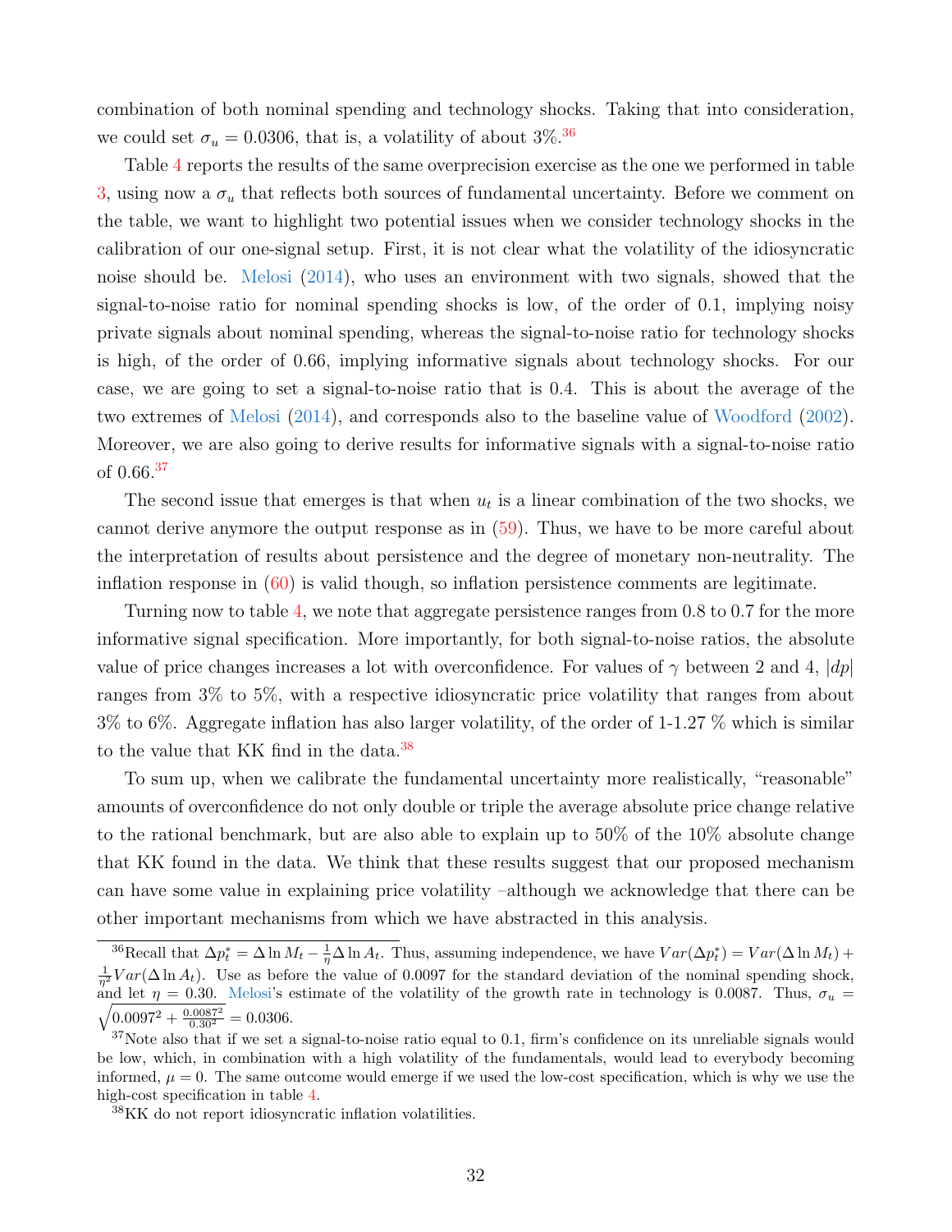combination of both nominal spending and technology shocks. Taking that into consideration, we could set $\sigma_u = 0.0306$, that is, a volatility of about 3%.[36]

Table 4 reports the results of the same overprecision exercise as the one we performed in table 3, using now a $\sigma_u$ that reflects both sources of fundamental uncertainty. Before we comment on the table, we want to highlight two potential issues when we consider technology shocks in the calibration of our one-signal setup. First, it is not clear what the volatility of the idiosyncratic noise should be. Melosi (2014), who uses an environment with two signals, showed that the signal-to-noise ratio for nominal spending shocks is low, of the order of 0.1, implying noisy private signals about nominal spending, whereas the signal-to-noise ratio for technology shocks is high, of the order of 0.66, implying informative signals about technology shocks. For our case, we are going to set a signal-to-noise ratio that is 0.4. This is about the average of the two extremes of Melosi (2014), and corresponds also to the baseline value of Woodford (2002). Moreover, we are also going to derive results for informative signals with a signal-to-noise ratio of 0.66.[37]

The second issue that emerges is that when $u_t$ is a linear combination of the two shocks, we cannot derive anymore the output response as in (59). Thus, we have to be more careful about the interpretation of results about persistence and the degree of monetary non-neutrality. The inflation response in (60) is valid though, so inflation persistence comments are legitimate.

Turning now to table 4, we note that aggregate persistence ranges from 0.8 to 0.7 for the more informative signal specification. More importantly, for both signal-to-noise ratios, the absolute value of price changes increases a lot with overconfidence. For values of $\gamma$ between 2 and 4, $|dp|$ ranges from 3% to 5%, with a respective idiosyncratic price volatility that ranges from about 3% to 6%. Aggregate inflation has also larger volatility, of the order of 1-1.27 % which is similar to the value that KK find in the data.[38]

To sum up, when we calibrate the fundamental uncertainty more realistically, "reasonable" amounts of overconfidence do not only double or triple the average absolute price change relative to the rational benchmark, but are also able to explain up to 50% of the 10% absolute change that KK found in the data. We think that these results suggest that our proposed mechanism can have some value in explaining price volatility –although we acknowledge that there can be other important mechanisms from which we have abstracted in this analysis.

---

[36] Recall that $\Delta p_t^* = \Delta \ln M_t - \frac{1}{\eta}\Delta \ln A_t$. Thus, assuming independence, we have $Var(\Delta p_t^*) = Var(\Delta \ln M_t) + \frac{1}{\eta^2}Var(\Delta \ln A_t)$. Use as before the value of 0.0097 for the standard deviation of the nominal spending shock, and let $\eta = 0.30$. Melosi's estimate of the volatility of the growth rate in technology is 0.0087. Thus, $\sigma_u = \sqrt{0.0097^2 + \frac{0.0087^2}{0.30^2}} = 0.0306$.

[37] Note also that if we set a signal-to-noise ratio equal to 0.1, firm's confidence on its unreliable signals would be low, which, in combination with a high volatility of the fundamentals, would lead to everybody becoming informed, $\mu = 0$. The same outcome would emerge if we used the low-cost specification, which is why we use the high-cost specification in table 4.

[38] KK do not report idiosyncratic inflation volatilities.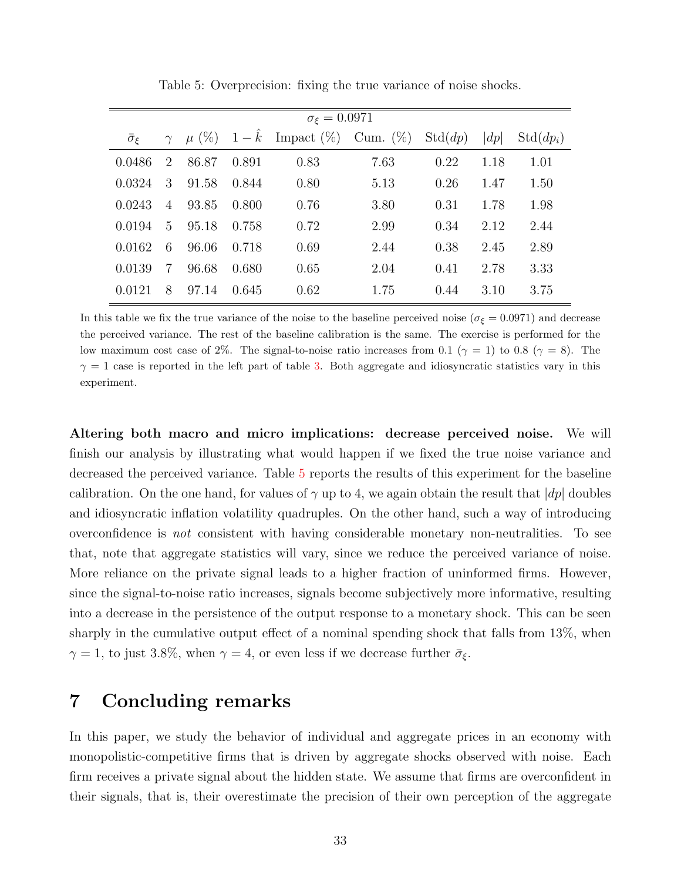Table 5: Overprecision: fixing the true variance of noise shocks.

| $\sigma_\xi = 0.0971$ | | | | | | | | |
|---|---|---|---|---|---|---|---|---|
| $\bar{\sigma}_\xi$ | $\gamma$ | $\mu$ (%) | $1 - \hat{k}$ | Impact (%) | Cum. (%) | Std($dp$) | $\lvert dp \rvert$ | Std($dp_i$) |
| 0.0486 | 2 | 86.87 | 0.891 | 0.83 | 7.63 | 0.22 | 1.18 | 1.01 |
| 0.0324 | 3 | 91.58 | 0.844 | 0.80 | 5.13 | 0.26 | 1.47 | 1.50 |
| 0.0243 | 4 | 93.85 | 0.800 | 0.76 | 3.80 | 0.31 | 1.78 | 1.98 |
| 0.0194 | 5 | 95.18 | 0.758 | 0.72 | 2.99 | 0.34 | 2.12 | 2.44 |
| 0.0162 | 6 | 96.06 | 0.718 | 0.69 | 2.44 | 0.38 | 2.45 | 2.89 |
| 0.0139 | 7 | 96.68 | 0.680 | 0.65 | 2.04 | 0.41 | 2.78 | 3.33 |
| 0.0121 | 8 | 97.14 | 0.645 | 0.62 | 1.75 | 0.44 | 3.10 | 3.75 |

In this table we fix the true variance of the noise to the baseline perceived noise ($\sigma_\xi = 0.0971$) and decrease the perceived variance. The rest of the baseline calibration is the same. The exercise is performed for the low maximum cost case of 2%. The signal-to-noise ratio increases from 0.1 ($\gamma = 1$) to 0.8 ($\gamma = 8$). The $\gamma = 1$ case is reported in the left part of table 3. Both aggregate and idiosyncratic statistics vary in this experiment.

**Altering both macro and micro implications: decrease perceived noise.** We will finish our analysis by illustrating what would happen if we fixed the true noise variance and decreased the perceived variance. Table 5 reports the results of this experiment for the baseline calibration. On the one hand, for values of $\gamma$ up to 4, we again obtain the result that $|dp|$ doubles and idiosyncratic inflation volatility quadruples. On the other hand, such a way of introducing overconfidence is *not* consistent with having considerable monetary non-neutralities. To see that, note that aggregate statistics will vary, since we reduce the perceived variance of noise. More reliance on the private signal leads to a higher fraction of uninformed firms. However, since the signal-to-noise ratio increases, signals become subjectively more informative, resulting into a decrease in the persistence of the output response to a monetary shock. This can be seen sharply in the cumulative output effect of a nominal spending shock that falls from 13%, when $\gamma = 1$, to just 3.8%, when $\gamma = 4$, or even less if we decrease further $\bar{\sigma}_\xi$.

## 7 Concluding remarks

In this paper, we study the behavior of individual and aggregate prices in an economy with monopolistic-competitive firms that is driven by aggregate shocks observed with noise. Each firm receives a private signal about the hidden state. We assume that firms are overconfident in their signals, that is, their overestimate the precision of their own perception of the aggregate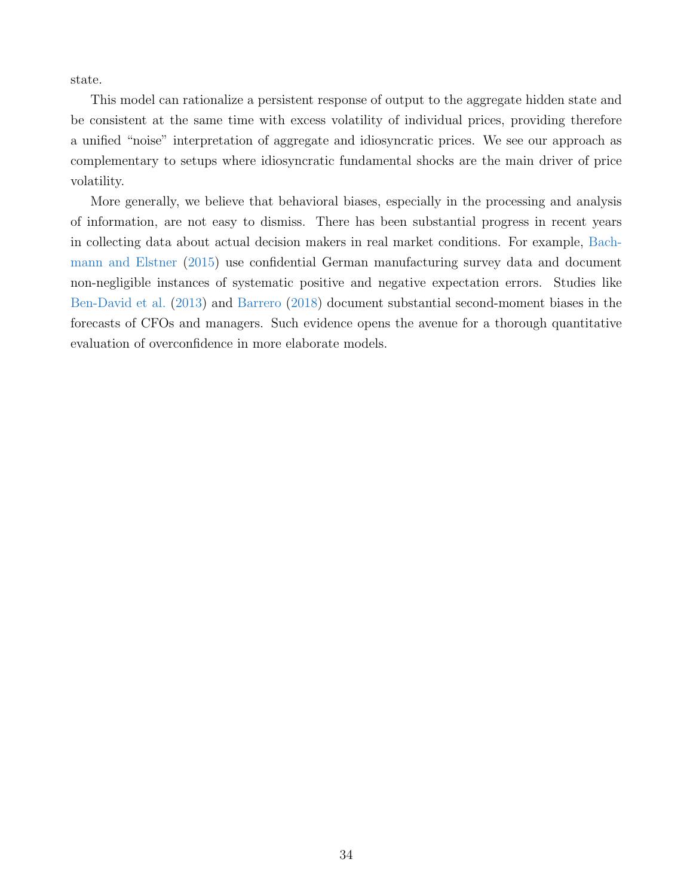state.

This model can rationalize a persistent response of output to the aggregate hidden state and be consistent at the same time with excess volatility of individual prices, providing therefore a unified "noise" interpretation of aggregate and idiosyncratic prices. We see our approach as complementary to setups where idiosyncratic fundamental shocks are the main driver of price volatility.

More generally, we believe that behavioral biases, especially in the processing and analysis of information, are not easy to dismiss. There has been substantial progress in recent years in collecting data about actual decision makers in real market conditions. For example, Bachmann and Elstner (2015) use confidential German manufacturing survey data and document non-negligible instances of systematic positive and negative expectation errors. Studies like Ben-David et al. (2013) and Barrero (2018) document substantial second-moment biases in the forecasts of CFOs and managers. Such evidence opens the avenue for a thorough quantitative evaluation of overconfidence in more elaborate models.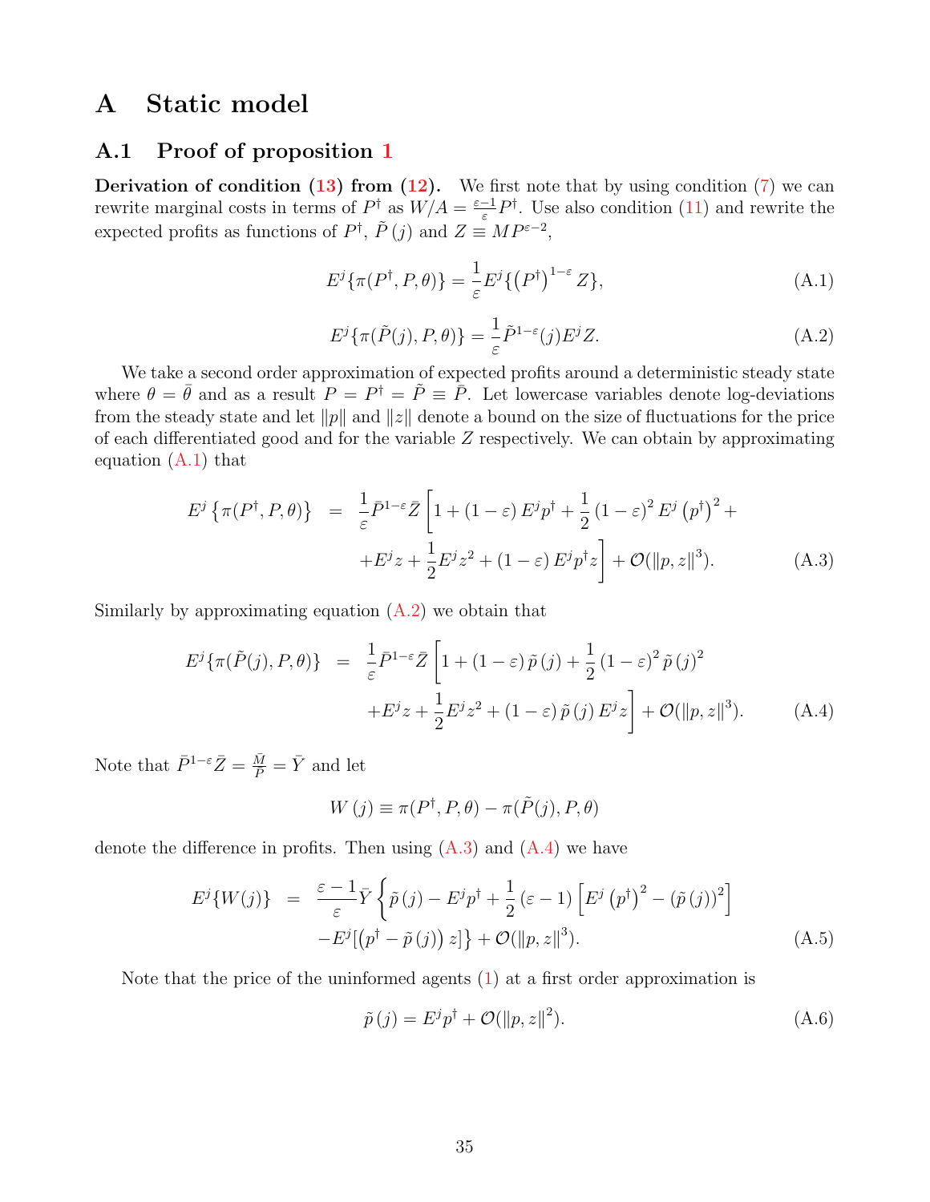# A Static model

## A.1 Proof of proposition 1

**Derivation of condition (13) from (12).** We first note that by using condition (7) we can rewrite marginal costs in terms of $P^{\dagger}$ as $W/A = \frac{\varepsilon-1}{\varepsilon}P^{\dagger}$. Use also condition (11) and rewrite the expected profits as functions of $P^{\dagger}$, $\tilde{P}(j)$ and $Z \equiv MP^{\varepsilon-2}$,

$$E^{j}\{\pi(P^{\dagger},P,\theta)\} = \frac{1}{\varepsilon}E^{j}\{\left(P^{\dagger}\right)^{1-\varepsilon}Z\}, \tag{A.1}$$

$$E^{j}\{\pi(\tilde{P}(j),P,\theta)\} = \frac{1}{\varepsilon}\tilde{P}^{1-\varepsilon}(j)E^{j}Z. \tag{A.2}$$

We take a second order approximation of expected profits around a deterministic steady state where $\theta = \bar{\theta}$ and as a result $P = P^{\dagger} = \tilde{P} \equiv \bar{P}$. Let lowercase variables denote log-deviations from the steady state and let $\|p\|$ and $\|z\|$ denote a bound on the size of fluctuations for the price of each differentiated good and for the variable $Z$ respectively. We can obtain by approximating equation (A.1) that

$$\begin{aligned} E^{j}\left\{\pi(P^{\dagger},P,\theta)\right\} \;&=\; \frac{1}{\varepsilon}\bar{P}^{1-\varepsilon}\bar{Z}\left[1+(1-\varepsilon)E^{j}p^{\dagger}+\frac{1}{2}(1-\varepsilon)^{2}E^{j}\left(p^{\dagger}\right)^{2}+\right.\\ &\left.\quad +E^{j}z+\frac{1}{2}E^{j}z^{2}+(1-\varepsilon)E^{j}p^{\dagger}z\right]+\mathcal{O}(\|p,z\|^{3}). \end{aligned} \tag{A.3}$$

Similarly by approximating equation (A.2) we obtain that

$$\begin{aligned} E^{j}\{\pi(\tilde{P}(j),P,\theta)\} \;&=\; \frac{1}{\varepsilon}\bar{P}^{1-\varepsilon}\bar{Z}\left[1+(1-\varepsilon)\tilde{p}(j)+\frac{1}{2}(1-\varepsilon)^{2}\tilde{p}(j)^{2}\right.\\ &\left.\quad +E^{j}z+\frac{1}{2}E^{j}z^{2}+(1-\varepsilon)\tilde{p}(j)E^{j}z\right]+\mathcal{O}(\|p,z\|^{3}). \end{aligned} \tag{A.4}$$

Note that $\bar{P}^{1-\varepsilon}\bar{Z} = \frac{\bar{M}}{\bar{P}} = \bar{Y}$ and let

$$W(j) \equiv \pi(P^{\dagger},P,\theta) - \pi(\tilde{P}(j),P,\theta)$$

denote the difference in profits. Then using (A.3) and (A.4) we have

$$\begin{aligned} E^{j}\{W(j)\} \;&=\; \frac{\varepsilon-1}{\varepsilon}\bar{Y}\left\{\tilde{p}(j)-E^{j}p^{\dagger}+\frac{1}{2}(\varepsilon-1)\left[E^{j}\left(p^{\dagger}\right)^{2}-(\tilde{p}(j))^{2}\right]\right.\\ &\left.\quad -E^{j}[\left(p^{\dagger}-\tilde{p}(j)\right)z]\right\}+\mathcal{O}(\|p,z\|^{3}). \end{aligned} \tag{A.5}$$

Note that the price of the uninformed agents (1) at a first order approximation is

$$\tilde{p}(j) = E^{j}p^{\dagger} + \mathcal{O}(\|p,z\|^{2}). \tag{A.6}$$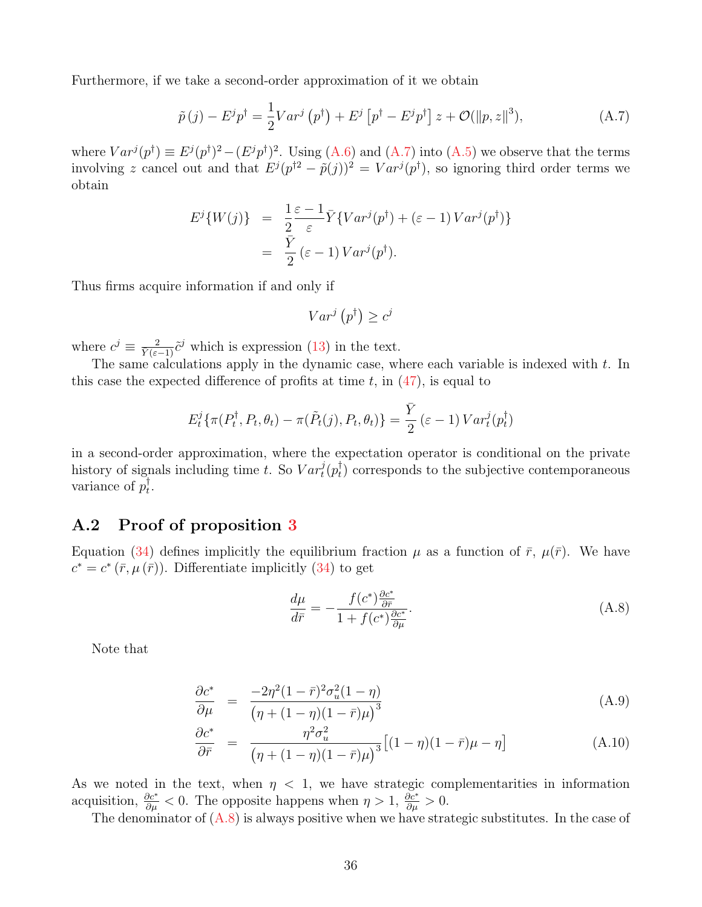Furthermore, if we take a second-order approximation of it we obtain

$$\tilde{p}(j) - E^j p^\dagger = \frac{1}{2} Var^j\left(p^\dagger\right) + E^j\left[p^\dagger - E^j p^\dagger\right] z + \mathcal{O}(\|p, z\|^3), \tag{A.7}$$

where $Var^j(p^\dagger) \equiv E^j(p^\dagger)^2 - (E^j p^\dagger)^2$. Using (A.6) and (A.7) into (A.5) we observe that the terms involving $z$ cancel out and that $E^j(p^{\dagger 2} - \tilde{p}(j))^2 = Var^j(p^\dagger)$, so ignoring third order terms we obtain

$$\begin{aligned} E^j\{W(j)\} &= \frac{1}{2}\frac{\varepsilon - 1}{\varepsilon}\bar{Y}\{Var^j(p^\dagger) + (\varepsilon - 1)\, Var^j(p^\dagger)\} \\ &= \frac{\bar{Y}}{2}\,(\varepsilon - 1)\, Var^j(p^\dagger). \end{aligned}$$

Thus firms acquire information if and only if

$$Var^j\left(p^\dagger\right) \geq c^j$$

where $c^j \equiv \frac{2}{\bar{Y}(\varepsilon-1)}\tilde{c}^j$ which is expression (13) in the text.

The same calculations apply in the dynamic case, where each variable is indexed with $t$. In this case the expected difference of profits at time $t$, in (47), is equal to

$$E_t^j\{\pi(P_t^\dagger, P_t, \theta_t) - \pi(\tilde{P}_t(j), P_t, \theta_t)\} = \frac{\bar{Y}}{2}\,(\varepsilon - 1)\, Var_t^j(p_t^\dagger)$$

in a second-order approximation, where the expectation operator is conditional on the private history of signals including time $t$. So $Var_t^j(p_t^\dagger)$ corresponds to the subjective contemporaneous variance of $p_t^\dagger$.

## A.2 Proof of proposition 3

Equation (34) defines implicitly the equilibrium fraction $\mu$ as a function of $\bar{r}$, $\mu(\bar{r})$. We have $c^* = c^*(\bar{r}, \mu(\bar{r}))$. Differentiate implicitly (34) to get

$$\frac{d\mu}{d\bar{r}} = -\frac{f(c^*)\frac{\partial c^*}{\partial \bar{r}}}{1 + f(c^*)\frac{\partial c^*}{\partial \mu}}. \tag{A.8}$$

Note that

$$\frac{\partial c^*}{\partial \mu} = \frac{-2\eta^2(1-\bar{r})^2\sigma_u^2(1-\eta)}{\left(\eta + (1-\eta)(1-\bar{r})\mu\right)^3} \tag{A.9}$$

$$\frac{\partial c^*}{\partial \bar{r}} = \frac{\eta^2\sigma_u^2}{\left(\eta + (1-\eta)(1-\bar{r})\mu\right)^3}\left[(1-\eta)(1-\bar{r})\mu - \eta\right] \tag{A.10}$$

As we noted in the text, when $\eta < 1$, we have strategic complementarities in information acquisition, $\frac{\partial c^*}{\partial \mu} < 0$. The opposite happens when $\eta > 1$, $\frac{\partial c^*}{\partial \mu} > 0$.

The denominator of (A.8) is always positive when we have strategic substitutes. In the case of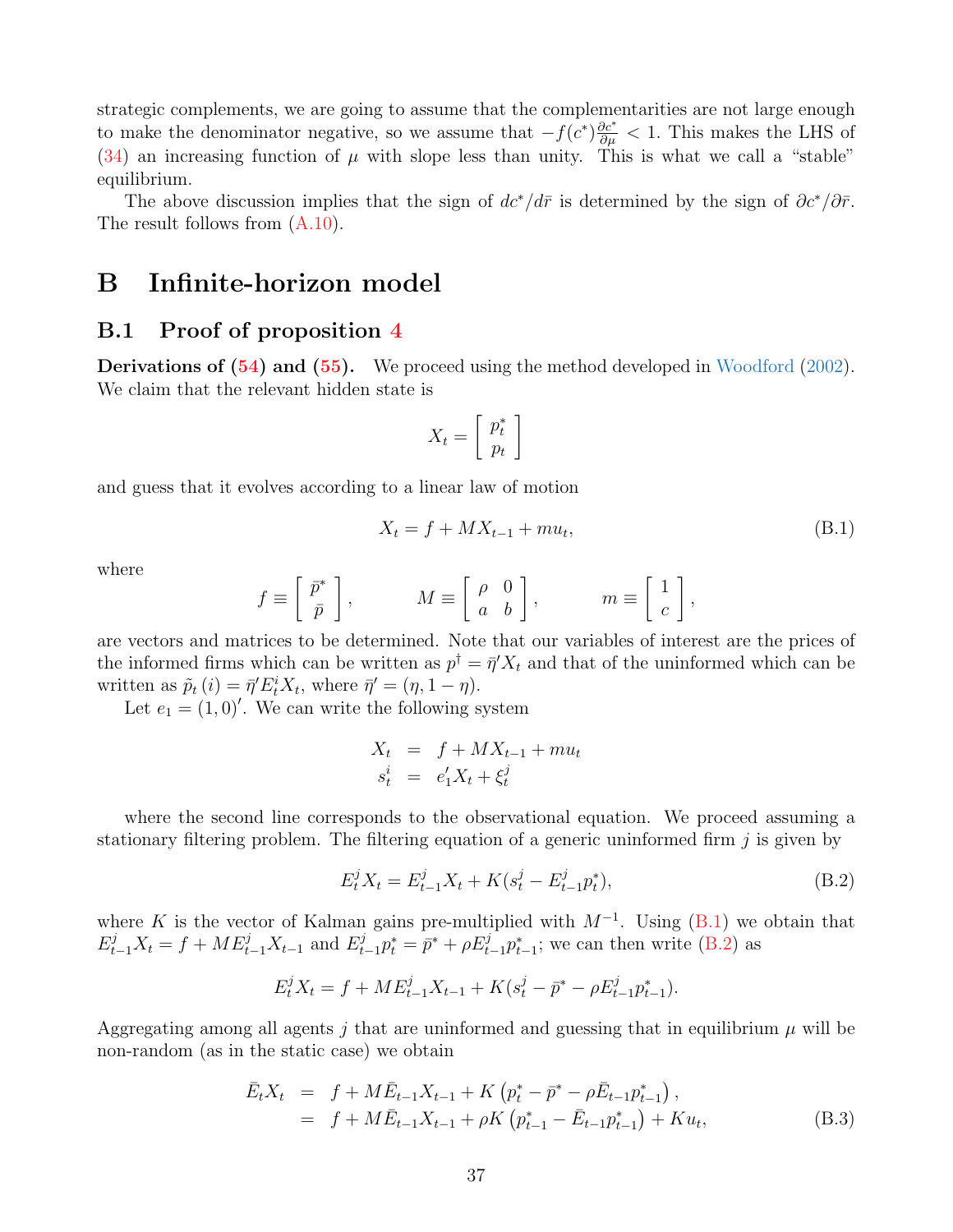strategic complements, we are going to assume that the complementarities are not large enough to make the denominator negative, so we assume that $-f(c^*)\frac{\partial c^*}{\partial \mu} < 1$. This makes the LHS of (34) an increasing function of $\mu$ with slope less than unity. This is what we call a "stable" equilibrium.

The above discussion implies that the sign of $dc^*/d\bar{r}$ is determined by the sign of $\partial c^*/\partial \bar{r}$. The result follows from (A.10).

# B Infinite-horizon model

## B.1 Proof of proposition 4

**Derivations of (54) and (55).** We proceed using the method developed in Woodford (2002). We claim that the relevant hidden state is

$$X_t = \begin{bmatrix} p_t^* \\ p_t \end{bmatrix}$$

and guess that it evolves according to a linear law of motion

$$X_t = f + MX_{t-1} + mu_t, \tag{B.1}$$

where

$$f \equiv \begin{bmatrix} \bar{p}^* \\ \bar{p} \end{bmatrix}, \qquad M \equiv \begin{bmatrix} \rho & 0 \\ a & b \end{bmatrix}, \qquad m \equiv \begin{bmatrix} 1 \\ c \end{bmatrix},$$

are vectors and matrices to be determined. Note that our variables of interest are the prices of the informed firms which can be written as $p^\dagger = \bar{\eta}' X_t$ and that of the uninformed which can be written as $\tilde{p}_t(i) = \bar{\eta}' E_t^i X_t$, where $\bar{\eta}' = (\eta, 1-\eta)$.

Let $e_1 = (1,0)'$. We can write the following system

$$\begin{aligned} X_t &= f + MX_{t-1} + mu_t \\ s_t^i &= e_1' X_t + \xi_t^j \end{aligned}$$

where the second line corresponds to the observational equation. We proceed assuming a stationary filtering problem. The filtering equation of a generic uninformed firm $j$ is given by

$$E_t^j X_t = E_{t-1}^j X_t + K(s_t^j - E_{t-1}^j p_t^*), \tag{B.2}$$

where $K$ is the vector of Kalman gains pre-multiplied with $M^{-1}$. Using (B.1) we obtain that $E_{t-1}^j X_t = f + ME_{t-1}^j X_{t-1}$ and $E_{t-1}^j p_t^* = \bar{p}^* + \rho E_{t-1}^j p_{t-1}^*$; we can then write (B.2) as

$$E_t^j X_t = f + ME_{t-1}^j X_{t-1} + K(s_t^j - \bar{p}^* - \rho E_{t-1}^j p_{t-1}^*).$$

Aggregating among all agents $j$ that are uninformed and guessing that in equilibrium $\mu$ will be non-random (as in the static case) we obtain

$$\begin{aligned} \bar{E}_t X_t &= f + M\bar{E}_{t-1} X_{t-1} + K\left(p_t^* - \bar{p}^* - \rho \bar{E}_{t-1} p_{t-1}^*\right), \\ &= f + M\bar{E}_{t-1} X_{t-1} + \rho K\left(p_{t-1}^* - \bar{E}_{t-1} p_{t-1}^*\right) + Ku_t, \end{aligned} \tag{B.3}$$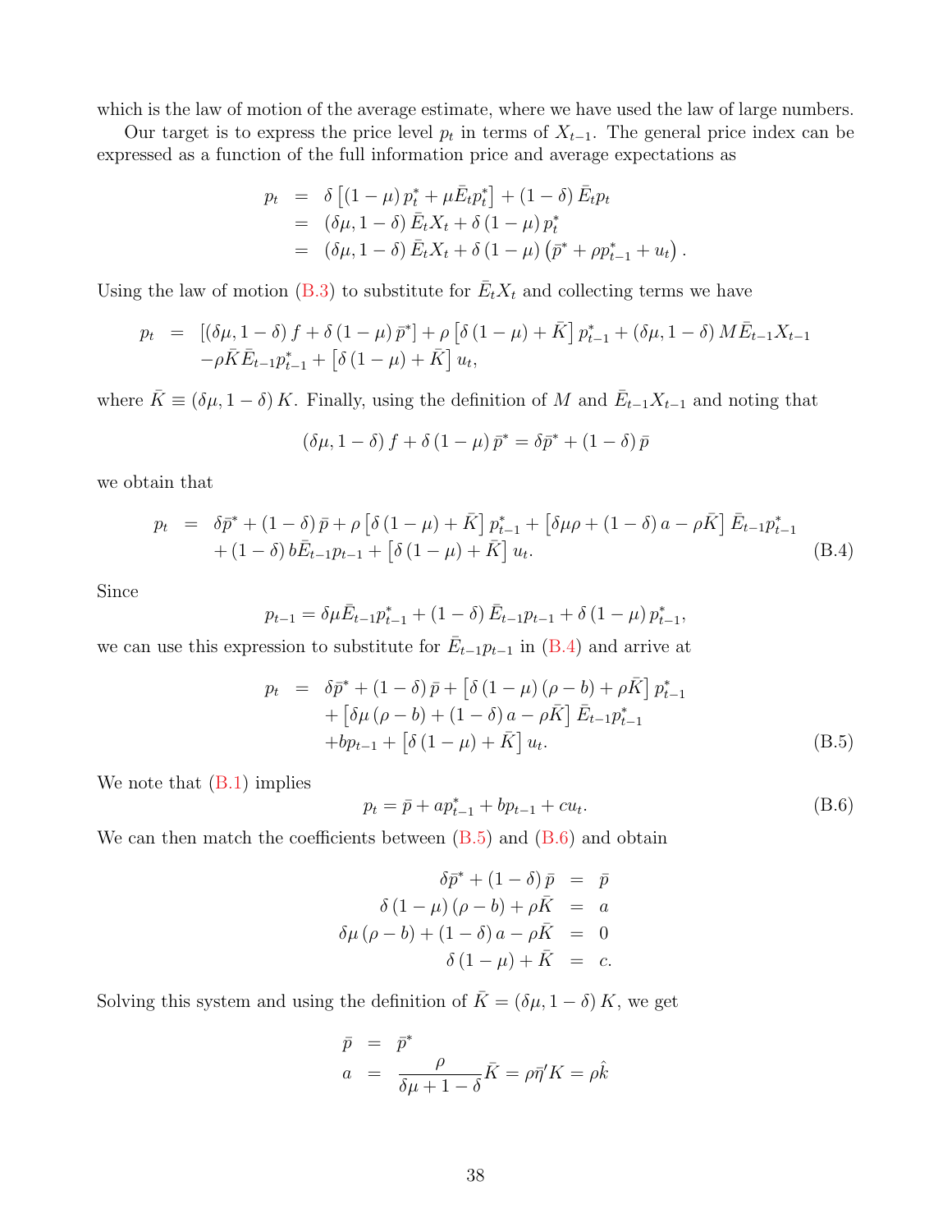which is the law of motion of the average estimate, where we have used the law of large numbers.

Our target is to express the price level $p_t$ in terms of $X_{t-1}$. The general price index can be expressed as a function of the full information price and average expectations as

$$
\begin{aligned}
p_t &= \delta\left[(1-\mu)\,p_t^* + \mu \bar{E}_t p_t^*\right] + (1-\delta)\,\bar{E}_t p_t \\
&= (\delta\mu, 1-\delta)\,\bar{E}_t X_t + \delta\,(1-\mu)\,p_t^* \\
&= (\delta\mu, 1-\delta)\,\bar{E}_t X_t + \delta\,(1-\mu)\left(\bar{p}^* + \rho p_{t-1}^* + u_t\right).
\end{aligned}
$$

Using the law of motion (B.3) to substitute for $\bar{E}_t X_t$ and collecting terms we have

$$
\begin{aligned}
p_t \;=\;& \left[(\delta\mu, 1-\delta)\,f + \delta\,(1-\mu)\,\bar{p}^*\right] + \rho\left[\delta\,(1-\mu) + \bar{K}\right] p_{t-1}^* + (\delta\mu, 1-\delta)\,M\bar{E}_{t-1}X_{t-1} \\
& -\rho\bar{K}\bar{E}_{t-1}p_{t-1}^* + \left[\delta\,(1-\mu) + \bar{K}\right] u_t,
\end{aligned}
$$

where $\bar{K} \equiv (\delta\mu, 1-\delta)\,K$. Finally, using the definition of $M$ and $\bar{E}_{t-1}X_{t-1}$ and noting that

$$
(\delta\mu, 1-\delta)\,f + \delta\,(1-\mu)\,\bar{p}^* = \delta\bar{p}^* + (1-\delta)\,\bar{p}
$$

we obtain that

$$
\begin{aligned}
p_t \;=\;& \delta\bar{p}^* + (1-\delta)\,\bar{p} + \rho\left[\delta\,(1-\mu) + \bar{K}\right] p_{t-1}^* + \left[\delta\mu\rho + (1-\delta)\,a - \rho\bar{K}\right]\bar{E}_{t-1}p_{t-1}^* \\
& + (1-\delta)\,b\bar{E}_{t-1}p_{t-1} + \left[\delta\,(1-\mu) + \bar{K}\right] u_t.
\end{aligned} \tag{B.4}
$$

Since

$$
p_{t-1} = \delta\mu\bar{E}_{t-1}p_{t-1}^* + (1-\delta)\,\bar{E}_{t-1}p_{t-1} + \delta\,(1-\mu)\,p_{t-1}^*,
$$

we can use this expression to substitute for $\bar{E}_{t-1}p_{t-1}$ in (B.4) and arrive at

$$
\begin{aligned}
p_t \;=\;& \delta\bar{p}^* + (1-\delta)\,\bar{p} + \left[\delta\,(1-\mu)\,(\rho - b) + \rho\bar{K}\right] p_{t-1}^* \\
& + \left[\delta\mu\,(\rho - b) + (1-\delta)\,a - \rho\bar{K}\right]\bar{E}_{t-1}p_{t-1}^* \\
& + bp_{t-1} + \left[\delta\,(1-\mu) + \bar{K}\right] u_t.
\end{aligned} \tag{B.5}
$$

We note that (B.1) implies

$$
p_t = \bar{p} + ap_{t-1}^* + bp_{t-1} + cu_t. \tag{B.6}
$$

We can then match the coefficients between (B.5) and (B.6) and obtain

$$
\begin{aligned}
\delta\bar{p}^* + (1-\delta)\,\bar{p} &= \bar{p} \\
\delta\,(1-\mu)\,(\rho - b) + \rho\bar{K} &= a \\
\delta\mu\,(\rho - b) + (1-\delta)\,a - \rho\bar{K} &= 0 \\
\delta\,(1-\mu) + \bar{K} &= c.
\end{aligned}
$$

Solving this system and using the definition of $\bar{K} = (\delta\mu, 1-\delta)\,K$, we get

$$
\begin{aligned}
\bar{p} &= \bar{p}^* \\
a &= \frac{\rho}{\delta\mu + 1 - \delta}\bar{K} = \rho\bar{\eta}'K = \rho\hat{k}
\end{aligned}
$$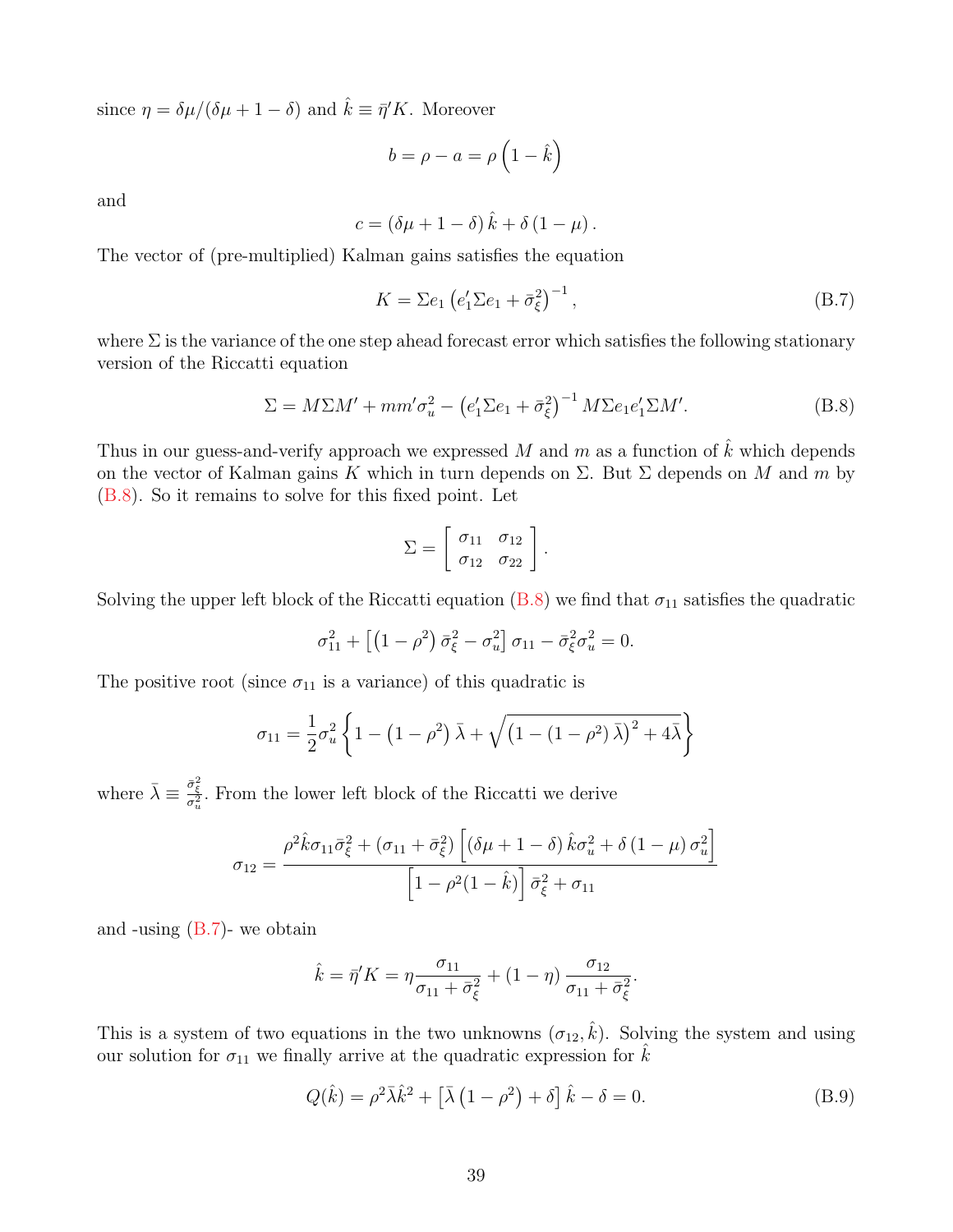since $\eta = \delta\mu/(\delta\mu + 1 - \delta)$ and $\hat{k} \equiv \bar{\eta}' K$. Moreover

$$b = \rho - a = \rho\left(1 - \hat{k}\right)$$

and

$$c = (\delta\mu + 1 - \delta)\,\hat{k} + \delta\,(1 - \mu)\,.$$

The vector of (pre-multiplied) Kalman gains satisfies the equation

$$K = \Sigma e_1 \left(e_1' \Sigma e_1 + \bar{\sigma}_\xi^2\right)^{-1}, \tag{B.7}$$

where $\Sigma$ is the variance of the one step ahead forecast error which satisfies the following stationary version of the Riccatti equation

$$\Sigma = M\Sigma M' + mm'\sigma_u^2 - \left(e_1'\Sigma e_1 + \bar{\sigma}_\xi^2\right)^{-1} M\Sigma e_1 e_1' \Sigma M'. \tag{B.8}$$

Thus in our guess-and-verify approach we expressed $M$ and $m$ as a function of $\hat{k}$ which depends on the vector of Kalman gains $K$ which in turn depends on $\Sigma$. But $\Sigma$ depends on $M$ and $m$ by (B.8). So it remains to solve for this fixed point. Let

$$\Sigma = \begin{bmatrix} \sigma_{11} & \sigma_{12} \\ \sigma_{12} & \sigma_{22} \end{bmatrix}.$$

Solving the upper left block of the Riccatti equation (B.8) we find that $\sigma_{11}$ satisfies the quadratic

$$\sigma_{11}^2 + \left[\left(1 - \rho^2\right)\bar{\sigma}_\xi^2 - \sigma_u^2\right]\sigma_{11} - \bar{\sigma}_\xi^2\sigma_u^2 = 0.$$

The positive root (since $\sigma_{11}$ is a variance) of this quadratic is

$$\sigma_{11} = \frac{1}{2}\sigma_u^2\left\{1 - \left(1 - \rho^2\right)\bar{\lambda} + \sqrt{\left(1 - \left(1 - \rho^2\right)\bar{\lambda}\right)^2 + 4\bar{\lambda}}\right\}$$

where $\bar{\lambda} \equiv \frac{\bar{\sigma}_\xi^2}{\sigma_u^2}$. From the lower left block of the Riccatti we derive

$$\sigma_{12} = \frac{\rho^2\hat{k}\sigma_{11}\bar{\sigma}_\xi^2 + \left(\sigma_{11} + \bar{\sigma}_\xi^2\right)\left[(\delta\mu + 1 - \delta)\,\hat{k}\sigma_u^2 + \delta\,(1 - \mu)\,\sigma_u^2\right]}{\left[1 - \rho^2(1 - \hat{k})\right]\bar{\sigma}_\xi^2 + \sigma_{11}}$$

and -using (B.7)- we obtain

$$\hat{k} = \bar{\eta}' K = \eta\frac{\sigma_{11}}{\sigma_{11} + \bar{\sigma}_\xi^2} + (1 - \eta)\,\frac{\sigma_{12}}{\sigma_{11} + \bar{\sigma}_\xi^2}.$$

This is a system of two equations in the two unknowns $(\sigma_{12}, \hat{k})$. Solving the system and using our solution for $\sigma_{11}$ we finally arrive at the quadratic expression for $\hat{k}$

$$Q(\hat{k}) = \rho^2\bar{\lambda}\hat{k}^2 + \left[\bar{\lambda}\left(1 - \rho^2\right) + \delta\right]\hat{k} - \delta = 0. \tag{B.9}$$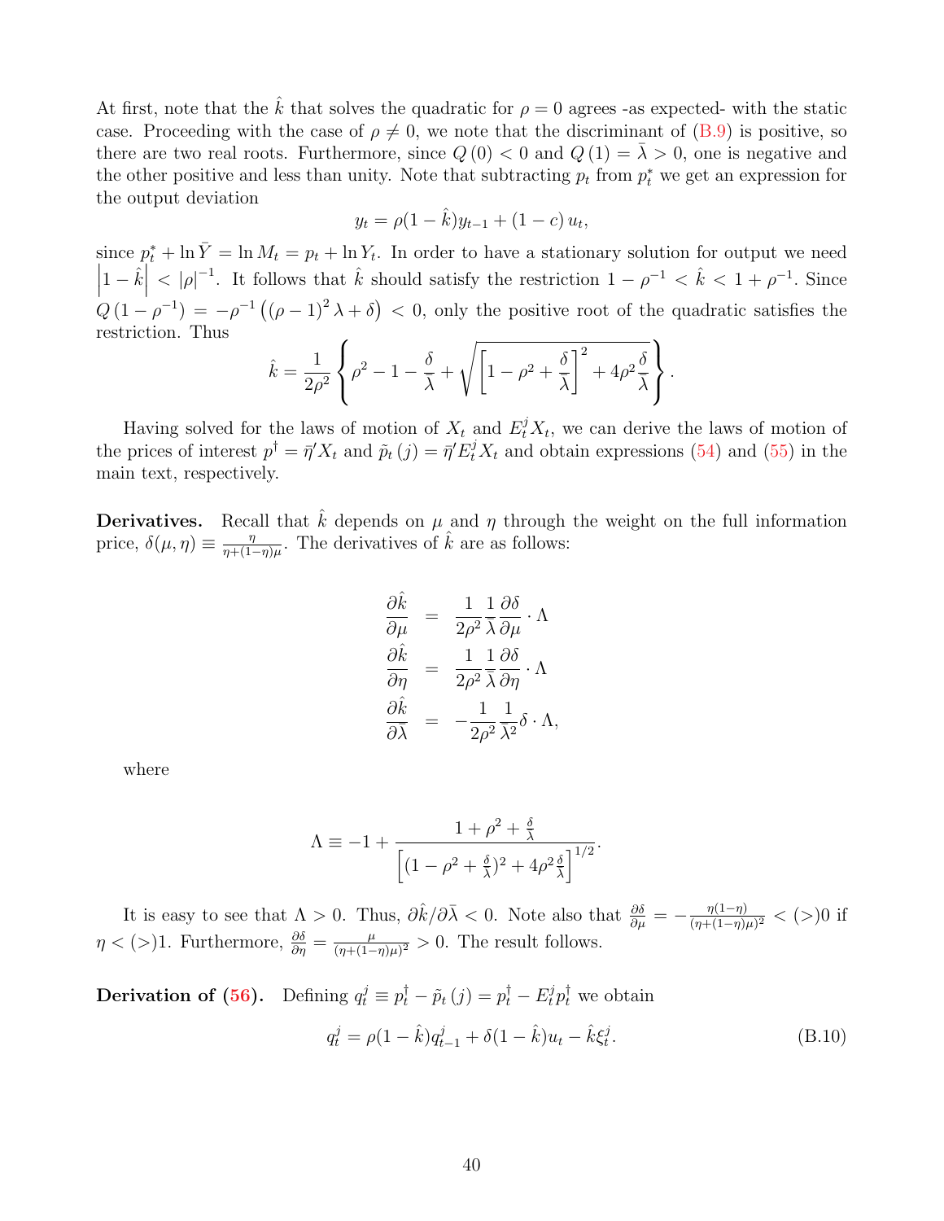At first, note that the $\hat{k}$ that solves the quadratic for $\rho = 0$ agrees -as expected- with the static case. Proceeding with the case of $\rho \neq 0$, we note that the discriminant of (B.9) is positive, so there are two real roots. Furthermore, since $Q(0) < 0$ and $Q(1) = \bar{\lambda} > 0$, one is negative and the other positive and less than unity. Note that subtracting $p_t$ from $p_t^*$ we get an expression for the output deviation

$$y_t = \rho(1 - \hat{k})y_{t-1} + (1 - c)\,u_t,$$

since $p_t^* + \ln \bar{Y} = \ln M_t = p_t + \ln Y_t$. In order to have a stationary solution for output we need $\left|1 - \hat{k}\right| < |\rho|^{-1}$. It follows that $\hat{k}$ should satisfy the restriction $1 - \rho^{-1} < \hat{k} < 1 + \rho^{-1}$. Since $Q(1 - \rho^{-1}) = -\rho^{-1}\left((\rho - 1)^2 \lambda + \delta\right) < 0$, only the positive root of the quadratic satisfies the restriction. Thus

$$\hat{k} = \frac{1}{2\rho^2}\left\{\rho^2 - 1 - \frac{\delta}{\bar{\lambda}} + \sqrt{\left[1 - \rho^2 + \frac{\delta}{\bar{\lambda}}\right]^2 + 4\rho^2\frac{\delta}{\bar{\lambda}}}\right\}.$$

Having solved for the laws of motion of $X_t$ and $E_t^j X_t$, we can derive the laws of motion of the prices of interest $p^\dagger = \bar{\eta}' X_t$ and $\tilde{p}_t(j) = \bar{\eta}' E_t^j X_t$ and obtain expressions (54) and (55) in the main text, respectively.

**Derivatives.** Recall that $\hat{k}$ depends on $\mu$ and $\eta$ through the weight on the full information price, $\delta(\mu, \eta) \equiv \frac{\eta}{\eta + (1-\eta)\mu}$. The derivatives of $\hat{k}$ are as follows:

$$\begin{aligned}
\frac{\partial \hat{k}}{\partial \mu} &= \frac{1}{2\rho^2}\frac{1}{\bar{\lambda}}\frac{\partial \delta}{\partial \mu}\cdot \Lambda \\
\frac{\partial \hat{k}}{\partial \eta} &= \frac{1}{2\rho^2}\frac{1}{\bar{\lambda}}\frac{\partial \delta}{\partial \eta}\cdot \Lambda \\
\frac{\partial \hat{k}}{\partial \bar{\lambda}} &= -\frac{1}{2\rho^2}\frac{1}{\bar{\lambda}^2}\delta \cdot \Lambda,
\end{aligned}$$

where

$$\Lambda \equiv -1 + \frac{1 + \rho^2 + \frac{\delta}{\bar{\lambda}}}{\left[(1 - \rho^2 + \frac{\delta}{\bar{\lambda}})^2 + 4\rho^2\frac{\delta}{\bar{\lambda}}\right]^{1/2}}.$$

It is easy to see that $\Lambda > 0$. Thus, $\partial\hat{k}/\partial\bar{\lambda} < 0$. Note also that $\frac{\partial \delta}{\partial \mu} = -\frac{\eta(1-\eta)}{(\eta + (1-\eta)\mu)^2} < (>) 0$ if $\eta < (>) 1$. Furthermore, $\frac{\partial \delta}{\partial \eta} = \frac{\mu}{(\eta + (1-\eta)\mu)^2} > 0$. The result follows.

**Derivation of (56).** Defining $q_t^j \equiv p_t^\dagger - \tilde{p}_t(j) = p_t^\dagger - E_t^j p_t^\dagger$ we obtain

$$q_t^j = \rho(1 - \hat{k})q_{t-1}^j + \delta(1 - \hat{k})u_t - \hat{k}\xi_t^j. \tag{B.10}$$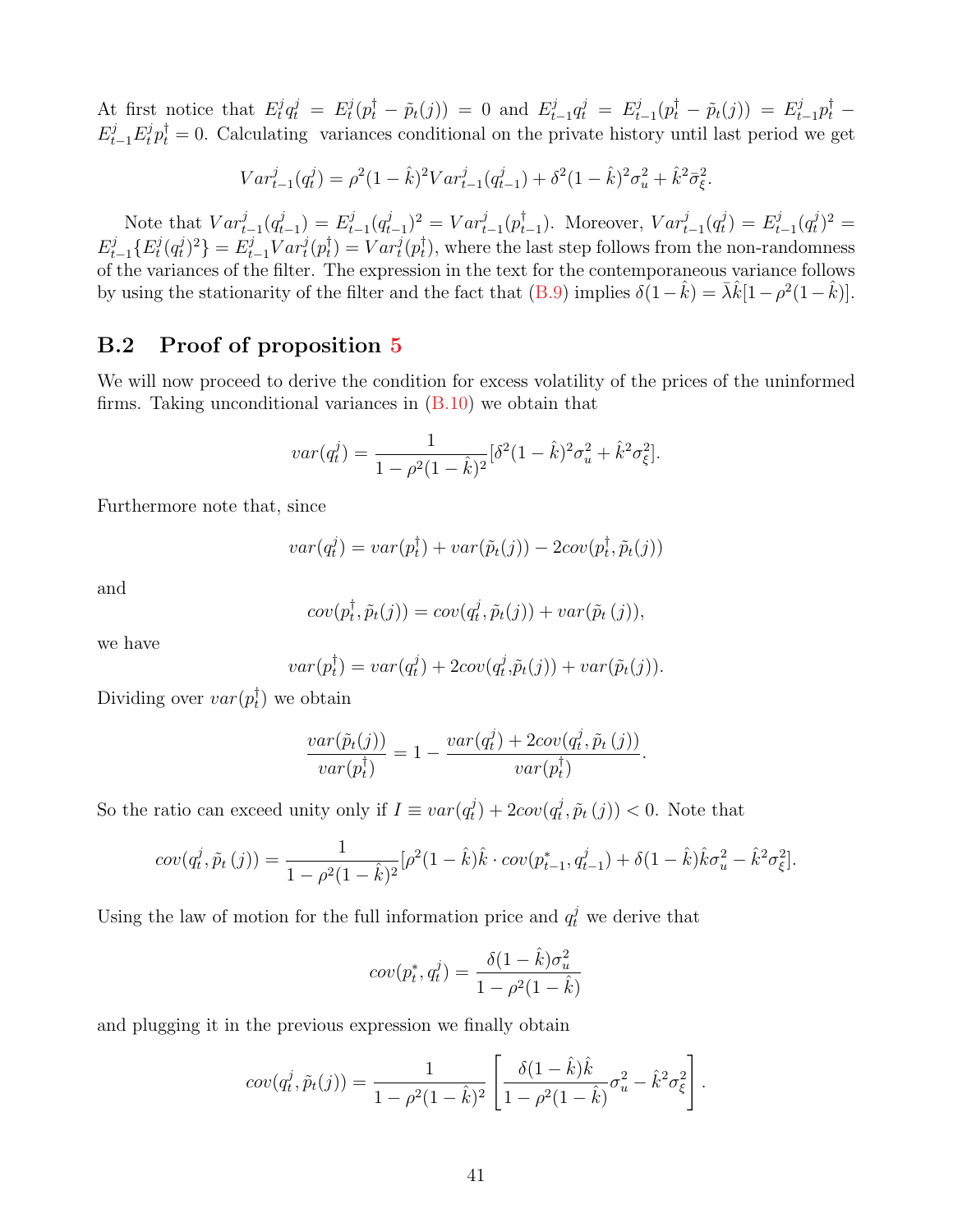At first notice that $E_t^j q_t^j = E_t^j(p_t^\dagger - \tilde{p}_t(j)) = 0$ and $E_{t-1}^j q_t^j = E_{t-1}^j(p_t^\dagger - \tilde{p}_t(j)) = E_{t-1}^j p_t^\dagger - E_{t-1}^j E_t^j p_t^\dagger = 0$. Calculating variances conditional on the private history until last period we get

$$Var_{t-1}^j(q_t^j) = \rho^2(1-\hat{k})^2 Var_{t-1}^j(q_{t-1}^j) + \delta^2(1-\hat{k})^2\sigma_u^2 + \hat{k}^2\bar{\sigma}_\xi^2.$$

Note that $Var_{t-1}^j(q_{t-1}^j) = E_{t-1}^j(q_{t-1}^j)^2 = Var_{t-1}^j(p_{t-1}^\dagger)$. Moreover, $Var_{t-1}^j(q_t^j) = E_{t-1}^j(q_t^j)^2 = E_{t-1}^j\{E_t^j(q_t^j)^2\} = E_{t-1}^j Var_t^j(p_t^\dagger) = Var_t^j(p_t^\dagger)$, where the last step follows from the non-randomness of the variances of the filter. The expression in the text for the contemporaneous variance follows by using the stationarity of the filter and the fact that (B.9) implies $\delta(1-\hat{k}) = \bar{\lambda}\hat{k}[1-\rho^2(1-\hat{k})]$.

## B.2 Proof of proposition 5

We will now proceed to derive the condition for excess volatility of the prices of the uninformed firms. Taking unconditional variances in (B.10) we obtain that

$$var(q_t^j) = \frac{1}{1-\rho^2(1-\hat{k})^2}[\delta^2(1-\hat{k})^2\sigma_u^2 + \hat{k}^2\sigma_\xi^2].$$

Furthermore note that, since

$$var(q_t^j) = var(p_t^\dagger) + var(\tilde{p}_t(j)) - 2cov(p_t^\dagger, \tilde{p}_t(j))$$

and

$$cov(p_t^\dagger, \tilde{p}_t(j)) = cov(q_t^j, \tilde{p}_t(j)) + var(\tilde{p}_t(j)),$$

we have

$$var(p_t^\dagger) = var(q_t^j) + 2cov(q_t^j, \tilde{p}_t(j)) + var(\tilde{p}_t(j)).$$

Dividing over $var(p_t^\dagger)$ we obtain

$$\frac{var(\tilde{p}_t(j))}{var(p_t^\dagger)} = 1 - \frac{var(q_t^j) + 2cov(q_t^j, \tilde{p}_t(j))}{var(p_t^\dagger)}.$$

So the ratio can exceed unity only if $I \equiv var(q_t^j) + 2cov(q_t^j, \tilde{p}_t(j)) < 0$. Note that

$$cov(q_t^j, \tilde{p}_t(j)) = \frac{1}{1-\rho^2(1-\hat{k})^2}[\rho^2(1-\hat{k})\hat{k}\cdot cov(p_{t-1}^*, q_{t-1}^j) + \delta(1-\hat{k})\hat{k}\sigma_u^2 - \hat{k}^2\sigma_\xi^2].$$

Using the law of motion for the full information price and $q_t^j$ we derive that

$$cov(p_t^*, q_t^j) = \frac{\delta(1-\hat{k})\sigma_u^2}{1-\rho^2(1-\hat{k})}$$

and plugging it in the previous expression we finally obtain

$$cov(q_t^j, \tilde{p}_t(j)) = \frac{1}{1-\rho^2(1-\hat{k})^2}\left[\frac{\delta(1-\hat{k})\hat{k}}{1-\rho^2(1-\hat{k})}\sigma_u^2 - \hat{k}^2\sigma_\xi^2\right].$$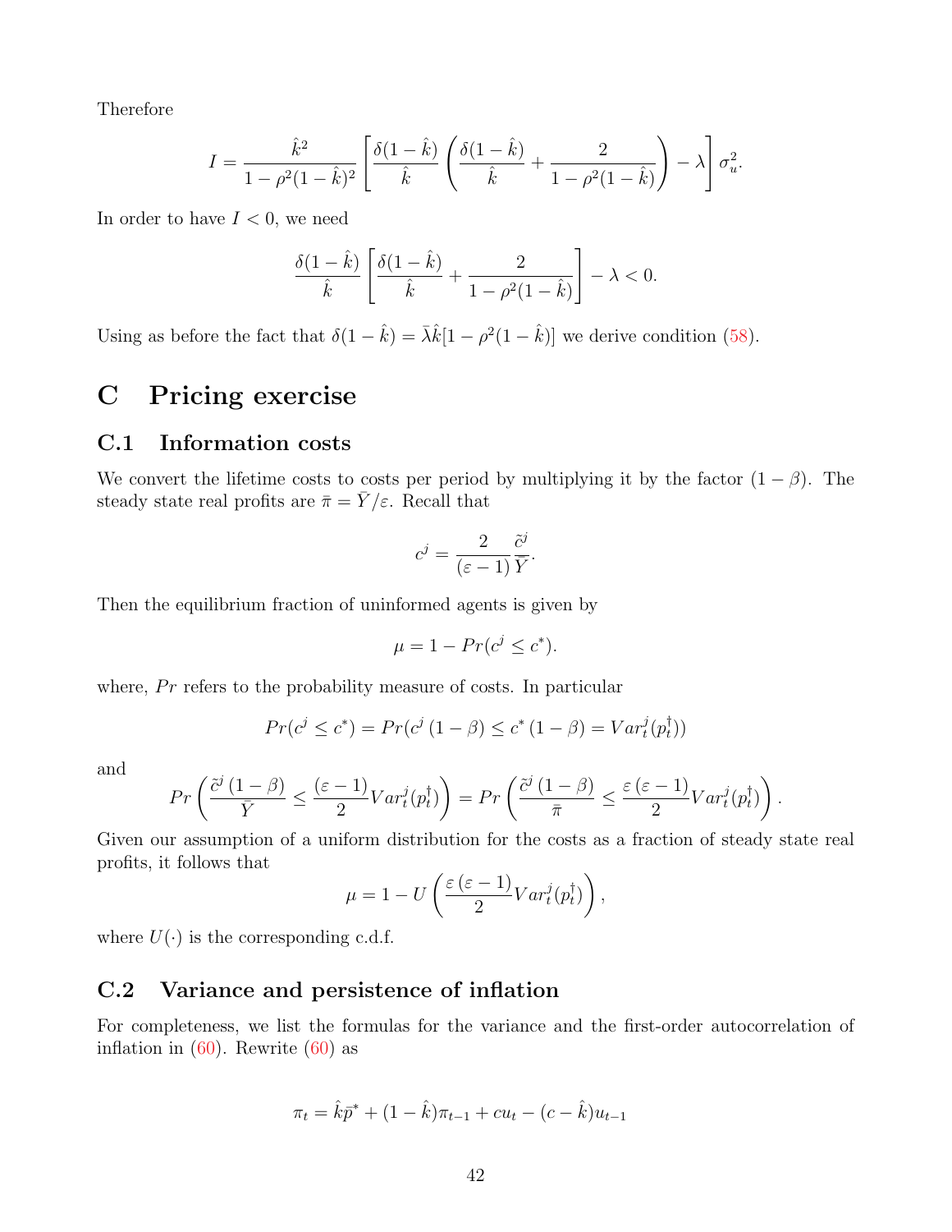Therefore

$$I = \frac{\hat{k}^2}{1-\rho^2(1-\hat{k})^2}\left[\frac{\delta(1-\hat{k})}{\hat{k}}\left(\frac{\delta(1-\hat{k})}{\hat{k}} + \frac{2}{1-\rho^2(1-\hat{k})}\right) - \lambda\right]\sigma_u^2.$$

In order to have $I < 0$, we need

$$\frac{\delta(1-\hat{k})}{\hat{k}}\left[\frac{\delta(1-\hat{k})}{\hat{k}} + \frac{2}{1-\rho^2(1-\hat{k})}\right] - \lambda < 0.$$

Using as before the fact that $\delta(1-\hat{k}) = \bar{\lambda}\hat{k}[1-\rho^2(1-\hat{k})]$ we derive condition (58).

# C Pricing exercise

## C.1 Information costs

We convert the lifetime costs to costs per period by multiplying it by the factor $(1-\beta)$. The steady state real profits are $\bar{\pi} = \bar{Y}/\varepsilon$. Recall that

$$c^j = \frac{2}{(\varepsilon-1)}\frac{\tilde{c}^j}{\bar{Y}}.$$

Then the equilibrium fraction of uninformed agents is given by

$$\mu = 1 - Pr(c^j \leq c^*).$$

where, $Pr$ refers to the probability measure of costs. In particular

$$Pr(c^j \leq c^*) = Pr(c^j\,(1-\beta) \leq c^*\,(1-\beta) = Var_t^j(p_t^\dagger))$$

and

$$Pr\left(\frac{\tilde{c}^j\,(1-\beta)}{\bar{Y}} \leq \frac{(\varepsilon-1)}{2}Var_t^j(p_t^\dagger)\right) = Pr\left(\frac{\tilde{c}^j\,(1-\beta)}{\bar{\pi}} \leq \frac{\varepsilon\,(\varepsilon-1)}{2}Var_t^j(p_t^\dagger)\right).$$

Given our assumption of a uniform distribution for the costs as a fraction of steady state real profits, it follows that

$$\mu = 1 - U\left(\frac{\varepsilon\,(\varepsilon-1)}{2}Var_t^j(p_t^\dagger)\right),$$

where $U(\cdot)$ is the corresponding c.d.f.

## C.2 Variance and persistence of inflation

For completeness, we list the formulas for the variance and the first-order autocorrelation of inflation in (60). Rewrite (60) as

$$\pi_t = \hat{k}\bar{p}^* + (1-\hat{k})\pi_{t-1} + cu_t - (c-\hat{k})u_{t-1}$$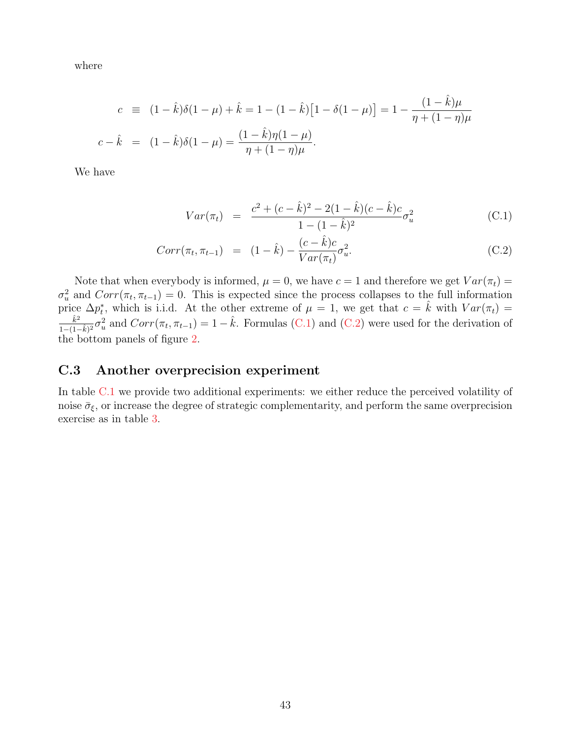where

$$
\begin{aligned}
c &\equiv (1-\hat{k})\delta(1-\mu)+\hat{k} = 1-(1-\hat{k})\big[1-\delta(1-\mu)\big] = 1-\frac{(1-\hat{k})\mu}{\eta+(1-\eta)\mu} \\
c-\hat{k} &= (1-\hat{k})\delta(1-\mu) = \frac{(1-\hat{k})\eta(1-\mu)}{\eta+(1-\eta)\mu}.
\end{aligned}
$$

We have

$$
Var(\pi_t) = \frac{c^2+(c-\hat{k})^2-2(1-\hat{k})(c-\hat{k})c}{1-(1-\hat{k})^2}\sigma_u^2 \tag{C.1}
$$

$$
Corr(\pi_t,\pi_{t-1}) = (1-\hat{k}) - \frac{(c-\hat{k})c}{Var(\pi_t)}\sigma_u^2. \tag{C.2}
$$

Note that when everybody is informed, $\mu = 0$, we have $c = 1$ and therefore we get $Var(\pi_t) = \sigma_u^2$ and $Corr(\pi_t, \pi_{t-1}) = 0$. This is expected since the process collapses to the full information price $\Delta p_t^*$, which is i.i.d. At the other extreme of $\mu = 1$, we get that $c = \hat{k}$ with $Var(\pi_t) = \frac{\hat{k}^2}{1-(1-\hat{k})^2}\sigma_u^2$ and $Corr(\pi_t, \pi_{t-1}) = 1 - \hat{k}$. Formulas (C.1) and (C.2) were used for the derivation of the bottom panels of figure 2.

## C.3 Another overprecision experiment

In table C.1 we provide two additional experiments: we either reduce the perceived volatility of noise $\bar{\sigma}_\xi$, or increase the degree of strategic complementarity, and perform the same overprecision exercise as in table 3.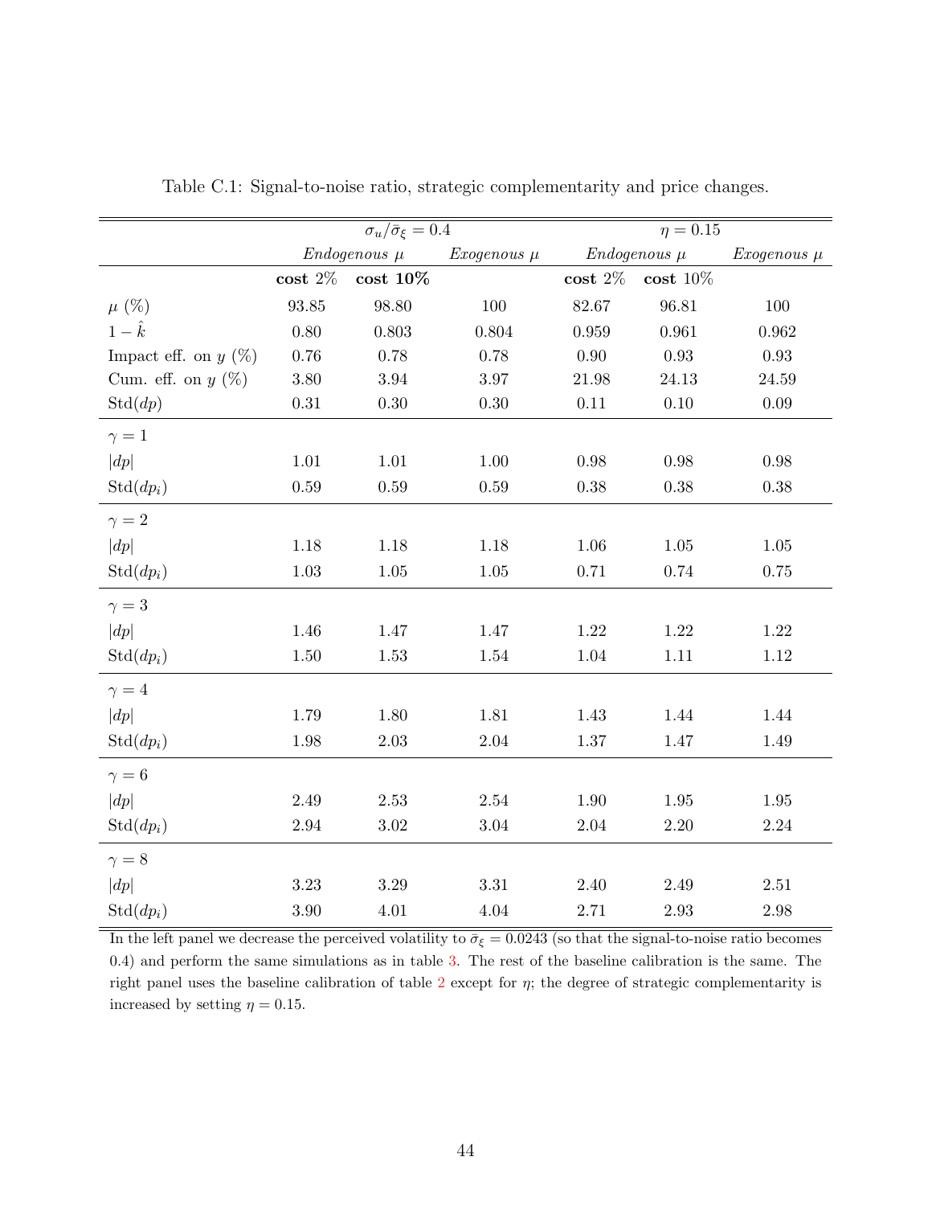Table C.1: Signal-to-noise ratio, strategic complementarity and price changes.

| | $\sigma_u/\bar{\sigma}_\xi = 0.4$ | | | $\eta = 0.15$ | | |
|---|---|---|---|---|---|---|
| | *Endogenous* $\mu$ | | *Exogenous* $\mu$ | *Endogenous* $\mu$ | | *Exogenous* $\mu$ |
| | **cost** 2% | **cost 10%** | | **cost** 2% | **cost** 10% | |
| $\mu$ (%) | 93.85 | 98.80 | 100 | 82.67 | 96.81 | 100 |
| $1-\hat{k}$ | 0.80 | 0.803 | 0.804 | 0.959 | 0.961 | 0.962 |
| Impact eff. on $y$ (%) | 0.76 | 0.78 | 0.78 | 0.90 | 0.93 | 0.93 |
| Cum. eff. on $y$ (%) | 3.80 | 3.94 | 3.97 | 21.98 | 24.13 | 24.59 |
| Std($dp$) | 0.31 | 0.30 | 0.30 | 0.11 | 0.10 | 0.09 |
| $\gamma = 1$ | | | | | | |
| $\|dp\|$ | 1.01 | 1.01 | 1.00 | 0.98 | 0.98 | 0.98 |
| Std($dp_i$) | 0.59 | 0.59 | 0.59 | 0.38 | 0.38 | 0.38 |
| $\gamma = 2$ | | | | | | |
| $\|dp\|$ | 1.18 | 1.18 | 1.18 | 1.06 | 1.05 | 1.05 |
| Std($dp_i$) | 1.03 | 1.05 | 1.05 | 0.71 | 0.74 | 0.75 |
| $\gamma = 3$ | | | | | | |
| $\|dp\|$ | 1.46 | 1.47 | 1.47 | 1.22 | 1.22 | 1.22 |
| Std($dp_i$) | 1.50 | 1.53 | 1.54 | 1.04 | 1.11 | 1.12 |
| $\gamma = 4$ | | | | | | |
| $\|dp\|$ | 1.79 | 1.80 | 1.81 | 1.43 | 1.44 | 1.44 |
| Std($dp_i$) | 1.98 | 2.03 | 2.04 | 1.37 | 1.47 | 1.49 |
| $\gamma = 6$ | | | | | | |
| $\|dp\|$ | 2.49 | 2.53 | 2.54 | 1.90 | 1.95 | 1.95 |
| Std($dp_i$) | 2.94 | 3.02 | 3.04 | 2.04 | 2.20 | 2.24 |
| $\gamma = 8$ | | | | | | |
| $\|dp\|$ | 3.23 | 3.29 | 3.31 | 2.40 | 2.49 | 2.51 |
| Std($dp_i$) | 3.90 | 4.01 | 4.04 | 2.71 | 2.93 | 2.98 |

In the left panel we decrease the perceived volatility to $\bar{\sigma}_\xi = 0.0243$ (so that the signal-to-noise ratio becomes 0.4) and perform the same simulations as in table 3. The rest of the baseline calibration is the same. The right panel uses the baseline calibration of table 2 except for $\eta$; the degree of strategic complementarity is increased by setting $\eta = 0.15$.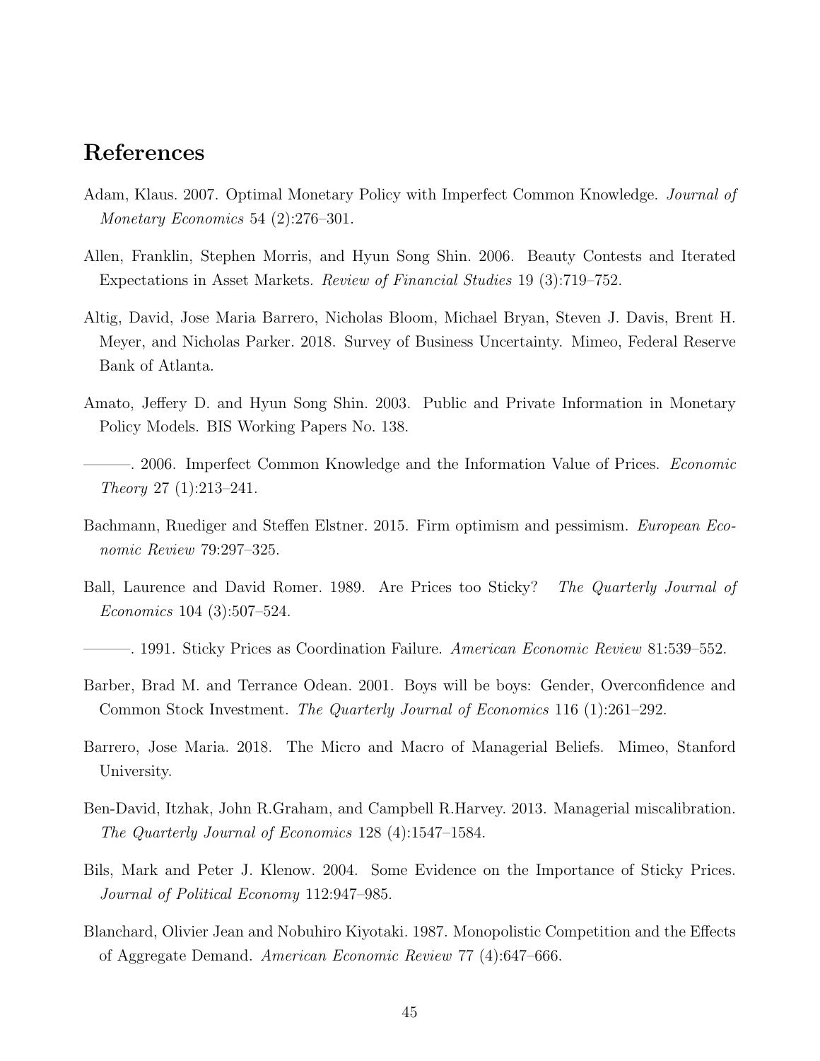# References

Adam, Klaus. 2007. Optimal Monetary Policy with Imperfect Common Knowledge. *Journal of Monetary Economics* 54 (2):276–301.

Allen, Franklin, Stephen Morris, and Hyun Song Shin. 2006. Beauty Contests and Iterated Expectations in Asset Markets. *Review of Financial Studies* 19 (3):719–752.

Altig, David, Jose Maria Barrero, Nicholas Bloom, Michael Bryan, Steven J. Davis, Brent H. Meyer, and Nicholas Parker. 2018. Survey of Business Uncertainty. Mimeo, Federal Reserve Bank of Atlanta.

Amato, Jeffery D. and Hyun Song Shin. 2003. Public and Private Information in Monetary Policy Models. BIS Working Papers No. 138.

———. 2006. Imperfect Common Knowledge and the Information Value of Prices. *Economic Theory* 27 (1):213–241.

Bachmann, Ruediger and Steffen Elstner. 2015. Firm optimism and pessimism. *European Economic Review* 79:297–325.

Ball, Laurence and David Romer. 1989. Are Prices too Sticky? *The Quarterly Journal of Economics* 104 (3):507–524.

———. 1991. Sticky Prices as Coordination Failure. *American Economic Review* 81:539–552.

Barber, Brad M. and Terrance Odean. 2001. Boys will be boys: Gender, Overconfidence and Common Stock Investment. *The Quarterly Journal of Economics* 116 (1):261–292.

Barrero, Jose Maria. 2018. The Micro and Macro of Managerial Beliefs. Mimeo, Stanford University.

Ben-David, Itzhak, John R.Graham, and Campbell R.Harvey. 2013. Managerial miscalibration. *The Quarterly Journal of Economics* 128 (4):1547–1584.

Bils, Mark and Peter J. Klenow. 2004. Some Evidence on the Importance of Sticky Prices. *Journal of Political Economy* 112:947–985.

Blanchard, Olivier Jean and Nobuhiro Kiyotaki. 1987. Monopolistic Competition and the Effects of Aggregate Demand. *American Economic Review* 77 (4):647–666.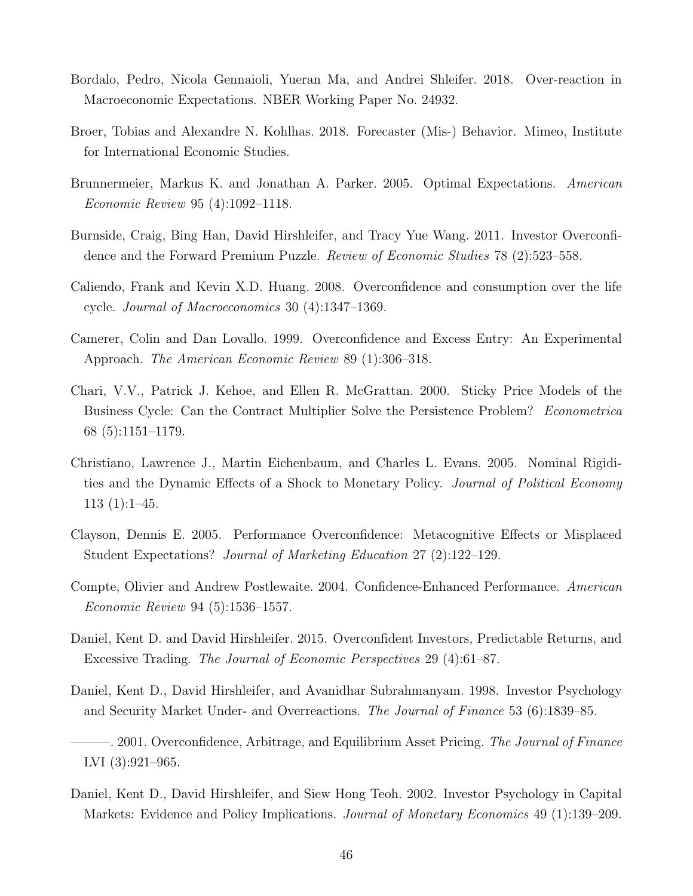Bordalo, Pedro, Nicola Gennaioli, Yueran Ma, and Andrei Shleifer. 2018. Over-reaction in Macroeconomic Expectations. NBER Working Paper No. 24932.

Broer, Tobias and Alexandre N. Kohlhas. 2018. Forecaster (Mis-) Behavior. Mimeo, Institute for International Economic Studies.

Brunnermeier, Markus K. and Jonathan A. Parker. 2005. Optimal Expectations. *American Economic Review* 95 (4):1092–1118.

Burnside, Craig, Bing Han, David Hirshleifer, and Tracy Yue Wang. 2011. Investor Overconfidence and the Forward Premium Puzzle. *Review of Economic Studies* 78 (2):523–558.

Caliendo, Frank and Kevin X.D. Huang. 2008. Overconfidence and consumption over the life cycle. *Journal of Macroeconomics* 30 (4):1347–1369.

Camerer, Colin and Dan Lovallo. 1999. Overconfidence and Excess Entry: An Experimental Approach. *The American Economic Review* 89 (1):306–318.

Chari, V.V., Patrick J. Kehoe, and Ellen R. McGrattan. 2000. Sticky Price Models of the Business Cycle: Can the Contract Multiplier Solve the Persistence Problem? *Econometrica* 68 (5):1151–1179.

Christiano, Lawrence J., Martin Eichenbaum, and Charles L. Evans. 2005. Nominal Rigidities and the Dynamic Effects of a Shock to Monetary Policy. *Journal of Political Economy* 113 (1):1–45.

Clayson, Dennis E. 2005. Performance Overconfidence: Metacognitive Effects or Misplaced Student Expectations? *Journal of Marketing Education* 27 (2):122–129.

Compte, Olivier and Andrew Postlewaite. 2004. Confidence-Enhanced Performance. *American Economic Review* 94 (5):1536–1557.

Daniel, Kent D. and David Hirshleifer. 2015. Overconfident Investors, Predictable Returns, and Excessive Trading. *The Journal of Economic Perspectives* 29 (4):61–87.

Daniel, Kent D., David Hirshleifer, and Avanidhar Subrahmanyam. 1998. Investor Psychology and Security Market Under- and Overreactions. *The Journal of Finance* 53 (6):1839–85.

———. 2001. Overconfidence, Arbitrage, and Equilibrium Asset Pricing. *The Journal of Finance* LVI (3):921–965.

Daniel, Kent D., David Hirshleifer, and Siew Hong Teoh. 2002. Investor Psychology in Capital Markets: Evidence and Policy Implications. *Journal of Monetary Economics* 49 (1):139–209.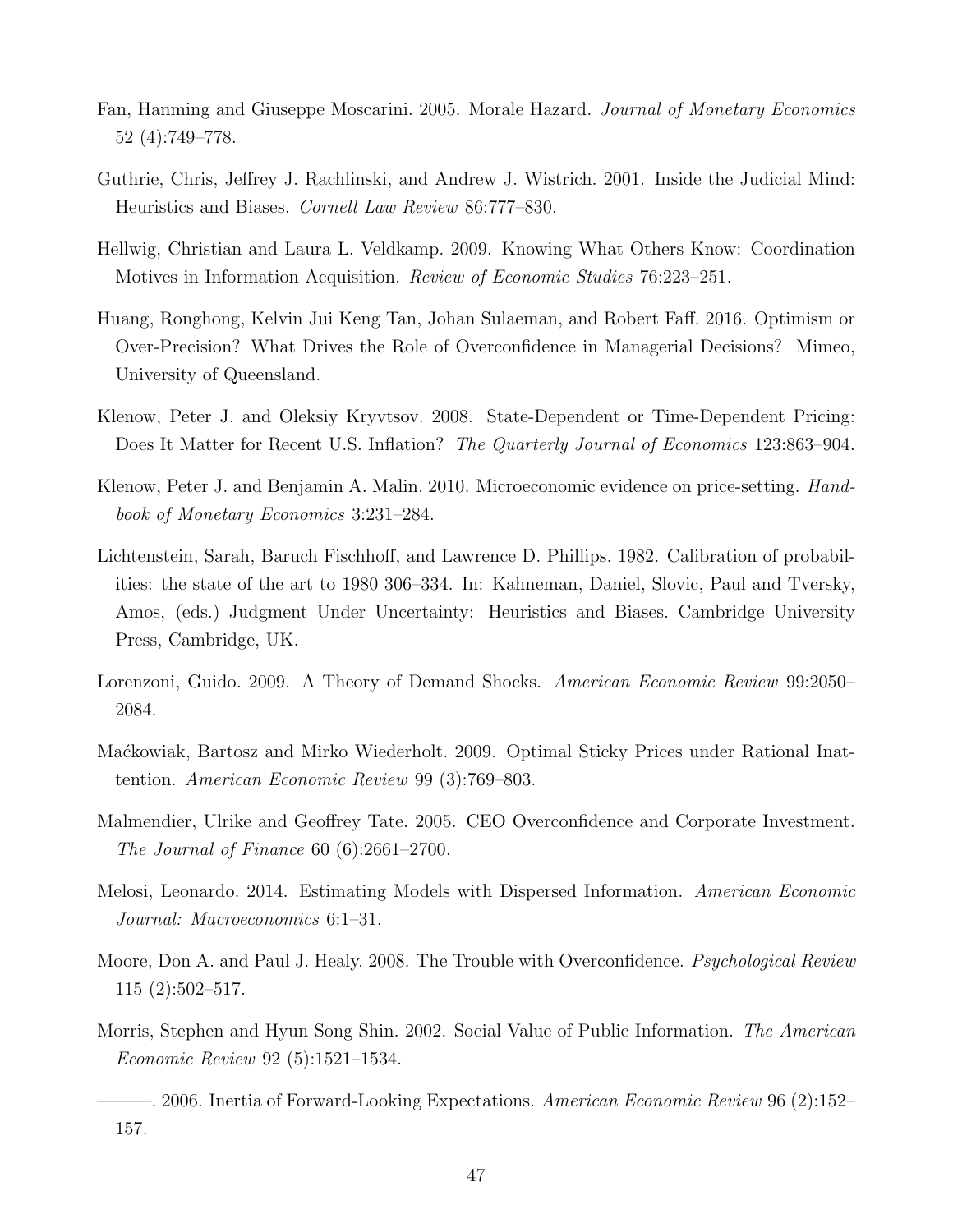Fan, Hanming and Giuseppe Moscarini. 2005. Morale Hazard. *Journal of Monetary Economics* 52 (4):749–778.

Guthrie, Chris, Jeffrey J. Rachlinski, and Andrew J. Wistrich. 2001. Inside the Judicial Mind: Heuristics and Biases. *Cornell Law Review* 86:777–830.

Hellwig, Christian and Laura L. Veldkamp. 2009. Knowing What Others Know: Coordination Motives in Information Acquisition. *Review of Economic Studies* 76:223–251.

Huang, Ronghong, Kelvin Jui Keng Tan, Johan Sulaeman, and Robert Faff. 2016. Optimism or Over-Precision? What Drives the Role of Overconfidence in Managerial Decisions? Mimeo, University of Queensland.

Klenow, Peter J. and Oleksiy Kryvtsov. 2008. State-Dependent or Time-Dependent Pricing: Does It Matter for Recent U.S. Inflation? *The Quarterly Journal of Economics* 123:863–904.

Klenow, Peter J. and Benjamin A. Malin. 2010. Microeconomic evidence on price-setting. *Handbook of Monetary Economics* 3:231–284.

Lichtenstein, Sarah, Baruch Fischhoff, and Lawrence D. Phillips. 1982. Calibration of probabilities: the state of the art to 1980 306–334. In: Kahneman, Daniel, Slovic, Paul and Tversky, Amos, (eds.) Judgment Under Uncertainty: Heuristics and Biases. Cambridge University Press, Cambridge, UK.

Lorenzoni, Guido. 2009. A Theory of Demand Shocks. *American Economic Review* 99:2050–2084.

Maćkowiak, Bartosz and Mirko Wiederholt. 2009. Optimal Sticky Prices under Rational Inattention. *American Economic Review* 99 (3):769–803.

Malmendier, Ulrike and Geoffrey Tate. 2005. CEO Overconfidence and Corporate Investment. *The Journal of Finance* 60 (6):2661–2700.

Melosi, Leonardo. 2014. Estimating Models with Dispersed Information. *American Economic Journal: Macroeconomics* 6:1–31.

Moore, Don A. and Paul J. Healy. 2008. The Trouble with Overconfidence. *Psychological Review* 115 (2):502–517.

Morris, Stephen and Hyun Song Shin. 2002. Social Value of Public Information. *The American Economic Review* 92 (5):1521–1534.

———. 2006. Inertia of Forward-Looking Expectations. *American Economic Review* 96 (2):152–157.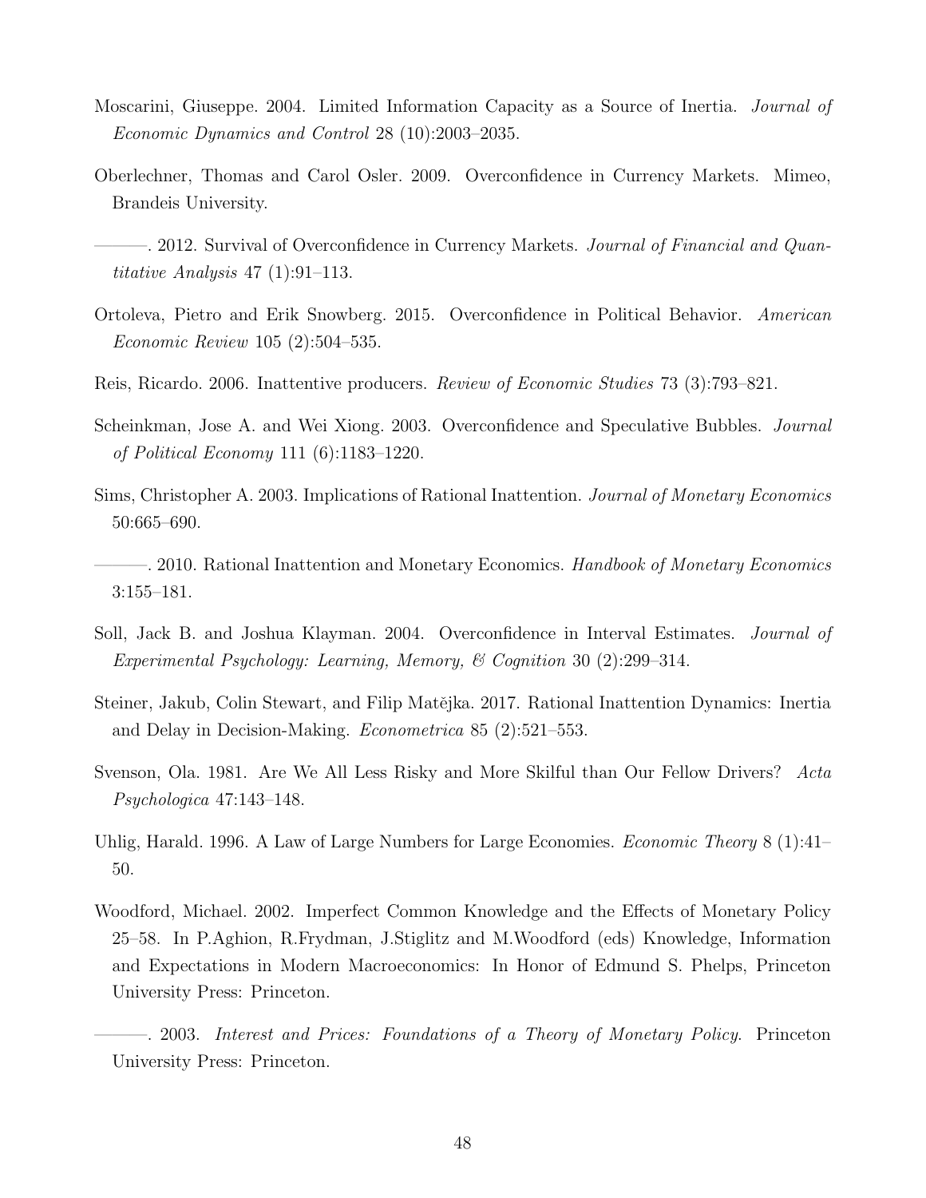Moscarini, Giuseppe. 2004. Limited Information Capacity as a Source of Inertia. *Journal of Economic Dynamics and Control* 28 (10):2003–2035.

Oberlechner, Thomas and Carol Osler. 2009. Overconfidence in Currency Markets. Mimeo, Brandeis University.

———. 2012. Survival of Overconfidence in Currency Markets. *Journal of Financial and Quantitative Analysis* 47 (1):91–113.

Ortoleva, Pietro and Erik Snowberg. 2015. Overconfidence in Political Behavior. *American Economic Review* 105 (2):504–535.

Reis, Ricardo. 2006. Inattentive producers. *Review of Economic Studies* 73 (3):793–821.

Scheinkman, Jose A. and Wei Xiong. 2003. Overconfidence and Speculative Bubbles. *Journal of Political Economy* 111 (6):1183–1220.

Sims, Christopher A. 2003. Implications of Rational Inattention. *Journal of Monetary Economics* 50:665–690.

———. 2010. Rational Inattention and Monetary Economics. *Handbook of Monetary Economics* 3:155–181.

Soll, Jack B. and Joshua Klayman. 2004. Overconfidence in Interval Estimates. *Journal of Experimental Psychology: Learning, Memory, & Cognition* 30 (2):299–314.

Steiner, Jakub, Colin Stewart, and Filip Matějka. 2017. Rational Inattention Dynamics: Inertia and Delay in Decision-Making. *Econometrica* 85 (2):521–553.

Svenson, Ola. 1981. Are We All Less Risky and More Skilful than Our Fellow Drivers? *Acta Psychologica* 47:143–148.

Uhlig, Harald. 1996. A Law of Large Numbers for Large Economies. *Economic Theory* 8 (1):41–50.

Woodford, Michael. 2002. Imperfect Common Knowledge and the Effects of Monetary Policy 25–58. In P.Aghion, R.Frydman, J.Stiglitz and M.Woodford (eds) Knowledge, Information and Expectations in Modern Macroeconomics: In Honor of Edmund S. Phelps, Princeton University Press: Princeton.

———. 2003. *Interest and Prices: Foundations of a Theory of Monetary Policy*. Princeton University Press: Princeton.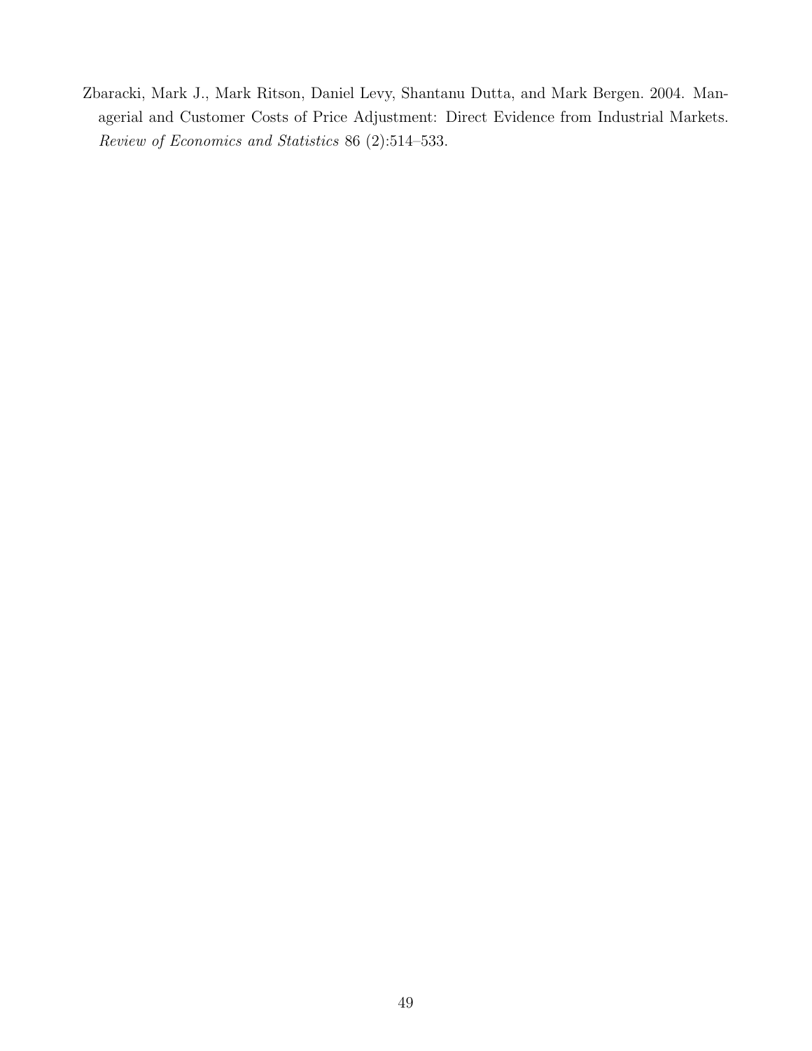Zbaracki, Mark J., Mark Ritson, Daniel Levy, Shantanu Dutta, and Mark Bergen. 2004. Managerial and Customer Costs of Price Adjustment: Direct Evidence from Industrial Markets. *Review of Economics and Statistics* 86 (2):514–533.